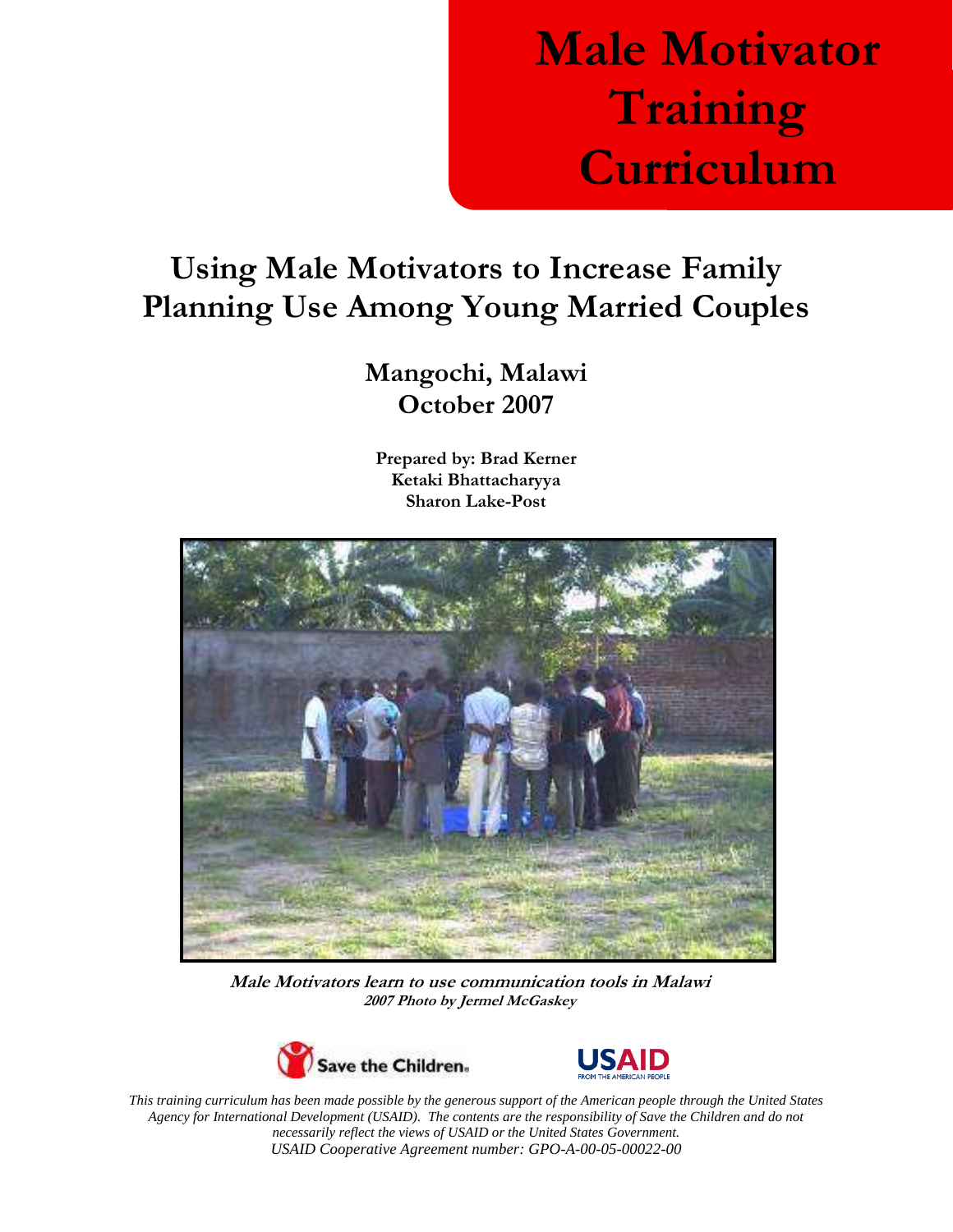# Male Motivator Training Curriculum

## Using Male Motivators to Increase Family Planning Use Among Young Married Couples

### Mangochi, Malawi
### October 2007

**Prepared by: Brad Kerner**
**Ketaki Bhattacharyya**
**Sharon Lake-Post**

***Male Motivators learn to use communication tools in Malawi***
***2007 Photo by Jermel McGaskey***

Save the Children.

USAID FROM THE AMERICAN PEOPLE

*This training curriculum has been made possible by the generous support of the American people through the United States Agency for International Development (USAID). The contents are the responsibility of Save the Children and do not necessarily reflect the views of USAID or the United States Government.*
*USAID Cooperative Agreement number: GPO-A-00-05-00022-00*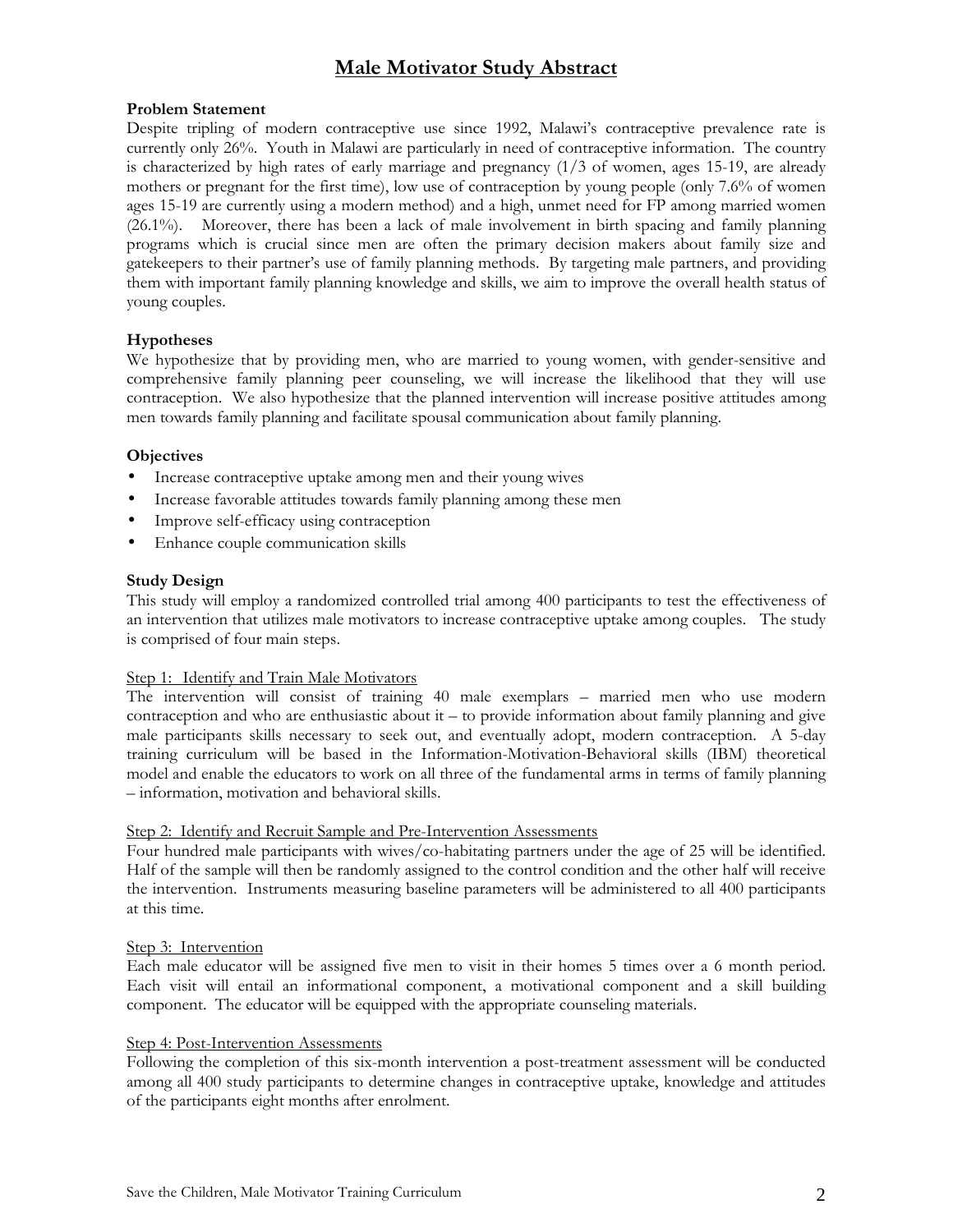# Male Motivator Study Abstract

**Problem Statement**

Despite tripling of modern contraceptive use since 1992, Malawi's contraceptive prevalence rate is currently only 26%. Youth in Malawi are particularly in need of contraceptive information. The country is characterized by high rates of early marriage and pregnancy (1/3 of women, ages 15-19, are already mothers or pregnant for the first time), low use of contraception by young people (only 7.6% of women ages 15-19 are currently using a modern method) and a high, unmet need for FP among married women (26.1%). Moreover, there has been a lack of male involvement in birth spacing and family planning programs which is crucial since men are often the primary decision makers about family size and gatekeepers to their partner's use of family planning methods. By targeting male partners, and providing them with important family planning knowledge and skills, we aim to improve the overall health status of young couples.

**Hypotheses**

We hypothesize that by providing men, who are married to young women, with gender-sensitive and comprehensive family planning peer counseling, we will increase the likelihood that they will use contraception. We also hypothesize that the planned intervention will increase positive attitudes among men towards family planning and facilitate spousal communication about family planning.

**Objectives**

- Increase contraceptive uptake among men and their young wives
- Increase favorable attitudes towards family planning among these men
- Improve self-efficacy using contraception
- Enhance couple communication skills

**Study Design**

This study will employ a randomized controlled trial among 400 participants to test the effectiveness of an intervention that utilizes male motivators to increase contraceptive uptake among couples. The study is comprised of four main steps.

Step 1: Identify and Train Male Motivators

The intervention will consist of training 40 male exemplars – married men who use modern contraception and who are enthusiastic about it – to provide information about family planning and give male participants skills necessary to seek out, and eventually adopt, modern contraception. A 5-day training curriculum will be based in the Information-Motivation-Behavioral skills (IBM) theoretical model and enable the educators to work on all three of the fundamental arms in terms of family planning – information, motivation and behavioral skills.

Step 2: Identify and Recruit Sample and Pre-Intervention Assessments

Four hundred male participants with wives/co-habitating partners under the age of 25 will be identified. Half of the sample will then be randomly assigned to the control condition and the other half will receive the intervention. Instruments measuring baseline parameters will be administered to all 400 participants at this time.

Step 3: Intervention

Each male educator will be assigned five men to visit in their homes 5 times over a 6 month period. Each visit will entail an informational component, a motivational component and a skill building component. The educator will be equipped with the appropriate counseling materials.

Step 4: Post-Intervention Assessments

Following the completion of this six-month intervention a post-treatment assessment will be conducted among all 400 study participants to determine changes in contraceptive uptake, knowledge and attitudes of the participants eight months after enrolment.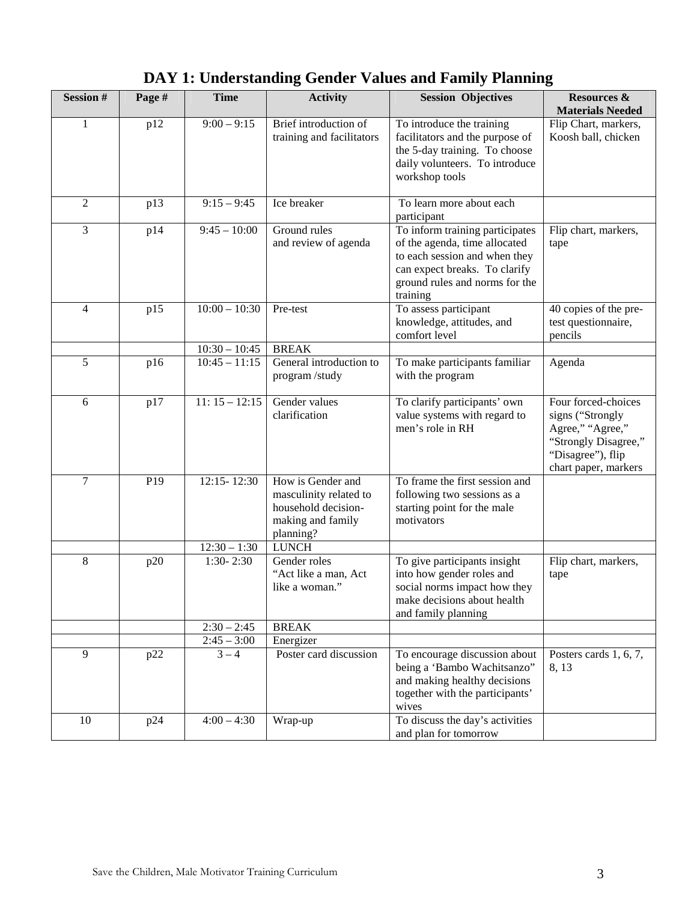# DAY 1: Understanding Gender Values and Family Planning

| Session # | Page # | Time | Activity | Session Objectives | Resources & Materials Needed |
|---|---|---|---|---|---|
| 1 | p12 | 9:00 – 9:15 | Brief introduction of training and facilitators | To introduce the training facilitators and the purpose of the 5-day training. To choose daily volunteers. To introduce workshop tools | Flip Chart, markers, Koosh ball, chicken |
| 2 | p13 | 9:15 – 9:45 | Ice breaker | To learn more about each participant | |
| 3 | p14 | 9:45 – 10:00 | Ground rules and review of agenda | To inform training participates of the agenda, time allocated to each session and when they can expect breaks. To clarify ground rules and norms for the training | Flip chart, markers, tape |
| 4 | p15 | 10:00 – 10:30 | Pre-test | To assess participant knowledge, attitudes, and comfort level | 40 copies of the pre-test questionnaire, pencils |
| | | 10:30 – 10:45 | BREAK | | |
| 5 | p16 | 10:45 – 11:15 | General introduction to program /study | To make participants familiar with the program | Agenda |
| 6 | p17 | 11: 15 – 12:15 | Gender values clarification | To clarify participants' own value systems with regard to men's role in RH | Four forced-choices signs ("Strongly Agree," "Agree," "Strongly Disagree," "Disagree"), flip chart paper, markers |
| 7 | P19 | 12:15- 12:30 | How is Gender and masculinity related to household decision-making and family planning? | To frame the first session and following two sessions as a starting point for the male motivators | |
| | | 12:30 – 1:30 | LUNCH | | |
| 8 | p20 | 1:30- 2:30 | Gender roles "Act like a man, Act like a woman." | To give participants insight into how gender roles and social norms impact how they make decisions about health and family planning | Flip chart, markers, tape |
| | | 2:30 – 2:45 | BREAK | | |
| | | 2:45 – 3:00 | Energizer | | |
| 9 | p22 | 3 – 4 | Poster card discussion | To encourage discussion about being a 'Bambo Wachitsanzo" and making healthy decisions together with the participants' wives | Posters cards 1, 6, 7, 8, 13 |
| 10 | p24 | 4:00 – 4:30 | Wrap-up | To discuss the day's activities and plan for tomorrow | |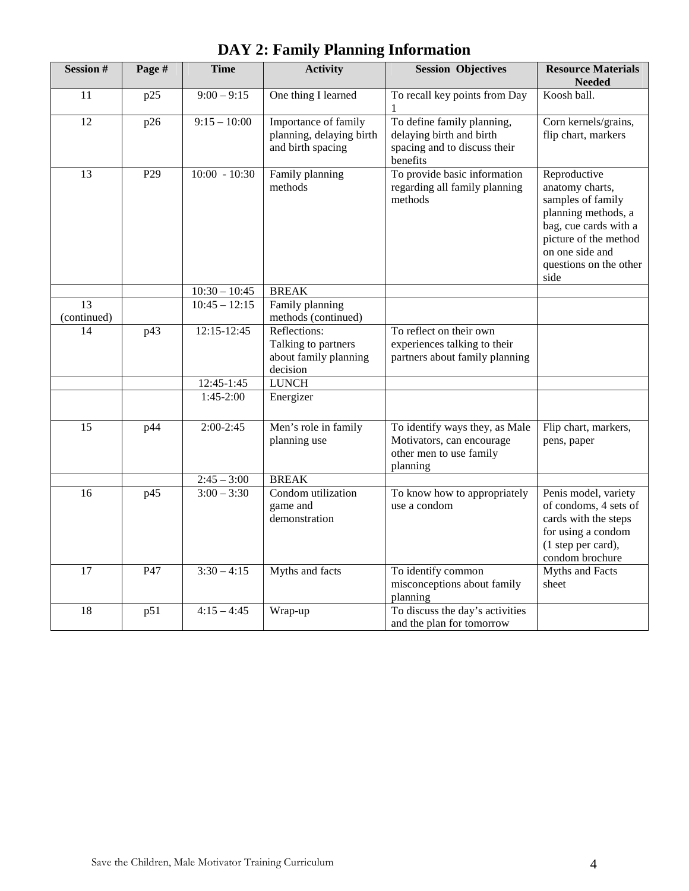# DAY 2: Family Planning Information

| Session # | Page # | Time | Activity | Session Objectives | Resource Materials Needed |
|---|---|---|---|---|---|
| 11 | p25 | 9:00 – 9:15 | One thing I learned | To recall key points from Day 1 | Koosh ball. |
| 12 | p26 | 9:15 – 10:00 | Importance of family planning, delaying birth and birth spacing | To define family planning, delaying birth and birth spacing and to discuss their benefits | Corn kernels/grains, flip chart, markers |
| 13 | P29 | 10:00 - 10:30 | Family planning methods | To provide basic information regarding all family planning methods | Reproductive anatomy charts, samples of family planning methods, a bag, cue cards with a picture of the method on one side and questions on the other side |
| | | 10:30 – 10:45 | BREAK | | |
| 13 (continued) | | 10:45 – 12:15 | Family planning methods (continued) | | |
| 14 | p43 | 12:15-12:45 | Reflections: Talking to partners about family planning decision | To reflect on their own experiences talking to their partners about family planning | |
| | | 12:45-1:45 | LUNCH | | |
| | | 1:45-2:00 | Energizer | | |
| 15 | p44 | 2:00-2:45 | Men's role in family planning use | To identify ways they, as Male Motivators, can encourage other men to use family planning | Flip chart, markers, pens, paper |
| | | 2:45 – 3:00 | BREAK | | |
| 16 | p45 | 3:00 – 3:30 | Condom utilization game and demonstration | To know how to appropriately use a condom | Penis model, variety of condoms, 4 sets of cards with the steps for using a condom (1 step per card), condom brochure |
| 17 | P47 | 3:30 – 4:15 | Myths and facts | To identify common misconceptions about family planning | Myths and Facts sheet |
| 18 | p51 | 4:15 – 4:45 | Wrap-up | To discuss the day's activities and the plan for tomorrow | |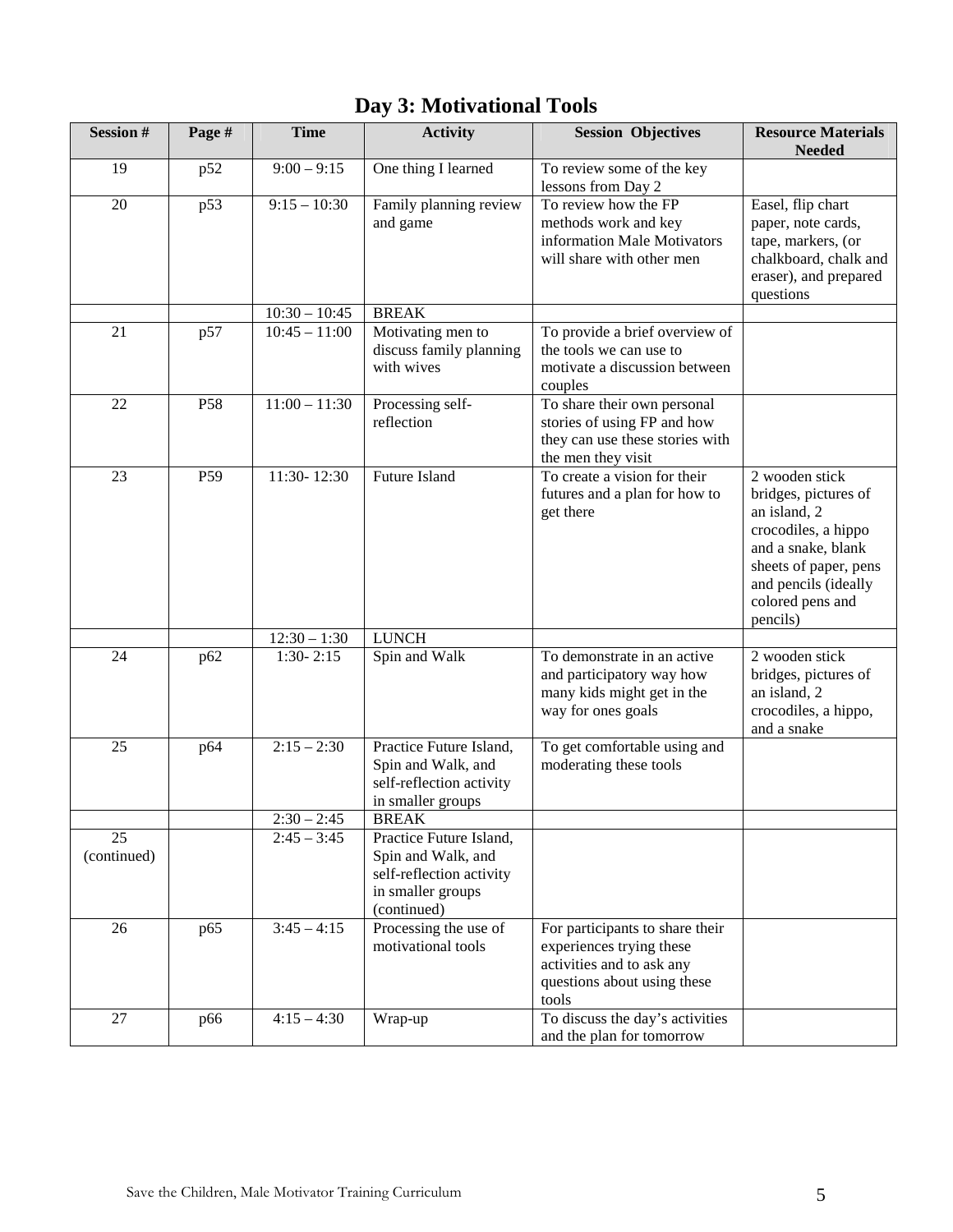# Day 3: Motivational Tools

| Session # | Page # | Time | Activity | Session Objectives | Resource Materials Needed |
|---|---|---|---|---|---|
| 19 | p52 | 9:00 – 9:15 | One thing I learned | To review some of the key lessons from Day 2 | |
| 20 | p53 | 9:15 – 10:30 | Family planning review and game | To review how the FP methods work and key information Male Motivators will share with other men | Easel, flip chart paper, note cards, tape, markers, (or chalkboard, chalk and eraser), and prepared questions |
| | | 10:30 – 10:45 | BREAK | | |
| 21 | p57 | 10:45 – 11:00 | Motivating men to discuss family planning with wives | To provide a brief overview of the tools we can use to motivate a discussion between couples | |
| 22 | P58 | 11:00 – 11:30 | Processing self-reflection | To share their own personal stories of using FP and how they can use these stories with the men they visit | |
| 23 | P59 | 11:30- 12:30 | Future Island | To create a vision for their futures and a plan for how to get there | 2 wooden stick bridges, pictures of an island, 2 crocodiles, a hippo and a snake, blank sheets of paper, pens and pencils (ideally colored pens and pencils) |
| | | 12:30 – 1:30 | LUNCH | | |
| 24 | p62 | 1:30- 2:15 | Spin and Walk | To demonstrate in an active and participatory way how many kids might get in the way for ones goals | 2 wooden stick bridges, pictures of an island, 2 crocodiles, a hippo, and a snake |
| 25 | p64 | 2:15 – 2:30 | Practice Future Island, Spin and Walk, and self-reflection activity in smaller groups | To get comfortable using and moderating these tools | |
| | | 2:30 – 2:45 | BREAK | | |
| 25 (continued) | | 2:45 – 3:45 | Practice Future Island, Spin and Walk, and self-reflection activity in smaller groups (continued) | | |
| 26 | p65 | 3:45 – 4:15 | Processing the use of motivational tools | For participants to share their experiences trying these activities and to ask any questions about using these tools | |
| 27 | p66 | 4:15 – 4:30 | Wrap-up | To discuss the day's activities and the plan for tomorrow | |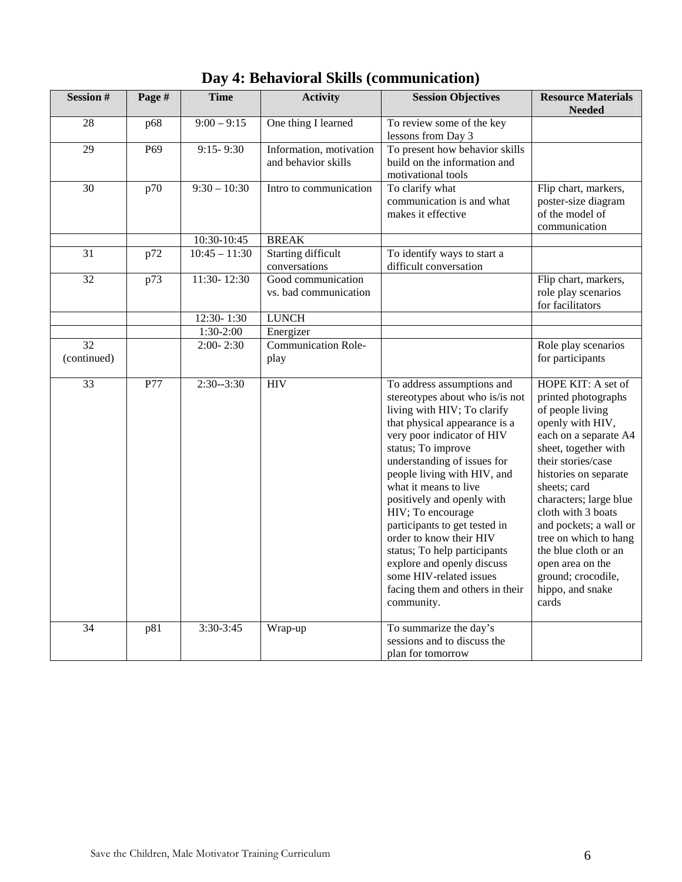# Day 4: Behavioral Skills (communication)

| Session # | Page # | Time | Activity | Session Objectives | Resource Materials Needed |
|---|---|---|---|---|---|
| 28 | p68 | 9:00 – 9:15 | One thing I learned | To review some of the key lessons from Day 3 | |
| 29 | P69 | 9:15- 9:30 | Information, motivation and behavior skills | To present how behavior skills build on the information and motivational tools | |
| 30 | p70 | 9:30 – 10:30 | Intro to communication | To clarify what communication is and what makes it effective | Flip chart, markers, poster-size diagram of the model of communication |
| | | 10:30-10:45 | BREAK | | |
| 31 | p72 | 10:45 – 11:30 | Starting difficult conversations | To identify ways to start a difficult conversation | |
| 32 | p73 | 11:30- 12:30 | Good communication vs. bad communication | | Flip chart, markers, role play scenarios for facilitators |
| | | 12:30- 1:30 | LUNCH | | |
| | | 1:30-2:00 | Energizer | | |
| 32 (continued) | | 2:00- 2:30 | Communication Role-play | | Role play scenarios for participants |
| 33 | P77 | 2:30--3:30 | HIV | To address assumptions and stereotypes about who is/is not living with HIV; To clarify that physical appearance is a very poor indicator of HIV status; To improve understanding of issues for people living with HIV, and what it means to live positively and openly with HIV; To encourage participants to get tested in order to know their HIV status; To help participants explore and openly discuss some HIV-related issues facing them and others in their community. | HOPE KIT: A set of printed photographs of people living openly with HIV, each on a separate A4 sheet, together with their stories/case histories on separate sheets; card characters; large blue cloth with 3 boats and pockets; a wall or tree on which to hang the blue cloth or an open area on the ground; crocodile, hippo, and snake cards |
| 34 | p81 | 3:30-3:45 | Wrap-up | To summarize the day's sessions and to discuss the plan for tomorrow | |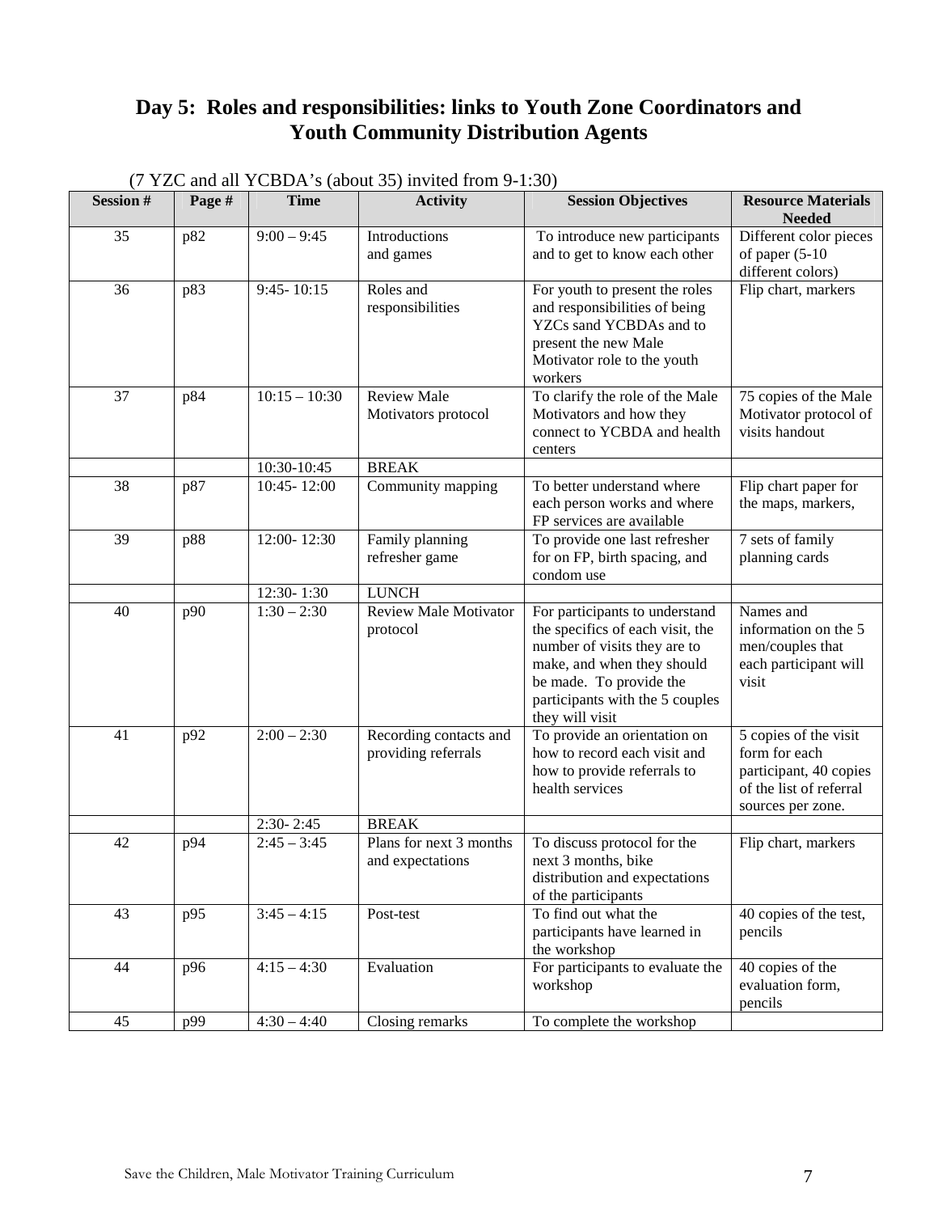# Day 5: Roles and responsibilities: links to Youth Zone Coordinators and Youth Community Distribution Agents

(7 YZC and all YCBDA's (about 35) invited from 9-1:30)

| Session # | Page # | Time | Activity | Session Objectives | Resource Materials Needed |
|---|---|---|---|---|---|
| 35 | p82 | 9:00 – 9:45 | Introductions and games | To introduce new participants and to get to know each other | Different color pieces of paper (5-10 different colors) |
| 36 | p83 | 9:45- 10:15 | Roles and responsibilities | For youth to present the roles and responsibilities of being YZCs sand YCBDAs and to present the new Male Motivator role to the youth workers | Flip chart, markers |
| 37 | p84 | 10:15 – 10:30 | Review Male Motivators protocol | To clarify the role of the Male Motivators and how they connect to YCBDA and health centers | 75 copies of the Male Motivator protocol of visits handout |
| | | 10:30-10:45 | BREAK | | |
| 38 | p87 | 10:45- 12:00 | Community mapping | To better understand where each person works and where FP services are available | Flip chart paper for the maps, markers, |
| 39 | p88 | 12:00- 12:30 | Family planning refresher game | To provide one last refresher for on FP, birth spacing, and condom use | 7 sets of family planning cards |
| | | 12:30- 1:30 | LUNCH | | |
| 40 | p90 | 1:30 – 2:30 | Review Male Motivator protocol | For participants to understand the specifics of each visit, the number of visits they are to make, and when they should be made. To provide the participants with the 5 couples they will visit | Names and information on the 5 men/couples that each participant will visit |
| 41 | p92 | 2:00 – 2:30 | Recording contacts and providing referrals | To provide an orientation on how to record each visit and how to provide referrals to health services | 5 copies of the visit form for each participant, 40 copies of the list of referral sources per zone. |
| | | 2:30- 2:45 | BREAK | | |
| 42 | p94 | 2:45 – 3:45 | Plans for next 3 months and expectations | To discuss protocol for the next 3 months, bike distribution and expectations of the participants | Flip chart, markers |
| 43 | p95 | 3:45 – 4:15 | Post-test | To find out what the participants have learned in the workshop | 40 copies of the test, pencils |
| 44 | p96 | 4:15 – 4:30 | Evaluation | For participants to evaluate the workshop | 40 copies of the evaluation form, pencils |
| 45 | p99 | 4:30 – 4:40 | Closing remarks | To complete the workshop | |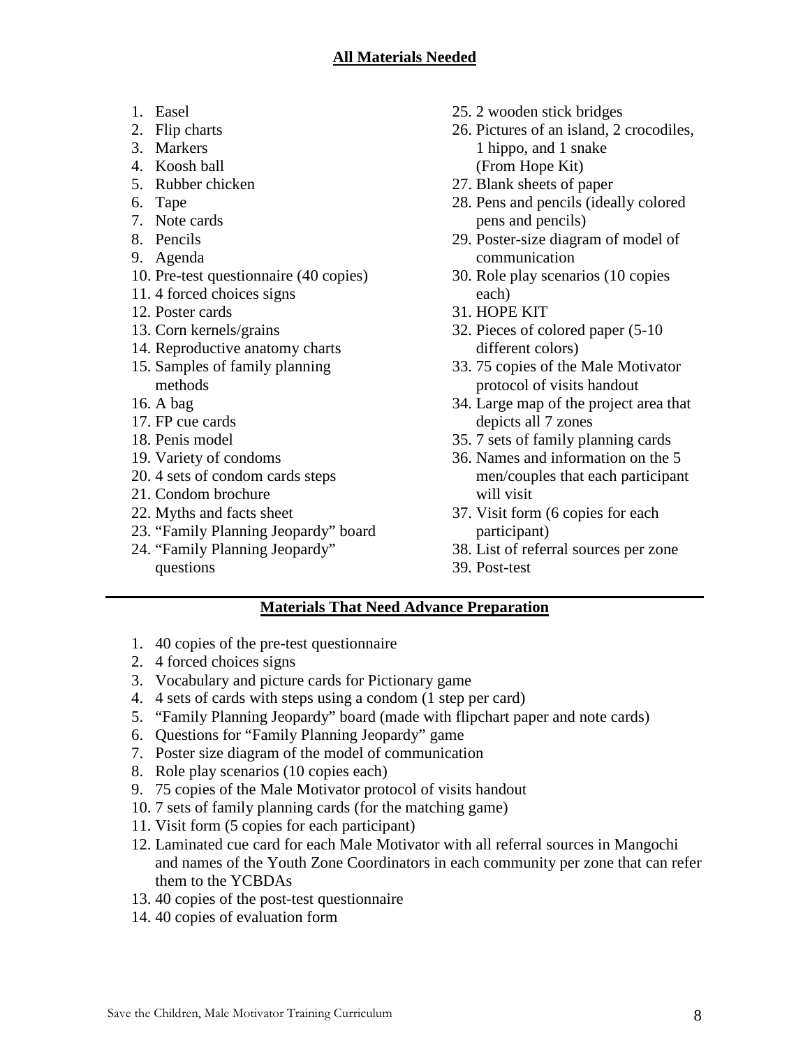## All Materials Needed

1. Easel
2. Flip charts
3. Markers
4. Koosh ball
5. Rubber chicken
6. Tape
7. Note cards
8. Pencils
9. Agenda
10. Pre-test questionnaire (40 copies)
11. 4 forced choices signs
12. Poster cards
13. Corn kernels/grains
14. Reproductive anatomy charts
15. Samples of family planning methods
16. A bag
17. FP cue cards
18. Penis model
19. Variety of condoms
20. 4 sets of condom cards steps
21. Condom brochure
22. Myths and facts sheet
23. "Family Planning Jeopardy" board
24. "Family Planning Jeopardy" questions
25. 2 wooden stick bridges
26. Pictures of an island, 2 crocodiles, 1 hippo, and 1 snake (From Hope Kit)
27. Blank sheets of paper
28. Pens and pencils (ideally colored pens and pencils)
29. Poster-size diagram of model of communication
30. Role play scenarios (10 copies each)
31. HOPE KIT
32. Pieces of colored paper (5-10 different colors)
33. 75 copies of the Male Motivator protocol of visits handout
34. Large map of the project area that depicts all 7 zones
35. 7 sets of family planning cards
36. Names and information on the 5 men/couples that each participant will visit
37. Visit form (6 copies for each participant)
38. List of referral sources per zone
39. Post-test

---

## Materials That Need Advance Preparation

1. 40 copies of the pre-test questionnaire
2. 4 forced choices signs
3. Vocabulary and picture cards for Pictionary game
4. 4 sets of cards with steps using a condom (1 step per card)
5. "Family Planning Jeopardy" board (made with flipchart paper and note cards)
6. Questions for "Family Planning Jeopardy" game
7. Poster size diagram of the model of communication
8. Role play scenarios (10 copies each)
9. 75 copies of the Male Motivator protocol of visits handout
10. 7 sets of family planning cards (for the matching game)
11. Visit form (5 copies for each participant)
12. Laminated cue card for each Male Motivator with all referral sources in Mangochi and names of the Youth Zone Coordinators in each community per zone that can refer them to the YCBDAs
13. 40 copies of the post-test questionnaire
14. 40 copies of evaluation form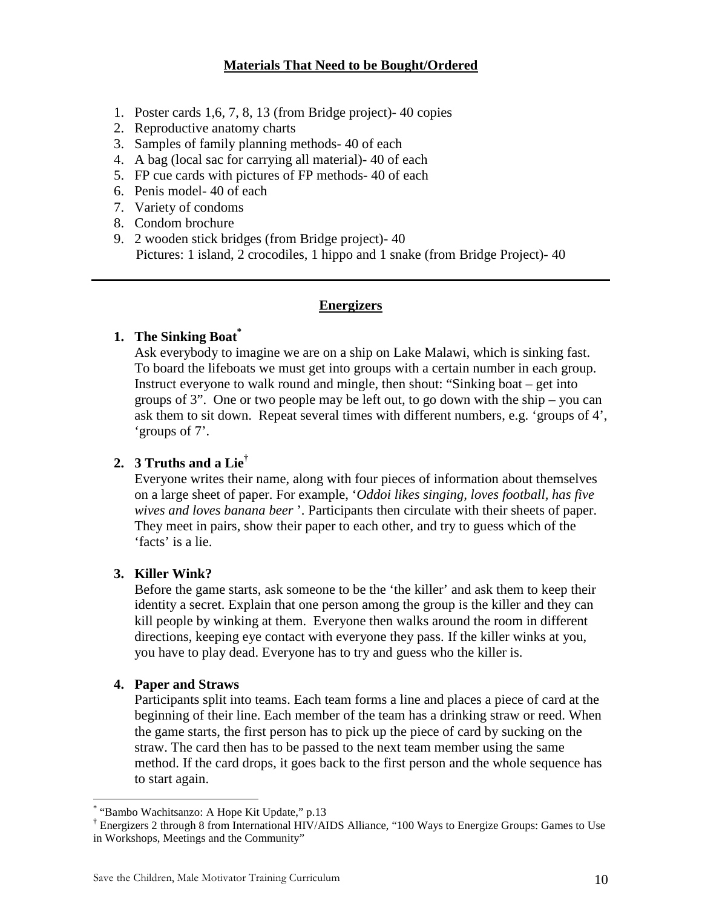## Materials That Need to be Bought/Ordered

1. Poster cards 1,6, 7, 8, 13 (from Bridge project)- 40 copies
2. Reproductive anatomy charts
3. Samples of family planning methods- 40 of each
4. A bag (local sac for carrying all material)- 40 of each
5. FP cue cards with pictures of FP methods- 40 of each
6. Penis model- 40 of each
7. Variety of condoms
8. Condom brochure
9. 2 wooden stick bridges (from Bridge project)- 40
   Pictures: 1 island, 2 crocodiles, 1 hippo and 1 snake (from Bridge Project)- 40

---

## Energizers

1. **The Sinking Boat***
   Ask everybody to imagine we are on a ship on Lake Malawi, which is sinking fast. To board the lifeboats we must get into groups with a certain number in each group. Instruct everyone to walk round and mingle, then shout: "Sinking boat – get into groups of 3". One or two people may be left out, to go down with the ship – you can ask them to sit down. Repeat several times with different numbers, e.g. 'groups of 4', 'groups of 7'.

2. **3 Truths and a Lie†**
   Everyone writes their name, along with four pieces of information about themselves on a large sheet of paper. For example, '*Oddoi likes singing, loves football, has five wives and loves banana beer* '. Participants then circulate with their sheets of paper. They meet in pairs, show their paper to each other, and try to guess which of the 'facts' is a lie.

3. **Killer Wink?**
   Before the game starts, ask someone to be the 'the killer' and ask them to keep their identity a secret. Explain that one person among the group is the killer and they can kill people by winking at them. Everyone then walks around the room in different directions, keeping eye contact with everyone they pass. If the killer winks at you, you have to play dead. Everyone has to try and guess who the killer is.

4. **Paper and Straws**
   Participants split into teams. Each team forms a line and places a piece of card at the beginning of their line. Each member of the team has a drinking straw or reed. When the game starts, the first person has to pick up the piece of card by sucking on the straw. The card then has to be passed to the next team member using the same method. If the card drops, it goes back to the first person and the whole sequence has to start again.

---

* "Bambo Wachitsanzo: A Hope Kit Update," p.13

† Energizers 2 through 8 from International HIV/AIDS Alliance, "100 Ways to Energize Groups: Games to Use in Workshops, Meetings and the Community"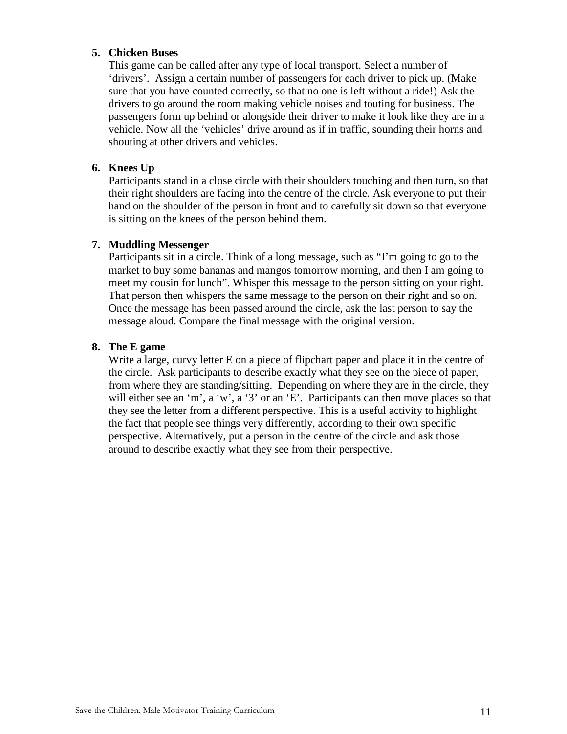5. **Chicken Buses**
   This game can be called after any type of local transport. Select a number of 'drivers'. Assign a certain number of passengers for each driver to pick up. (Make sure that you have counted correctly, so that no one is left without a ride!) Ask the drivers to go around the room making vehicle noises and touting for business. The passengers form up behind or alongside their driver to make it look like they are in a vehicle. Now all the 'vehicles' drive around as if in traffic, sounding their horns and shouting at other drivers and vehicles.

6. **Knees Up**
   Participants stand in a close circle with their shoulders touching and then turn, so that their right shoulders are facing into the centre of the circle. Ask everyone to put their hand on the shoulder of the person in front and to carefully sit down so that everyone is sitting on the knees of the person behind them.

7. **Muddling Messenger**
   Participants sit in a circle. Think of a long message, such as "I'm going to go to the market to buy some bananas and mangos tomorrow morning, and then I am going to meet my cousin for lunch". Whisper this message to the person sitting on your right. That person then whispers the same message to the person on their right and so on. Once the message has been passed around the circle, ask the last person to say the message aloud. Compare the final message with the original version.

8. **The E game**
   Write a large, curvy letter E on a piece of flipchart paper and place it in the centre of the circle. Ask participants to describe exactly what they see on the piece of paper, from where they are standing/sitting. Depending on where they are in the circle, they will either see an 'm', a 'w', a '3' or an 'E'. Participants can then move places so that they see the letter from a different perspective. This is a useful activity to highlight the fact that people see things very differently, according to their own specific perspective. Alternatively, put a person in the centre of the circle and ask those around to describe exactly what they see from their perspective.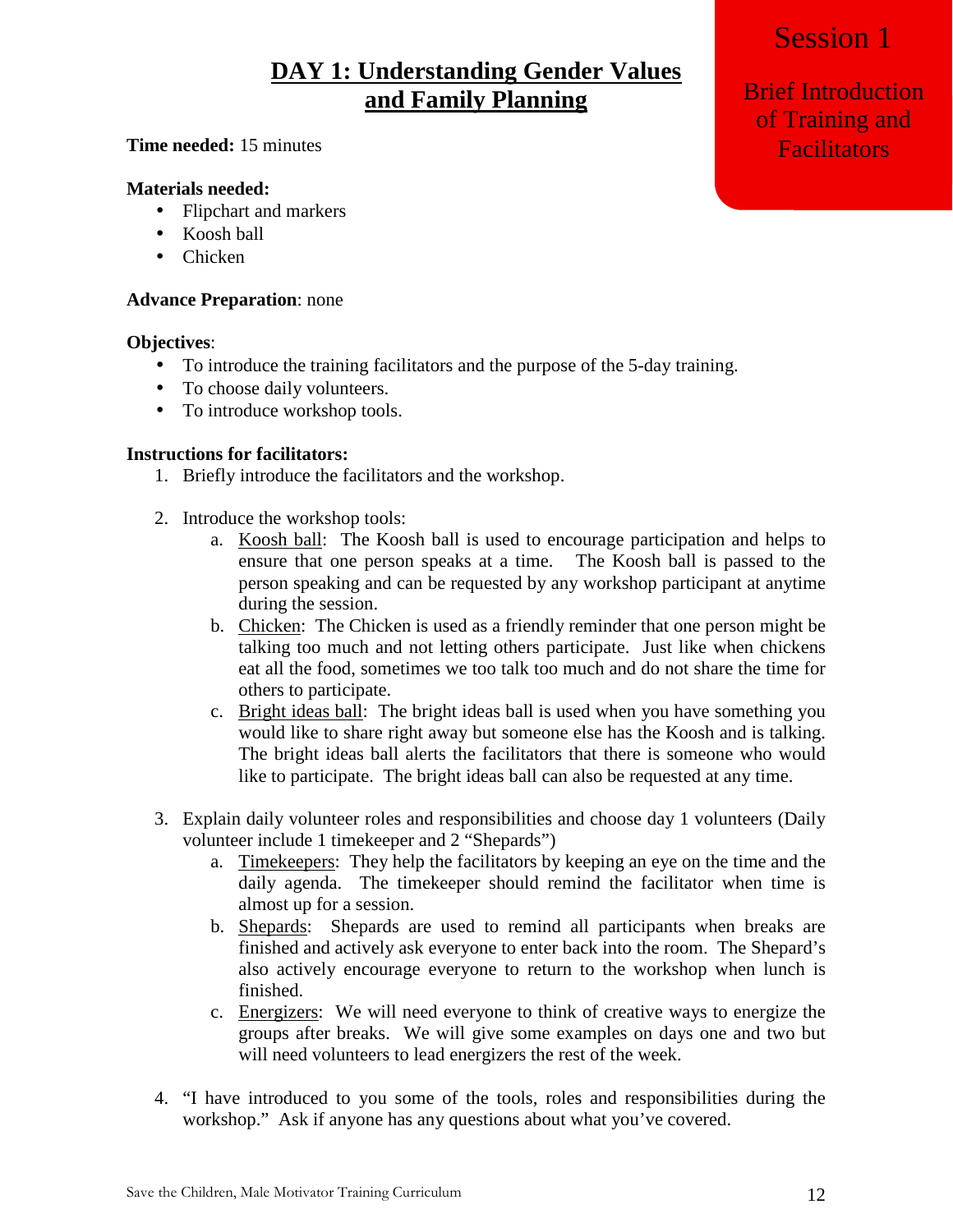Session 1

Brief Introduction of Training and Facilitators

# DAY 1: Understanding Gender Values and Family Planning

**Time needed:** 15 minutes

**Materials needed:**

- Flipchart and markers
- Koosh ball
- Chicken

**Advance Preparation**: none

**Objectives**:

- To introduce the training facilitators and the purpose of the 5-day training.
- To choose daily volunteers.
- To introduce workshop tools.

**Instructions for facilitators:**

1. Briefly introduce the facilitators and the workshop.

2. Introduce the workshop tools:
   a. Koosh ball: The Koosh ball is used to encourage participation and helps to ensure that one person speaks at a time. The Koosh ball is passed to the person speaking and can be requested by any workshop participant at anytime during the session.
   b. Chicken: The Chicken is used as a friendly reminder that one person might be talking too much and not letting others participate. Just like when chickens eat all the food, sometimes we too talk too much and do not share the time for others to participate.
   c. Bright ideas ball: The bright ideas ball is used when you have something you would like to share right away but someone else has the Koosh and is talking. The bright ideas ball alerts the facilitators that there is someone who would like to participate. The bright ideas ball can also be requested at any time.

3. Explain daily volunteer roles and responsibilities and choose day 1 volunteers (Daily volunteer include 1 timekeeper and 2 "Shepards")
   a. Timekeepers: They help the facilitators by keeping an eye on the time and the daily agenda. The timekeeper should remind the facilitator when time is almost up for a session.
   b. Shepards: Shepards are used to remind all participants when breaks are finished and actively ask everyone to enter back into the room. The Shepard's also actively encourage everyone to return to the workshop when lunch is finished.
   c. Energizers: We will need everyone to think of creative ways to energize the groups after breaks. We will give some examples on days one and two but will need volunteers to lead energizers the rest of the week.

4. "I have introduced to you some of the tools, roles and responsibilities during the workshop." Ask if anyone has any questions about what you've covered.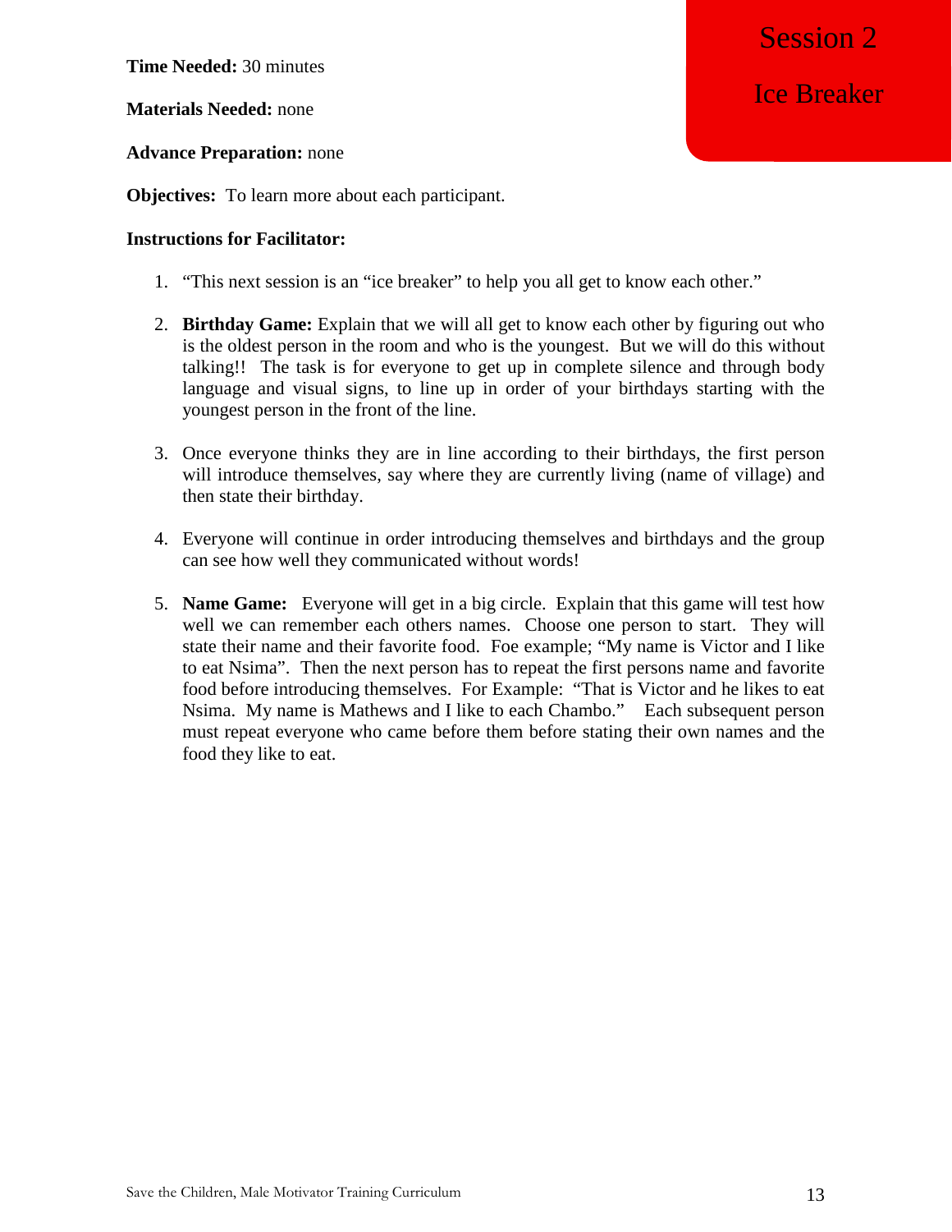# Session 2

## Ice Breaker

**Time Needed:** 30 minutes

**Materials Needed:** none

**Advance Preparation:** none

**Objectives:** To learn more about each participant.

**Instructions for Facilitator:**

1. "This next session is an "ice breaker" to help you all get to know each other."

2. **Birthday Game:** Explain that we will all get to know each other by figuring out who is the oldest person in the room and who is the youngest. But we will do this without talking!! The task is for everyone to get up in complete silence and through body language and visual signs, to line up in order of your birthdays starting with the youngest person in the front of the line.

3. Once everyone thinks they are in line according to their birthdays, the first person will introduce themselves, say where they are currently living (name of village) and then state their birthday.

4. Everyone will continue in order introducing themselves and birthdays and the group can see how well they communicated without words!

5. **Name Game:** Everyone will get in a big circle. Explain that this game will test how well we can remember each others names. Choose one person to start. They will state their name and their favorite food. Foe example; "My name is Victor and I like to eat Nsima". Then the next person has to repeat the first persons name and favorite food before introducing themselves. For Example: "That is Victor and he likes to eat Nsima. My name is Mathews and I like to each Chambo." Each subsequent person must repeat everyone who came before them before stating their own names and the food they like to eat.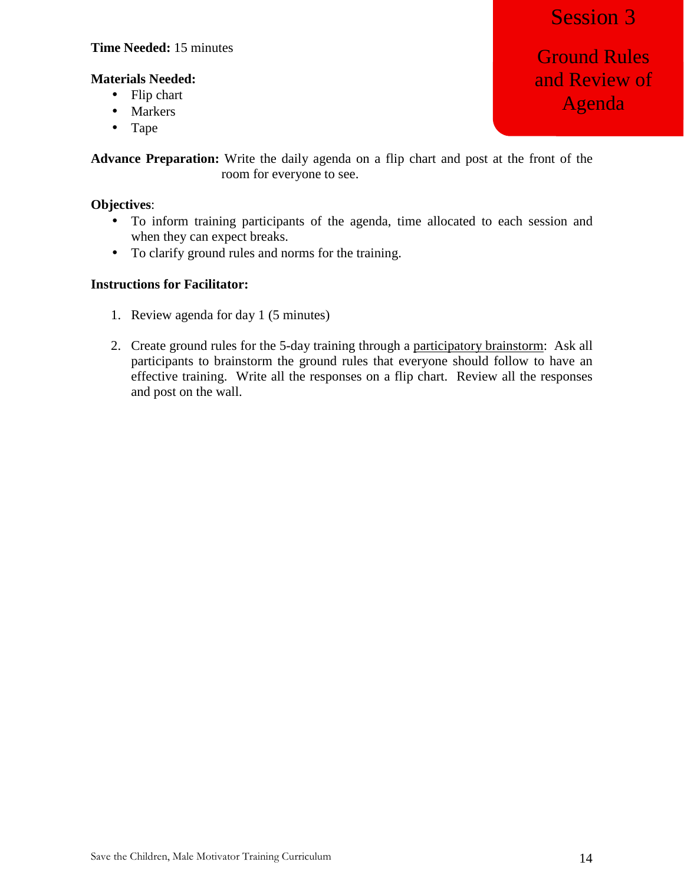# Session 3

## Ground Rules and Review of Agenda

**Time Needed:** 15 minutes

**Materials Needed:**

- Flip chart
- Markers
- Tape

**Advance Preparation:** Write the daily agenda on a flip chart and post at the front of the room for everyone to see.

**Objectives**:

- To inform training participants of the agenda, time allocated to each session and when they can expect breaks.
- To clarify ground rules and norms for the training.

**Instructions for Facilitator:**

1. Review agenda for day 1 (5 minutes)

2. Create ground rules for the 5-day training through a participatory brainstorm: Ask all participants to brainstorm the ground rules that everyone should follow to have an effective training. Write all the responses on a flip chart. Review all the responses and post on the wall.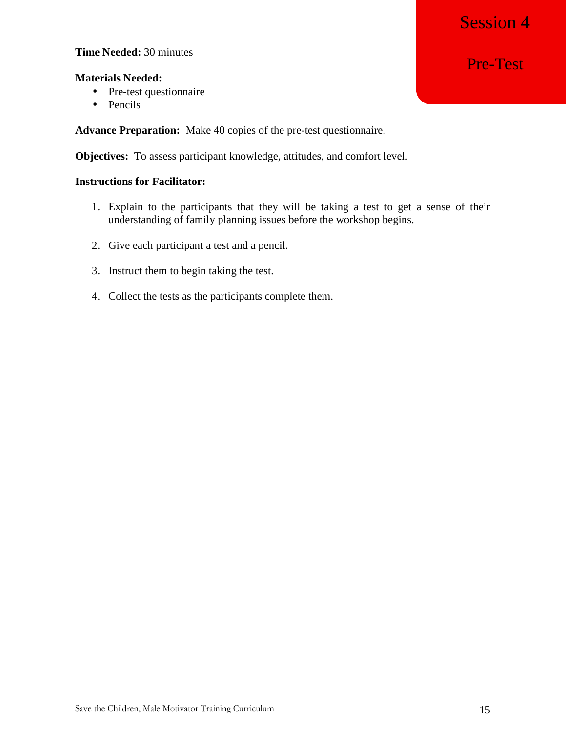# Session 4

## Pre-Test

**Time Needed:** 30 minutes

**Materials Needed:**

- Pre-test questionnaire
- Pencils

**Advance Preparation:** Make 40 copies of the pre-test questionnaire.

**Objectives:** To assess participant knowledge, attitudes, and comfort level.

**Instructions for Facilitator:**

1. Explain to the participants that they will be taking a test to get a sense of their understanding of family planning issues before the workshop begins.

2. Give each participant a test and a pencil.

3. Instruct them to begin taking the test.

4. Collect the tests as the participants complete them.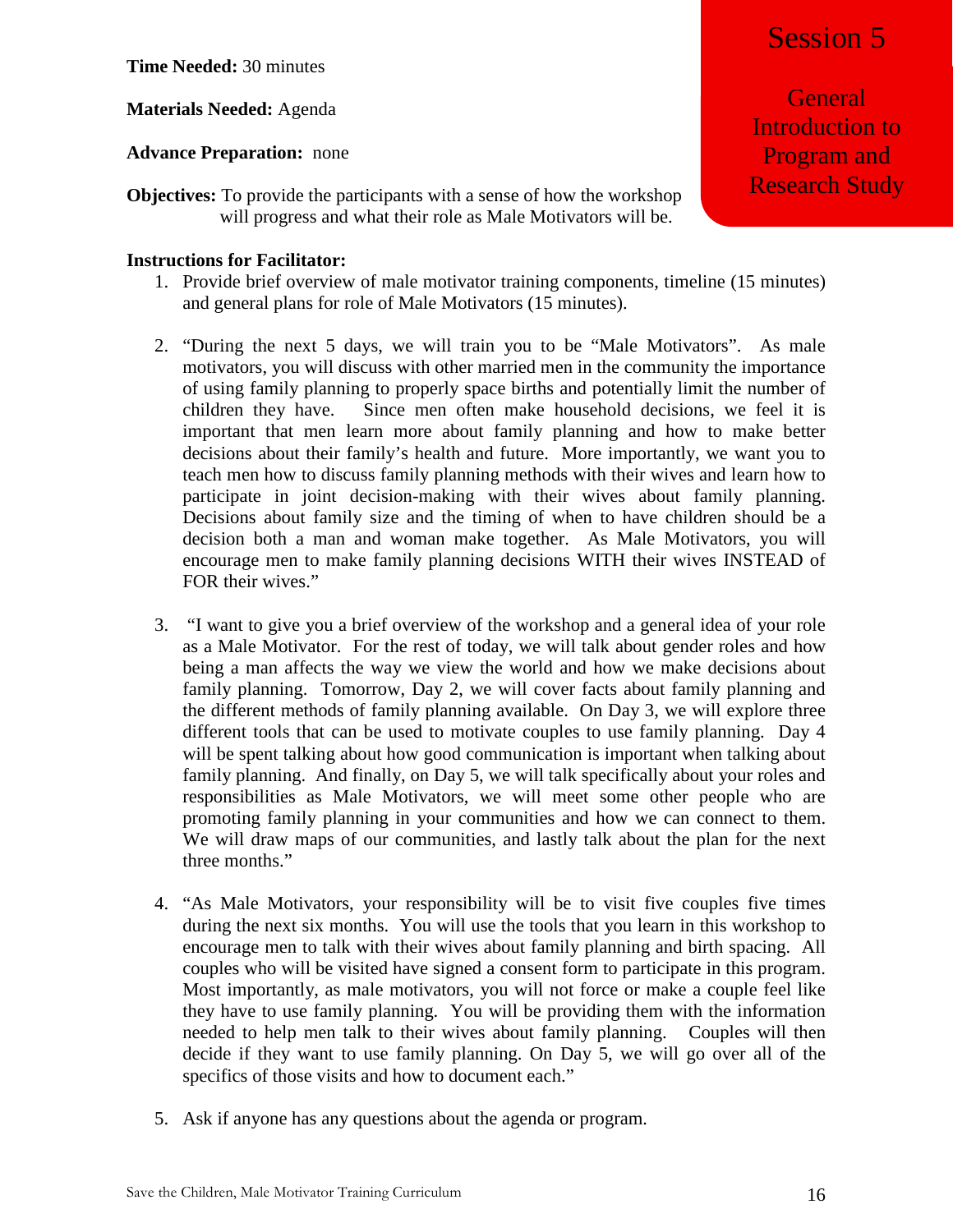# Session 5

## General Introduction to Program and Research Study

**Time Needed:** 30 minutes

**Materials Needed:** Agenda

**Advance Preparation:** none

**Objectives:** To provide the participants with a sense of how the workshop will progress and what their role as Male Motivators will be.

**Instructions for Facilitator:**

1. Provide brief overview of male motivator training components, timeline (15 minutes) and general plans for role of Male Motivators (15 minutes).

2. "During the next 5 days, we will train you to be "Male Motivators". As male motivators, you will discuss with other married men in the community the importance of using family planning to properly space births and potentially limit the number of children they have. Since men often make household decisions, we feel it is important that men learn more about family planning and how to make better decisions about their family's health and future. More importantly, we want you to teach men how to discuss family planning methods with their wives and learn how to participate in joint decision-making with their wives about family planning. Decisions about family size and the timing of when to have children should be a decision both a man and woman make together. As Male Motivators, you will encourage men to make family planning decisions WITH their wives INSTEAD of FOR their wives."

3. "I want to give you a brief overview of the workshop and a general idea of your role as a Male Motivator. For the rest of today, we will talk about gender roles and how being a man affects the way we view the world and how we make decisions about family planning. Tomorrow, Day 2, we will cover facts about family planning and the different methods of family planning available. On Day 3, we will explore three different tools that can be used to motivate couples to use family planning. Day 4 will be spent talking about how good communication is important when talking about family planning. And finally, on Day 5, we will talk specifically about your roles and responsibilities as Male Motivators, we will meet some other people who are promoting family planning in your communities and how we can connect to them. We will draw maps of our communities, and lastly talk about the plan for the next three months."

4. "As Male Motivators, your responsibility will be to visit five couples five times during the next six months. You will use the tools that you learn in this workshop to encourage men to talk with their wives about family planning and birth spacing. All couples who will be visited have signed a consent form to participate in this program. Most importantly, as male motivators, you will not force or make a couple feel like they have to use family planning. You will be providing them with the information needed to help men talk to their wives about family planning. Couples will then decide if they want to use family planning. On Day 5, we will go over all of the specifics of those visits and how to document each."

5. Ask if anyone has any questions about the agenda or program.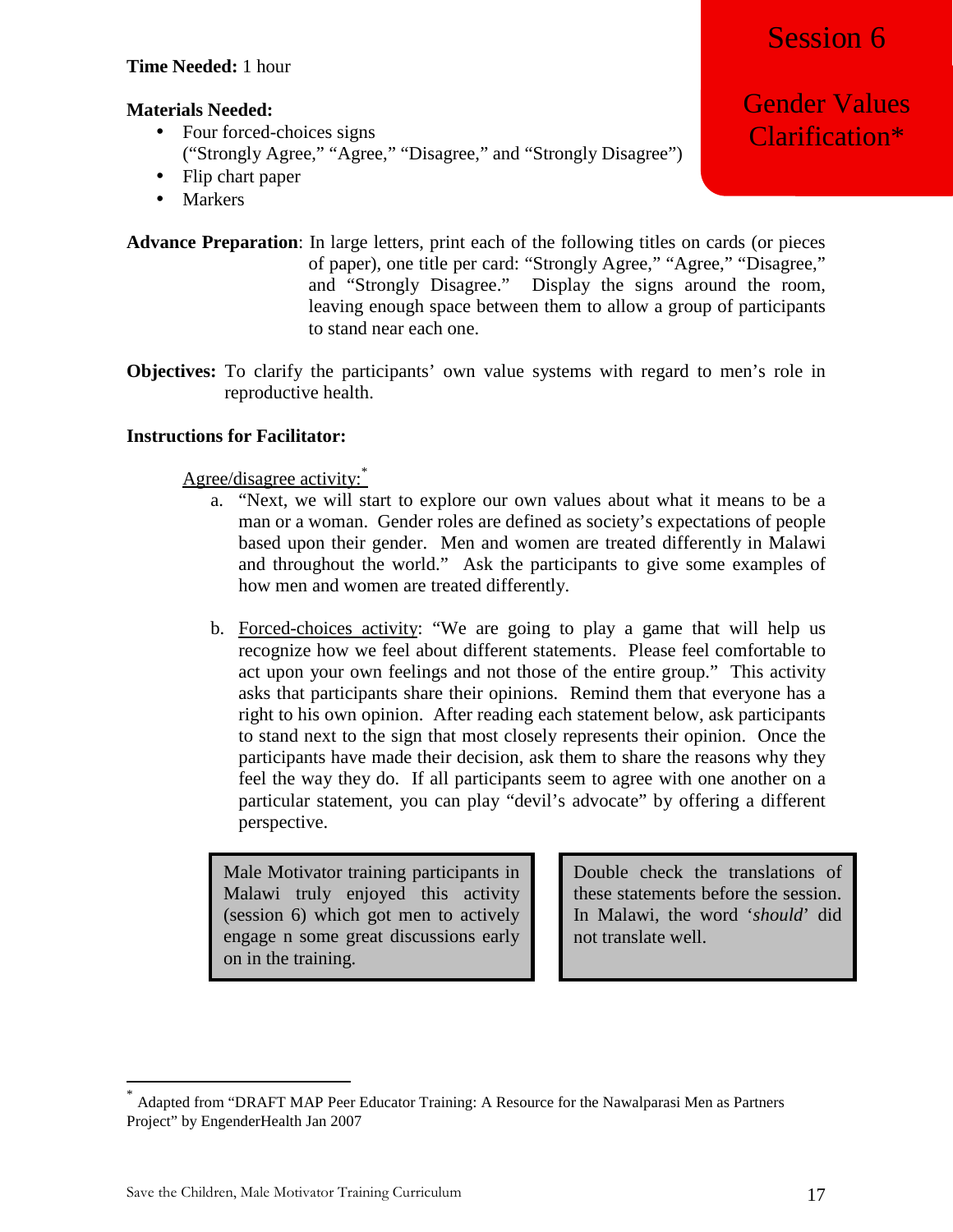# Session 6

# Gender Values Clarification*

**Time Needed:** 1 hour

**Materials Needed:**

- Four forced-choices signs ("Strongly Agree," "Agree," "Disagree," and "Strongly Disagree")
- Flip chart paper
- Markers

**Advance Preparation**: In large letters, print each of the following titles on cards (or pieces of paper), one title per card: "Strongly Agree," "Agree," "Disagree," and "Strongly Disagree." Display the signs around the room, leaving enough space between them to allow a group of participants to stand near each one.

**Objectives:** To clarify the participants' own value systems with regard to men's role in reproductive health.

**Instructions for Facilitator:**

Agree/disagree activity:*

a. "Next, we will start to explore our own values about what it means to be a man or a woman. Gender roles are defined as society's expectations of people based upon their gender. Men and women are treated differently in Malawi and throughout the world." Ask the participants to give some examples of how men and women are treated differently.

b. Forced-choices activity: "We are going to play a game that will help us recognize how we feel about different statements. Please feel comfortable to act upon your own feelings and not those of the entire group." This activity asks that participants share their opinions. Remind them that everyone has a right to his own opinion. After reading each statement below, ask participants to stand next to the sign that most closely represents their opinion. Once the participants have made their decision, ask them to share the reasons why they feel the way they do. If all participants seem to agree with one another on a particular statement, you can play "devil's advocate" by offering a different perspective.

> Male Motivator training participants in Malawi truly enjoyed this activity (session 6) which got men to actively engage n some great discussions early on in the training.

> Double check the translations of these statements before the session. In Malawi, the word '*should*' did not translate well.

---

* Adapted from "DRAFT MAP Peer Educator Training: A Resource for the Nawalparasi Men as Partners Project" by EngenderHealth Jan 2007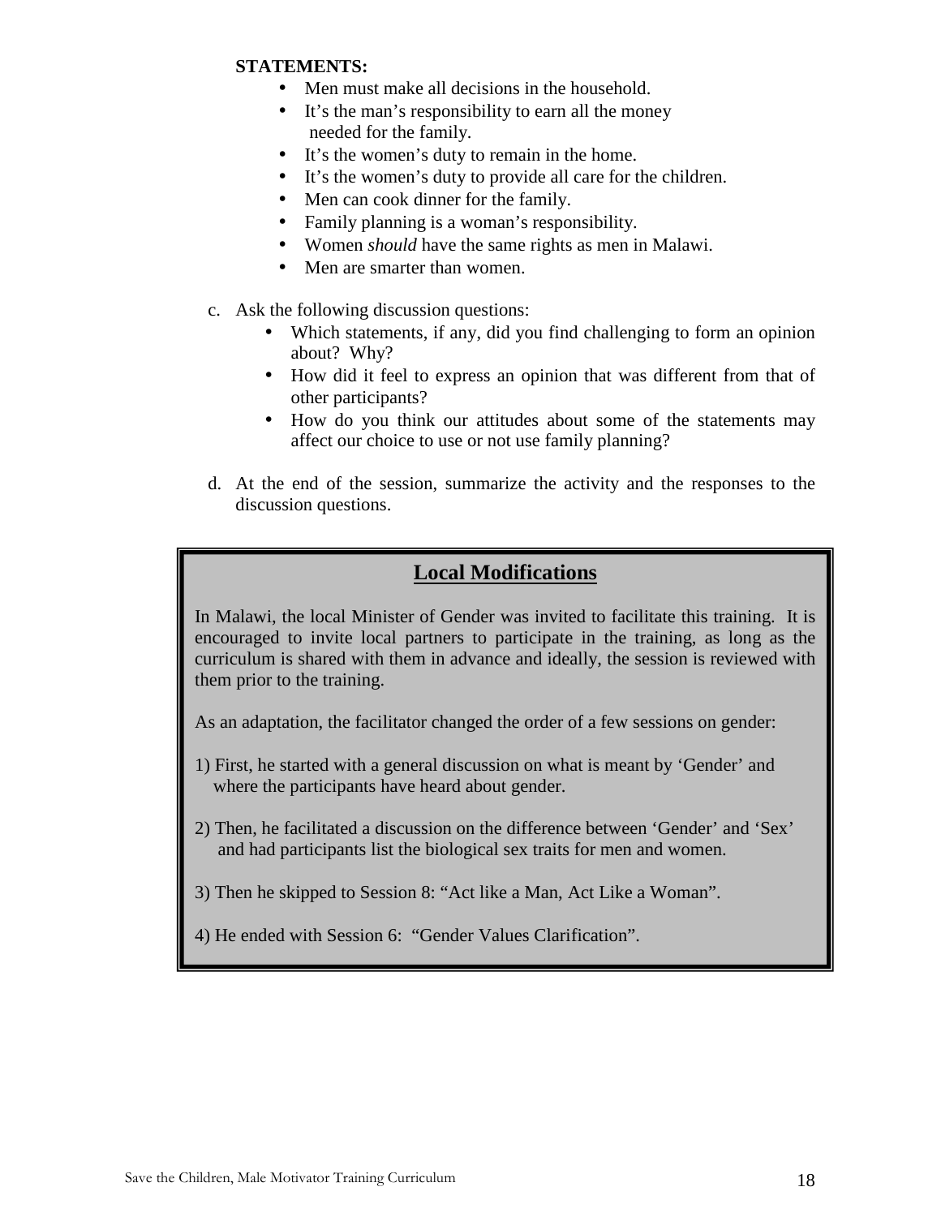**STATEMENTS:**

- Men must make all decisions in the household.
- It's the man's responsibility to earn all the money needed for the family.
- It's the women's duty to remain in the home.
- It's the women's duty to provide all care for the children.
- Men can cook dinner for the family.
- Family planning is a woman's responsibility.
- Women *should* have the same rights as men in Malawi.
- Men are smarter than women.

c. Ask the following discussion questions:

- Which statements, if any, did you find challenging to form an opinion about? Why?
- How did it feel to express an opinion that was different from that of other participants?
- How do you think our attitudes about some of the statements may affect our choice to use or not use family planning?

d. At the end of the session, summarize the activity and the responses to the discussion questions.

## Local Modifications

In Malawi, the local Minister of Gender was invited to facilitate this training. It is encouraged to invite local partners to participate in the training, as long as the curriculum is shared with them in advance and ideally, the session is reviewed with them prior to the training.

As an adaptation, the facilitator changed the order of a few sessions on gender:

1) First, he started with a general discussion on what is meant by 'Gender' and where the participants have heard about gender.

2) Then, he facilitated a discussion on the difference between 'Gender' and 'Sex' and had participants list the biological sex traits for men and women.

3) Then he skipped to Session 8: "Act like a Man, Act Like a Woman".

4) He ended with Session 6: "Gender Values Clarification".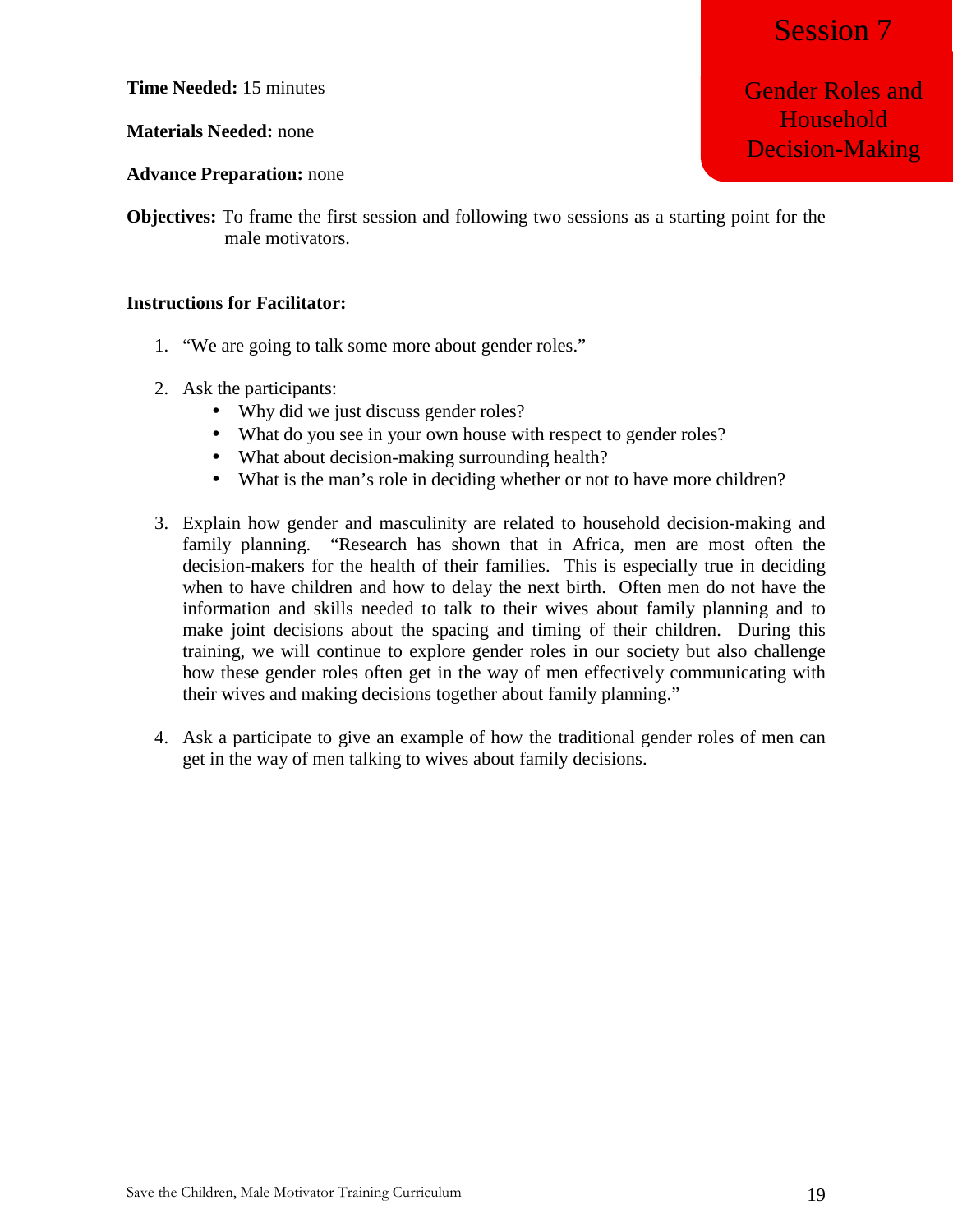# Session 7

## Gender Roles and Household Decision-Making

**Time Needed:** 15 minutes

**Materials Needed:** none

**Advance Preparation:** none

**Objectives:** To frame the first session and following two sessions as a starting point for the male motivators.

**Instructions for Facilitator:**

1. "We are going to talk some more about gender roles."

2. Ask the participants:
   - Why did we just discuss gender roles?
   - What do you see in your own house with respect to gender roles?
   - What about decision-making surrounding health?
   - What is the man's role in deciding whether or not to have more children?

3. Explain how gender and masculinity are related to household decision-making and family planning. "Research has shown that in Africa, men are most often the decision-makers for the health of their families. This is especially true in deciding when to have children and how to delay the next birth. Often men do not have the information and skills needed to talk to their wives about family planning and to make joint decisions about the spacing and timing of their children. During this training, we will continue to explore gender roles in our society but also challenge how these gender roles often get in the way of men effectively communicating with their wives and making decisions together about family planning."

4. Ask a participate to give an example of how the traditional gender roles of men can get in the way of men talking to wives about family decisions.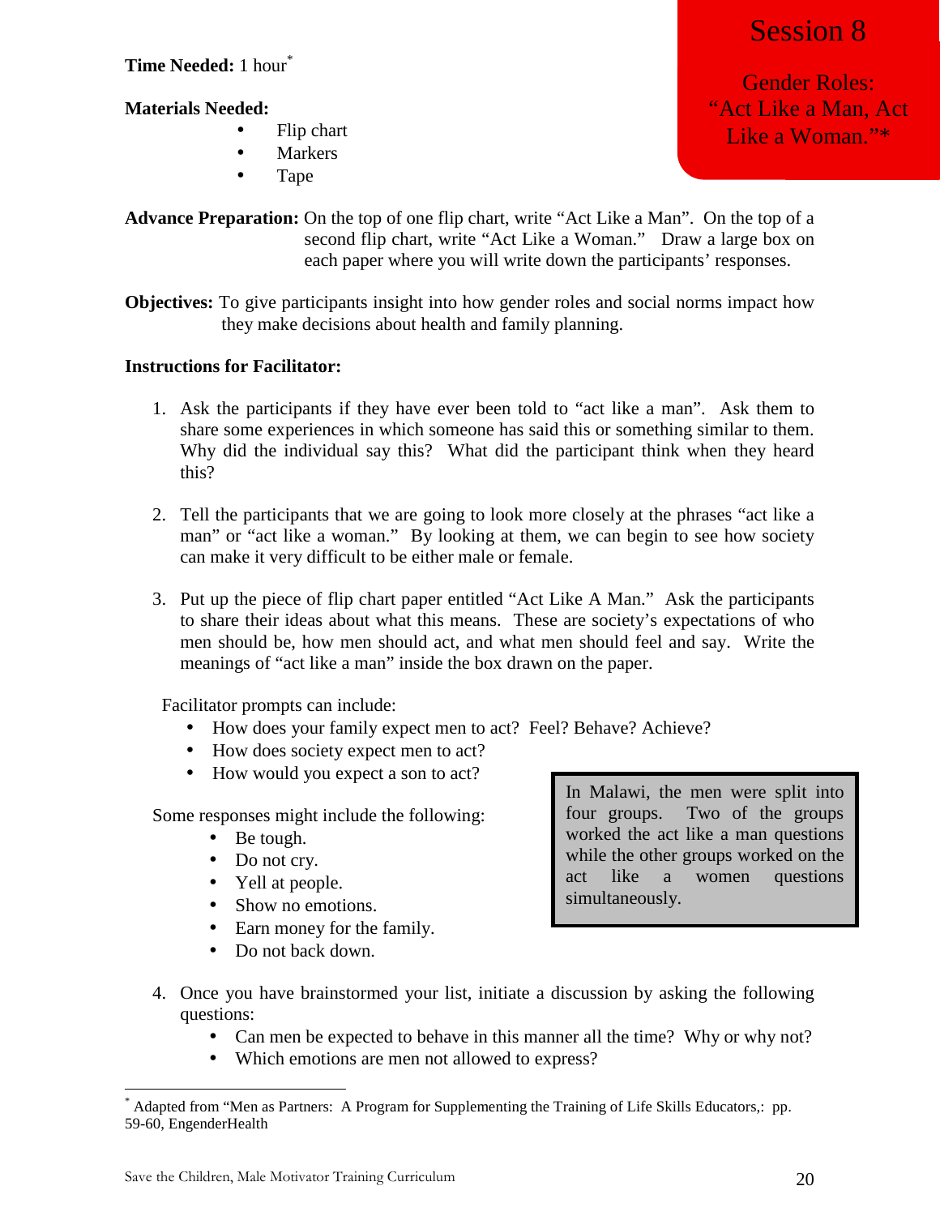# Session 8

## Gender Roles: "Act Like a Man, Act Like a Woman."*

**Time Needed:** 1 hour*

**Materials Needed:**

- Flip chart
- Markers
- Tape

**Advance Preparation:** On the top of one flip chart, write "Act Like a Man". On the top of a second flip chart, write "Act Like a Woman." Draw a large box on each paper where you will write down the participants' responses.

**Objectives:** To give participants insight into how gender roles and social norms impact how they make decisions about health and family planning.

**Instructions for Facilitator:**

1. Ask the participants if they have ever been told to "act like a man". Ask them to share some experiences in which someone has said this or something similar to them. Why did the individual say this? What did the participant think when they heard this?

2. Tell the participants that we are going to look more closely at the phrases "act like a man" or "act like a woman." By looking at them, we can begin to see how society can make it very difficult to be either male or female.

3. Put up the piece of flip chart paper entitled "Act Like A Man." Ask the participants to share their ideas about what this means. These are society's expectations of who men should be, how men should act, and what men should feel and say. Write the meanings of "act like a man" inside the box drawn on the paper.

   Facilitator prompts can include:
   - How does your family expect men to act? Feel? Behave? Achieve?
   - How does society expect men to act?
   - How would you expect a son to act?

   Some responses might include the following:
   - Be tough.
   - Do not cry.
   - Yell at people.
   - Show no emotions.
   - Earn money for the family.
   - Do not back down.

> In Malawi, the men were split into four groups. Two of the groups worked the act like a man questions while the other groups worked on the act like a women questions simultaneously.

4. Once you have brainstormed your list, initiate a discussion by asking the following questions:
   - Can men be expected to behave in this manner all the time? Why or why not?
   - Which emotions are men not allowed to express?

---

* Adapted from "Men as Partners: A Program for Supplementing the Training of Life Skills Educators,: pp. 59-60, EngenderHealth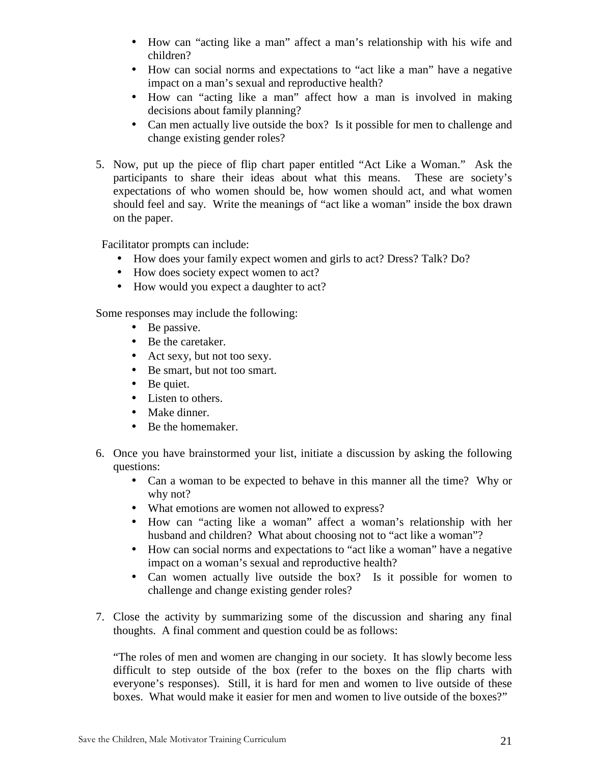- How can "acting like a man" affect a man's relationship with his wife and children?
- How can social norms and expectations to "act like a man" have a negative impact on a man's sexual and reproductive health?
- How can "acting like a man" affect how a man is involved in making decisions about family planning?
- Can men actually live outside the box? Is it possible for men to challenge and change existing gender roles?

5. Now, put up the piece of flip chart paper entitled "Act Like a Woman." Ask the participants to share their ideas about what this means. These are society's expectations of who women should be, how women should act, and what women should feel and say. Write the meanings of "act like a woman" inside the box drawn on the paper.

Facilitator prompts can include:

- How does your family expect women and girls to act? Dress? Talk? Do?
- How does society expect women to act?
- How would you expect a daughter to act?

Some responses may include the following:

- Be passive.
- Be the caretaker.
- Act sexy, but not too sexy.
- Be smart, but not too smart.
- Be quiet.
- Listen to others.
- Make dinner.
- Be the homemaker.

6. Once you have brainstormed your list, initiate a discussion by asking the following questions:
   - Can a woman to be expected to behave in this manner all the time? Why or why not?
   - What emotions are women not allowed to express?
   - How can "acting like a woman" affect a woman's relationship with her husband and children? What about choosing not to "act like a woman"?
   - How can social norms and expectations to "act like a woman" have a negative impact on a woman's sexual and reproductive health?
   - Can women actually live outside the box? Is it possible for women to challenge and change existing gender roles?

7. Close the activity by summarizing some of the discussion and sharing any final thoughts. A final comment and question could be as follows:

   "The roles of men and women are changing in our society. It has slowly become less difficult to step outside of the box (refer to the boxes on the flip charts with everyone's responses). Still, it is hard for men and women to live outside of these boxes. What would make it easier for men and women to live outside of the boxes?"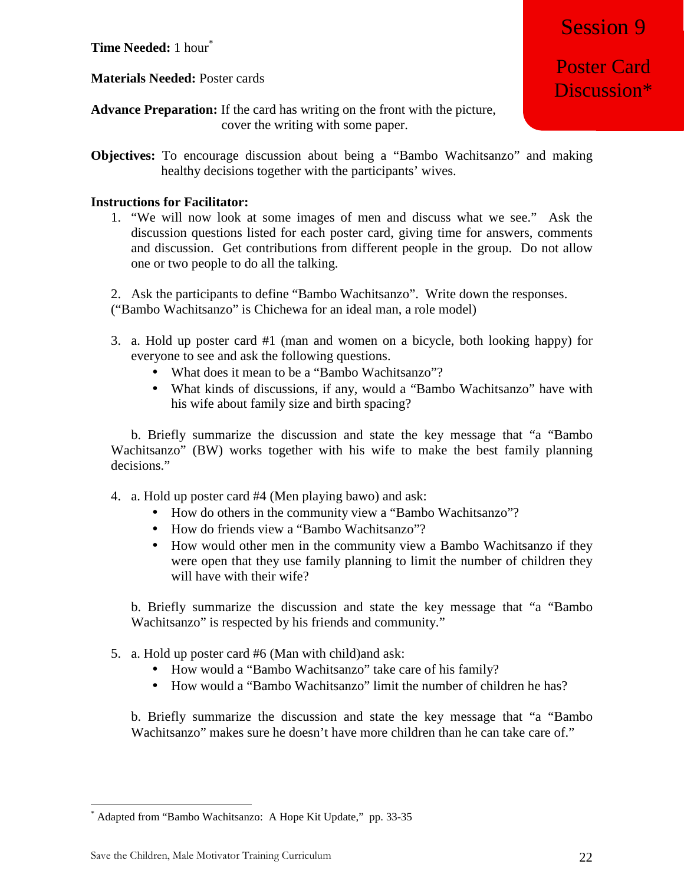# Session 9

## Poster Card Discussion*

**Time Needed:** 1 hour*

**Materials Needed:** Poster cards

**Advance Preparation:** If the card has writing on the front with the picture, cover the writing with some paper.

**Objectives:** To encourage discussion about being a "Bambo Wachitsanzo" and making healthy decisions together with the participants' wives.

**Instructions for Facilitator:**

1. "We will now look at some images of men and discuss what we see." Ask the discussion questions listed for each poster card, giving time for answers, comments and discussion. Get contributions from different people in the group. Do not allow one or two people to do all the talking.

2. Ask the participants to define "Bambo Wachitsanzo". Write down the responses. ("Bambo Wachitsanzo" is Chichewa for an ideal man, a role model)

3. a. Hold up poster card #1 (man and women on a bicycle, both looking happy) for everyone to see and ask the following questions.
   - What does it mean to be a "Bambo Wachitsanzo"?
   - What kinds of discussions, if any, would a "Bambo Wachitsanzo" have with his wife about family size and birth spacing?

   b. Briefly summarize the discussion and state the key message that "a "Bambo Wachitsanzo" (BW) works together with his wife to make the best family planning decisions."

4. a. Hold up poster card #4 (Men playing bawo) and ask:
   - How do others in the community view a "Bambo Wachitsanzo"?
   - How do friends view a "Bambo Wachitsanzo"?
   - How would other men in the community view a Bambo Wachitsanzo if they were open that they use family planning to limit the number of children they will have with their wife?

   b. Briefly summarize the discussion and state the key message that "a "Bambo Wachitsanzo" is respected by his friends and community."

5. a. Hold up poster card #6 (Man with child)and ask:
   - How would a "Bambo Wachitsanzo" take care of his family?
   - How would a "Bambo Wachitsanzo" limit the number of children he has?

   b. Briefly summarize the discussion and state the key message that "a "Bambo Wachitsanzo" makes sure he doesn't have more children than he can take care of."

---

* Adapted from "Bambo Wachitsanzo: A Hope Kit Update," pp. 33-35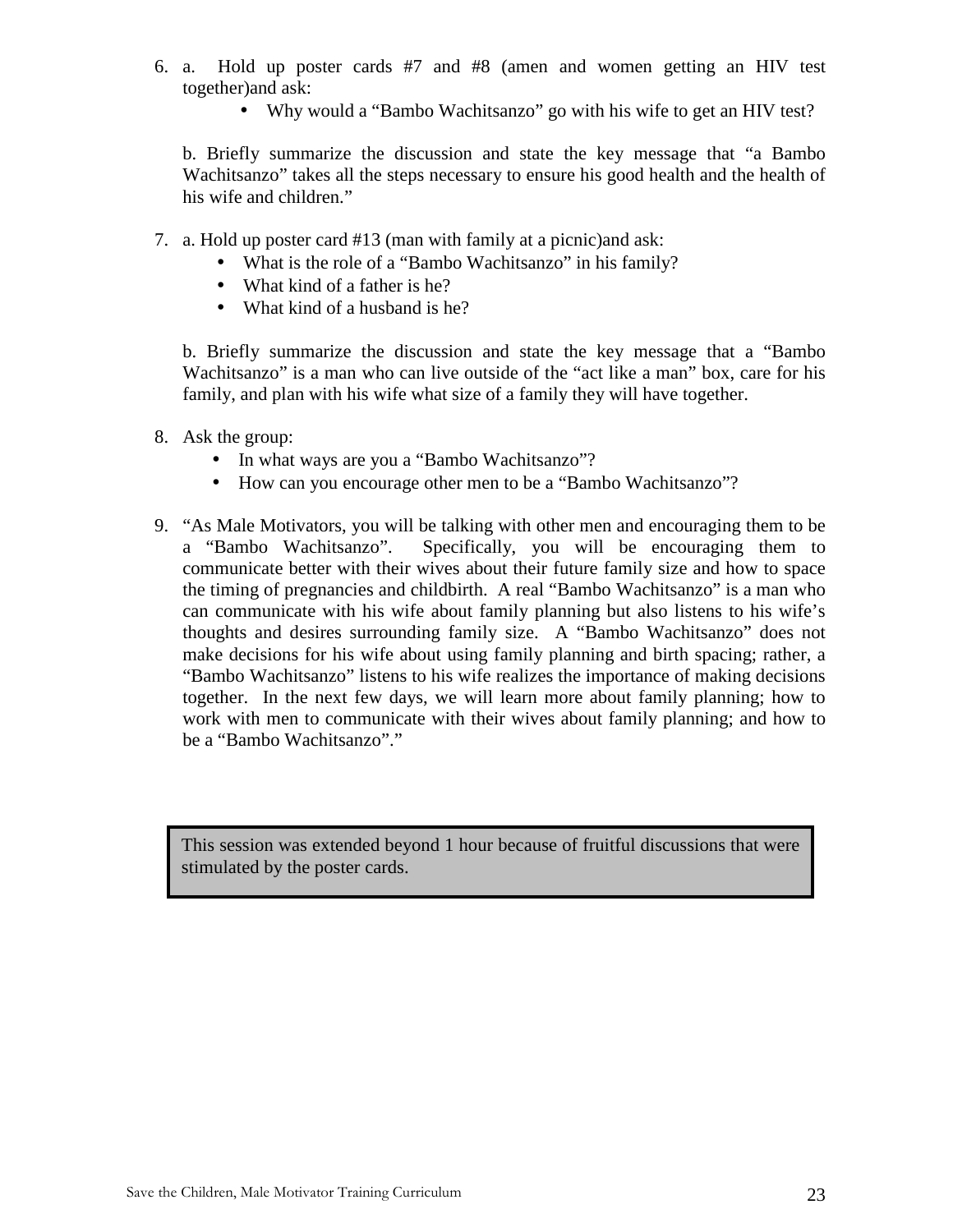6. a. Hold up poster cards #7 and #8 (amen and women getting an HIV test together)and ask:
   - Why would a "Bambo Wachitsanzo" go with his wife to get an HIV test?

   b. Briefly summarize the discussion and state the key message that "a Bambo Wachitsanzo" takes all the steps necessary to ensure his good health and the health of his wife and children."

7. a. Hold up poster card #13 (man with family at a picnic)and ask:
   - What is the role of a "Bambo Wachitsanzo" in his family?
   - What kind of a father is he?
   - What kind of a husband is he?

   b. Briefly summarize the discussion and state the key message that a "Bambo Wachitsanzo" is a man who can live outside of the "act like a man" box, care for his family, and plan with his wife what size of a family they will have together.

8. Ask the group:
   - In what ways are you a "Bambo Wachitsanzo"?
   - How can you encourage other men to be a "Bambo Wachitsanzo"?

9. "As Male Motivators, you will be talking with other men and encouraging them to be a "Bambo Wachitsanzo". Specifically, you will be encouraging them to communicate better with their wives about their future family size and how to space the timing of pregnancies and childbirth. A real "Bambo Wachitsanzo" is a man who can communicate with his wife about family planning but also listens to his wife's thoughts and desires surrounding family size. A "Bambo Wachitsanzo" does not make decisions for his wife about using family planning and birth spacing; rather, a "Bambo Wachitsanzo" listens to his wife realizes the importance of making decisions together. In the next few days, we will learn more about family planning; how to work with men to communicate with their wives about family planning; and how to be a "Bambo Wachitsanzo"."

> This session was extended beyond 1 hour because of fruitful discussions that were stimulated by the poster cards.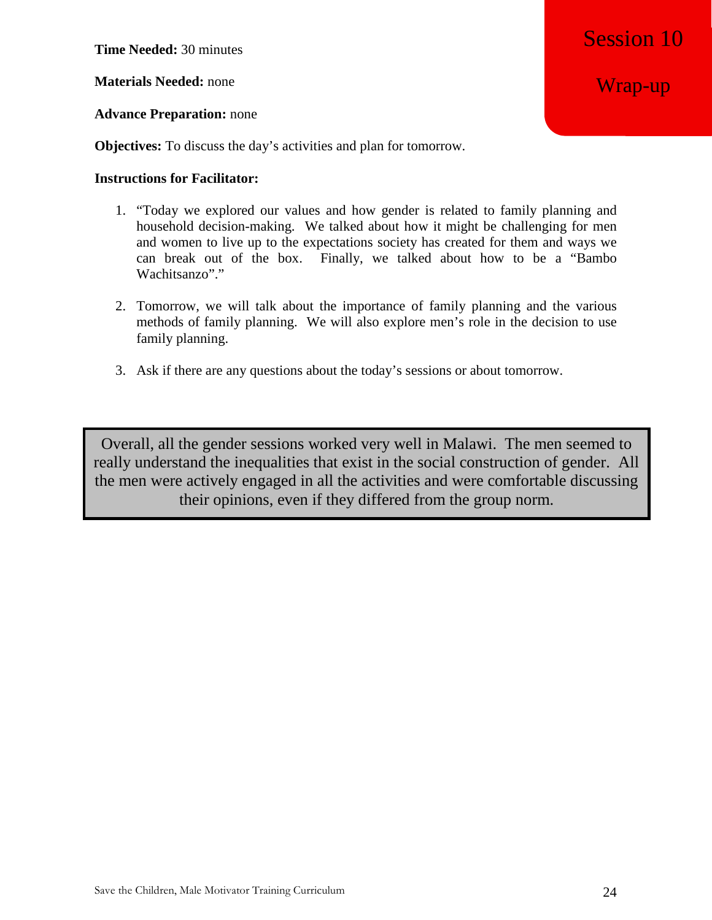# Session 10

## Wrap-up

**Time Needed:** 30 minutes

**Materials Needed:** none

**Advance Preparation:** none

**Objectives:** To discuss the day's activities and plan for tomorrow.

**Instructions for Facilitator:**

1. "Today we explored our values and how gender is related to family planning and household decision-making. We talked about how it might be challenging for men and women to live up to the expectations society has created for them and ways we can break out of the box. Finally, we talked about how to be a "Bambo Wachitsanzo"."

2. Tomorrow, we will talk about the importance of family planning and the various methods of family planning. We will also explore men's role in the decision to use family planning.

3. Ask if there are any questions about the today's sessions or about tomorrow.

> Overall, all the gender sessions worked very well in Malawi. The men seemed to really understand the inequalities that exist in the social construction of gender. All the men were actively engaged in all the activities and were comfortable discussing their opinions, even if they differed from the group norm.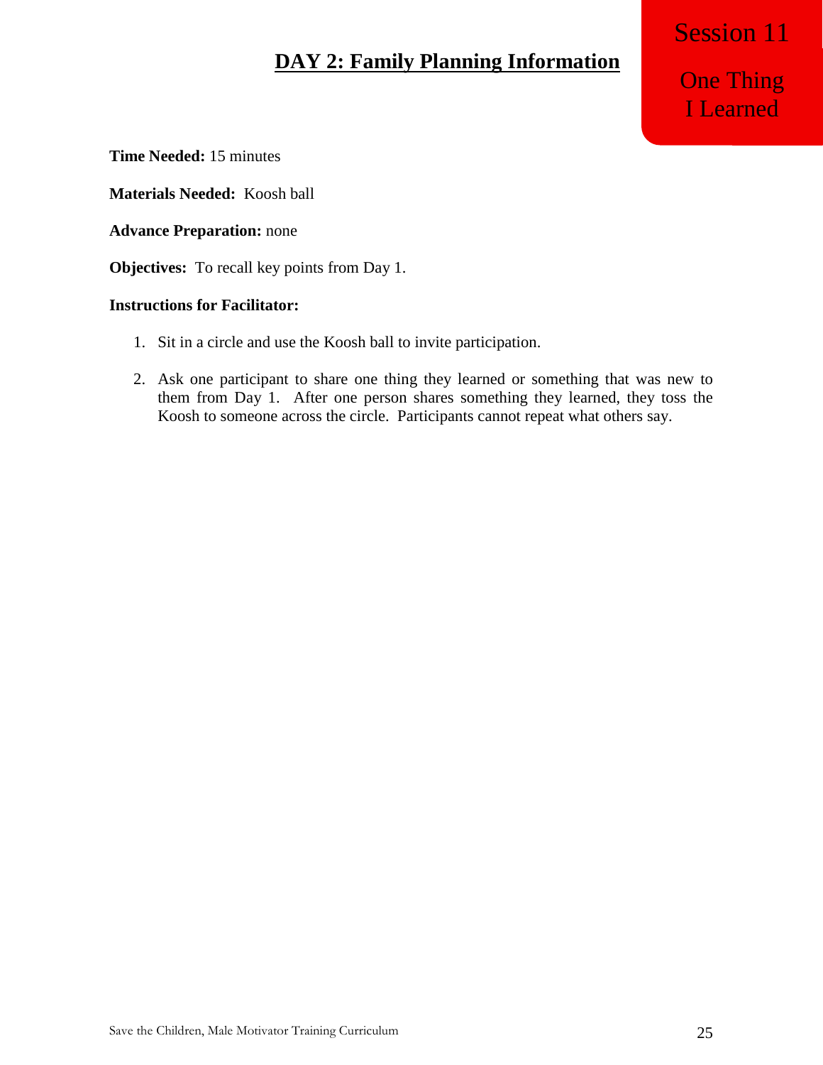# DAY 2: Family Planning Information

**Session 11**

**One Thing I Learned**

**Time Needed:** 15 minutes

**Materials Needed:** Koosh ball

**Advance Preparation:** none

**Objectives:** To recall key points from Day 1.

**Instructions for Facilitator:**

1. Sit in a circle and use the Koosh ball to invite participation.

2. Ask one participant to share one thing they learned or something that was new to them from Day 1. After one person shares something they learned, they toss the Koosh to someone across the circle. Participants cannot repeat what others say.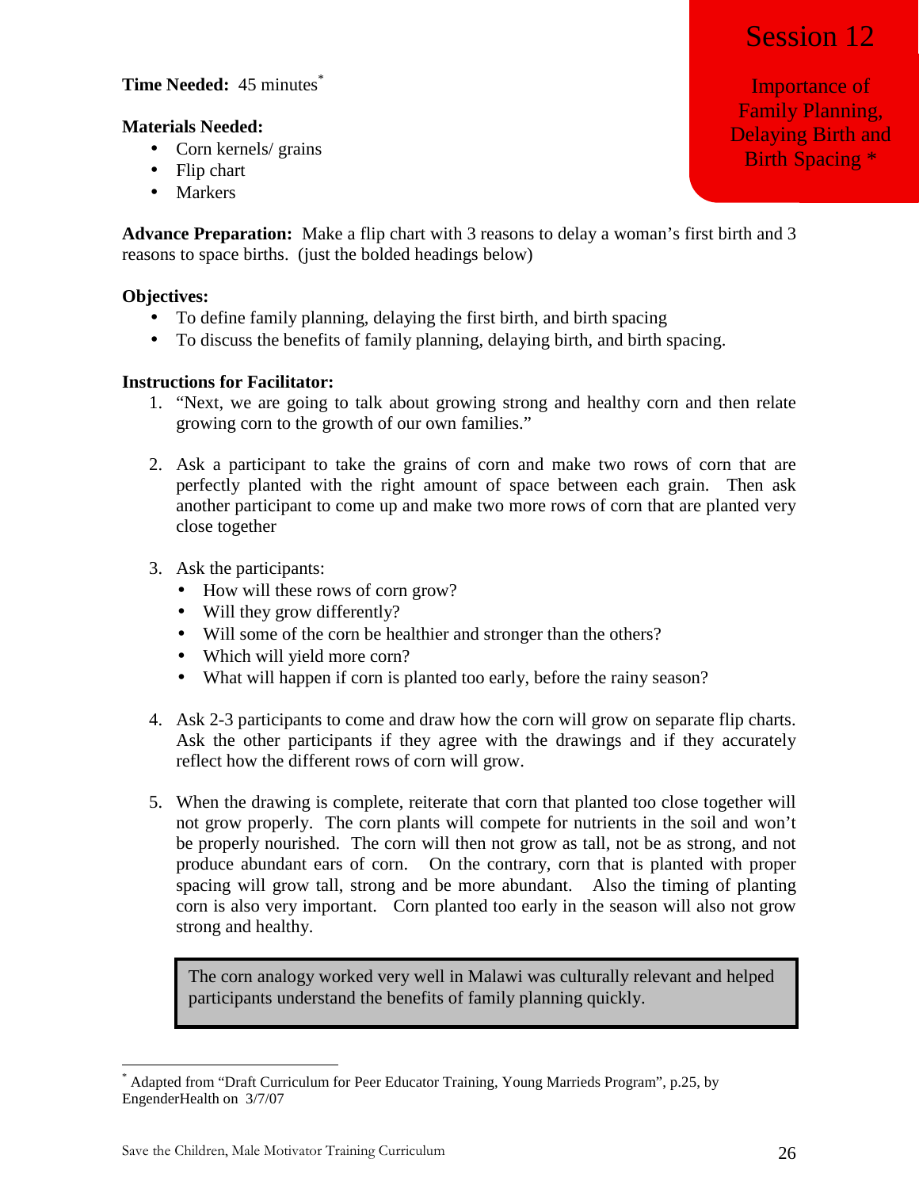# Session 12

## Importance of Family Planning, Delaying Birth and Birth Spacing *

**Time Needed:** 45 minutes*

**Materials Needed:**

- Corn kernels/ grains
- Flip chart
- Markers

**Advance Preparation:** Make a flip chart with 3 reasons to delay a woman's first birth and 3 reasons to space births. (just the bolded headings below)

**Objectives:**

- To define family planning, delaying the first birth, and birth spacing
- To discuss the benefits of family planning, delaying birth, and birth spacing.

**Instructions for Facilitator:**

1. "Next, we are going to talk about growing strong and healthy corn and then relate growing corn to the growth of our own families."

2. Ask a participant to take the grains of corn and make two rows of corn that are perfectly planted with the right amount of space between each grain. Then ask another participant to come up and make two more rows of corn that are planted very close together

3. Ask the participants:
   - How will these rows of corn grow?
   - Will they grow differently?
   - Will some of the corn be healthier and stronger than the others?
   - Which will yield more corn?
   - What will happen if corn is planted too early, before the rainy season?

4. Ask 2-3 participants to come and draw how the corn will grow on separate flip charts. Ask the other participants if they agree with the drawings and if they accurately reflect how the different rows of corn will grow.

5. When the drawing is complete, reiterate that corn that planted too close together will not grow properly. The corn plants will compete for nutrients in the soil and won't be properly nourished. The corn will then not grow as tall, not be as strong, and not produce abundant ears of corn. On the contrary, corn that is planted with proper spacing will grow tall, strong and be more abundant. Also the timing of planting corn is also very important. Corn planted too early in the season will also not grow strong and healthy.

> The corn analogy worked very well in Malawi was culturally relevant and helped participants understand the benefits of family planning quickly.

* Adapted from "Draft Curriculum for Peer Educator Training, Young Marrieds Program", p.25, by EngenderHealth on 3/7/07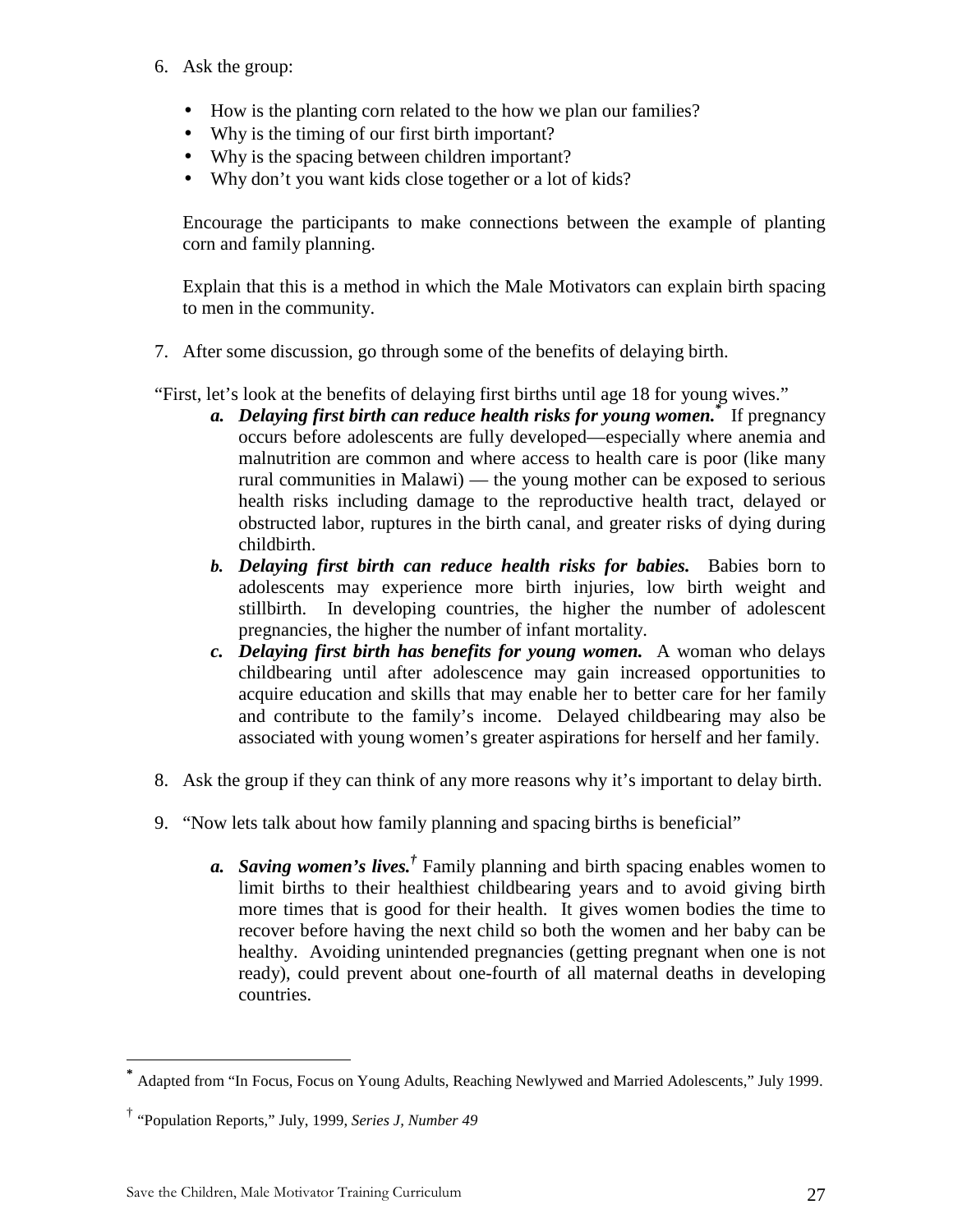6. Ask the group:

   - How is the planting corn related to the how we plan our families?
   - Why is the timing of our first birth important?
   - Why is the spacing between children important?
   - Why don't you want kids close together or a lot of kids?

   Encourage the participants to make connections between the example of planting corn and family planning.

   Explain that this is a method in which the Male Motivators can explain birth spacing to men in the community.

7. After some discussion, go through some of the benefits of delaying birth.

"First, let's look at the benefits of delaying first births until age 18 for young wives."

   a. ***Delaying first birth can reduce health risks for young women.**** If pregnancy occurs before adolescents are fully developed—especially where anemia and malnutrition are common and where access to health care is poor (like many rural communities in Malawi) — the young mother can be exposed to serious health risks including damage to the reproductive health tract, delayed or obstructed labor, ruptures in the birth canal, and greater risks of dying during childbirth.
   b. ***Delaying first birth can reduce health risks for babies.*** Babies born to adolescents may experience more birth injuries, low birth weight and stillbirth. In developing countries, the higher the number of adolescent pregnancies, the higher the number of infant mortality.
   c. ***Delaying first birth has benefits for young women.*** A woman who delays childbearing until after adolescence may gain increased opportunities to acquire education and skills that may enable her to better care for her family and contribute to the family's income. Delayed childbearing may also be associated with young women's greater aspirations for herself and her family.

8. Ask the group if they can think of any more reasons why it's important to delay birth.

9. "Now lets talk about how family planning and spacing births is beneficial"

   a. ***Saving women's lives.***† Family planning and birth spacing enables women to limit births to their healthiest childbearing years and to avoid giving birth more times that is good for their health. It gives women bodies the time to recover before having the next child so both the women and her baby can be healthy. Avoiding unintended pregnancies (getting pregnant when one is not ready), could prevent about one-fourth of all maternal deaths in developing countries.

---

\* Adapted from "In Focus, Focus on Young Adults, Reaching Newlywed and Married Adolescents," July 1999.

† "Population Reports," July, 1999, *Series J, Number 49*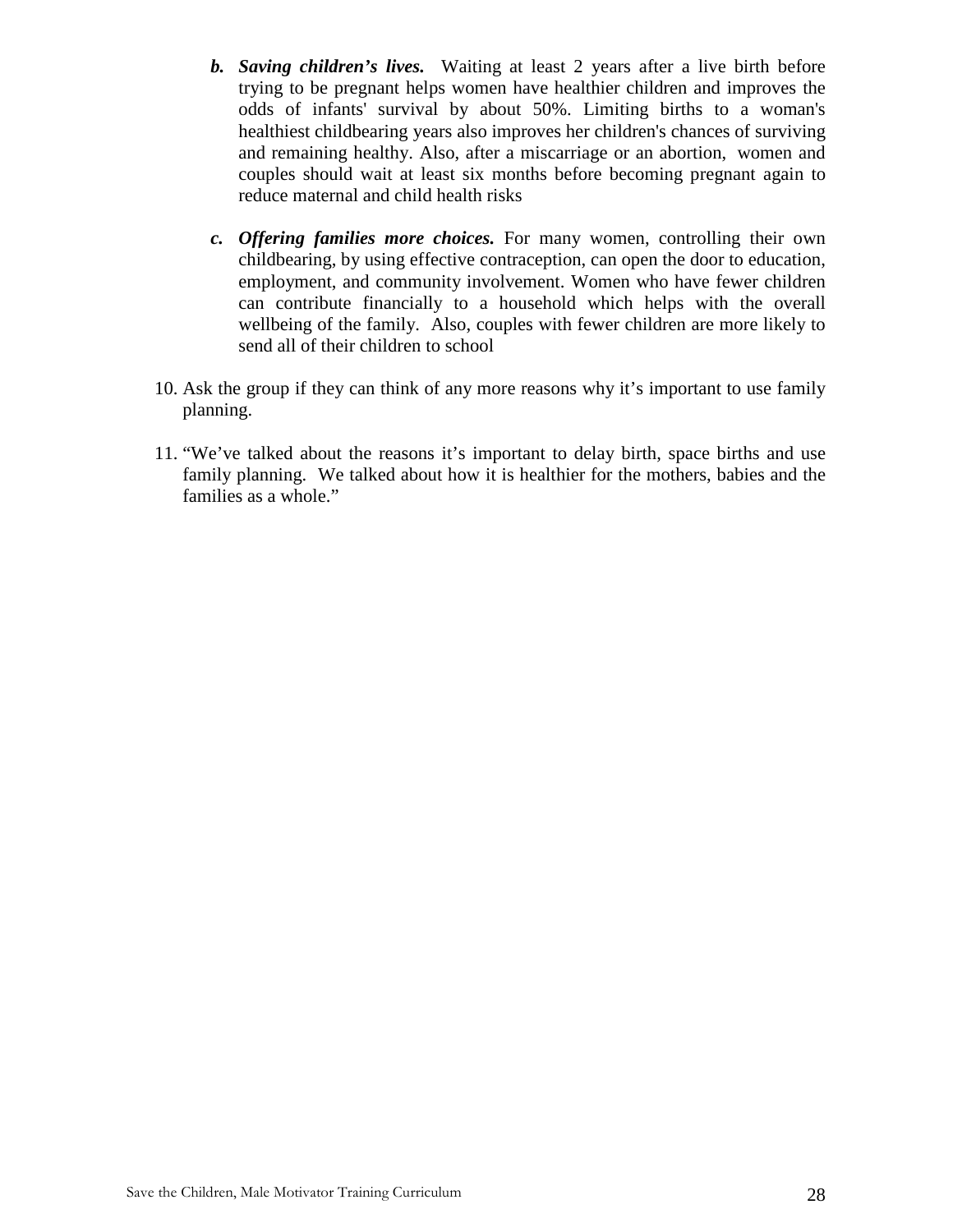b. ***Saving children's lives.*** Waiting at least 2 years after a live birth before trying to be pregnant helps women have healthier children and improves the odds of infants' survival by about 50%. Limiting births to a woman's healthiest childbearing years also improves her children's chances of surviving and remaining healthy. Also, after a miscarriage or an abortion, women and couples should wait at least six months before becoming pregnant again to reduce maternal and child health risks

c. ***Offering families more choices.*** For many women, controlling their own childbearing, by using effective contraception, can open the door to education, employment, and community involvement. Women who have fewer children can contribute financially to a household which helps with the overall wellbeing of the family. Also, couples with fewer children are more likely to send all of their children to school

10. Ask the group if they can think of any more reasons why it's important to use family planning.

11. "We've talked about the reasons it's important to delay birth, space births and use family planning. We talked about how it is healthier for the mothers, babies and the families as a whole."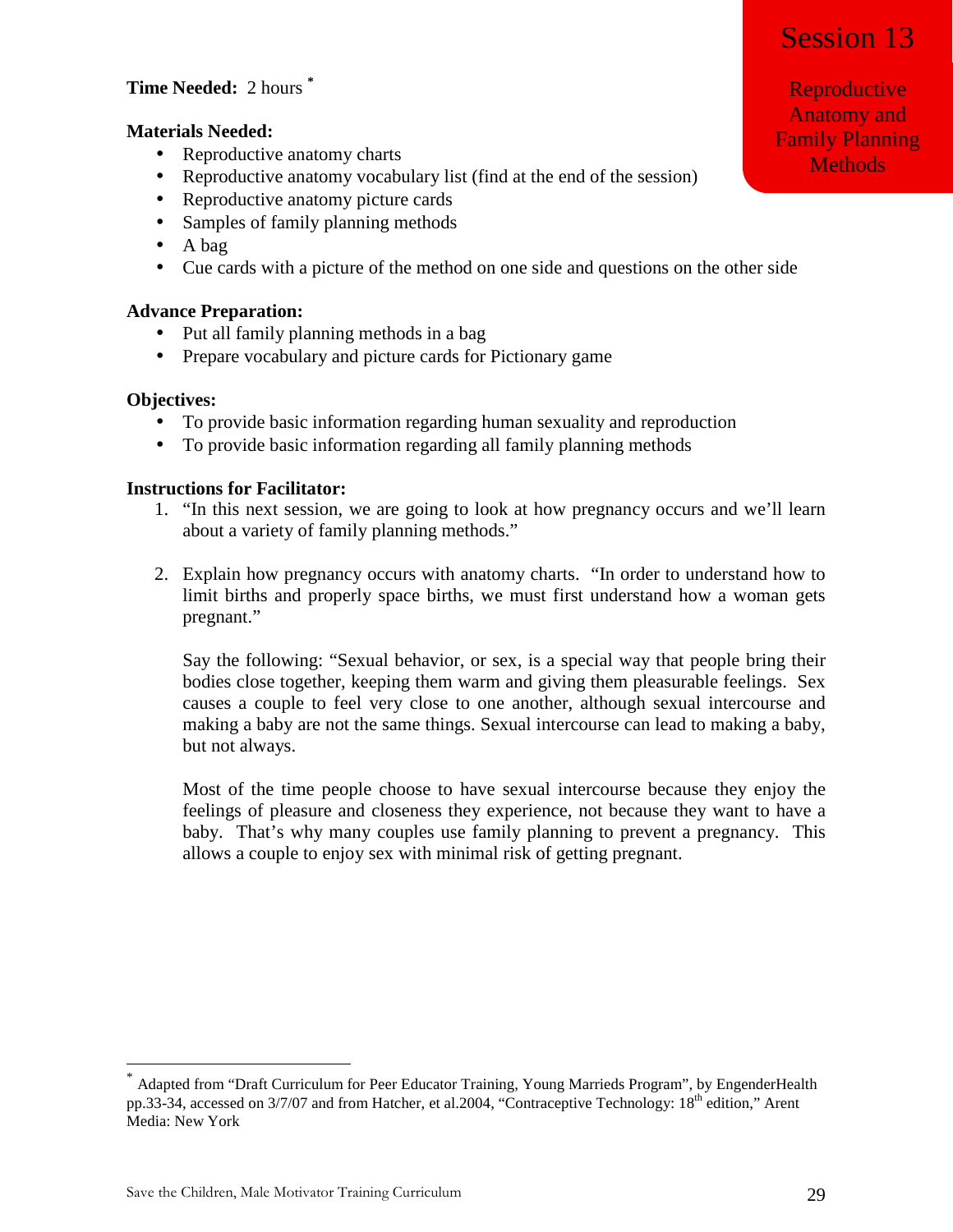# Session 13

## Reproductive Anatomy and Family Planning Methods

**Time Needed:** 2 hours [*]

**Materials Needed:**

- Reproductive anatomy charts
- Reproductive anatomy vocabulary list (find at the end of the session)
- Reproductive anatomy picture cards
- Samples of family planning methods
- A bag
- Cue cards with a picture of the method on one side and questions on the other side

**Advance Preparation:**

- Put all family planning methods in a bag
- Prepare vocabulary and picture cards for Pictionary game

**Objectives:**

- To provide basic information regarding human sexuality and reproduction
- To provide basic information regarding all family planning methods

**Instructions for Facilitator:**

1. "In this next session, we are going to look at how pregnancy occurs and we'll learn about a variety of family planning methods."

2. Explain how pregnancy occurs with anatomy charts. "In order to understand how to limit births and properly space births, we must first understand how a woman gets pregnant."

   Say the following: "Sexual behavior, or sex, is a special way that people bring their bodies close together, keeping them warm and giving them pleasurable feelings. Sex causes a couple to feel very close to one another, although sexual intercourse and making a baby are not the same things. Sexual intercourse can lead to making a baby, but not always.

   Most of the time people choose to have sexual intercourse because they enjoy the feelings of pleasure and closeness they experience, not because they want to have a baby. That's why many couples use family planning to prevent a pregnancy. This allows a couple to enjoy sex with minimal risk of getting pregnant.

---

[*] Adapted from "Draft Curriculum for Peer Educator Training, Young Marrieds Program", by EngenderHealth pp.33-34, accessed on 3/7/07 and from Hatcher, et al.2004, "Contraceptive Technology: 18th edition," Arent Media: New York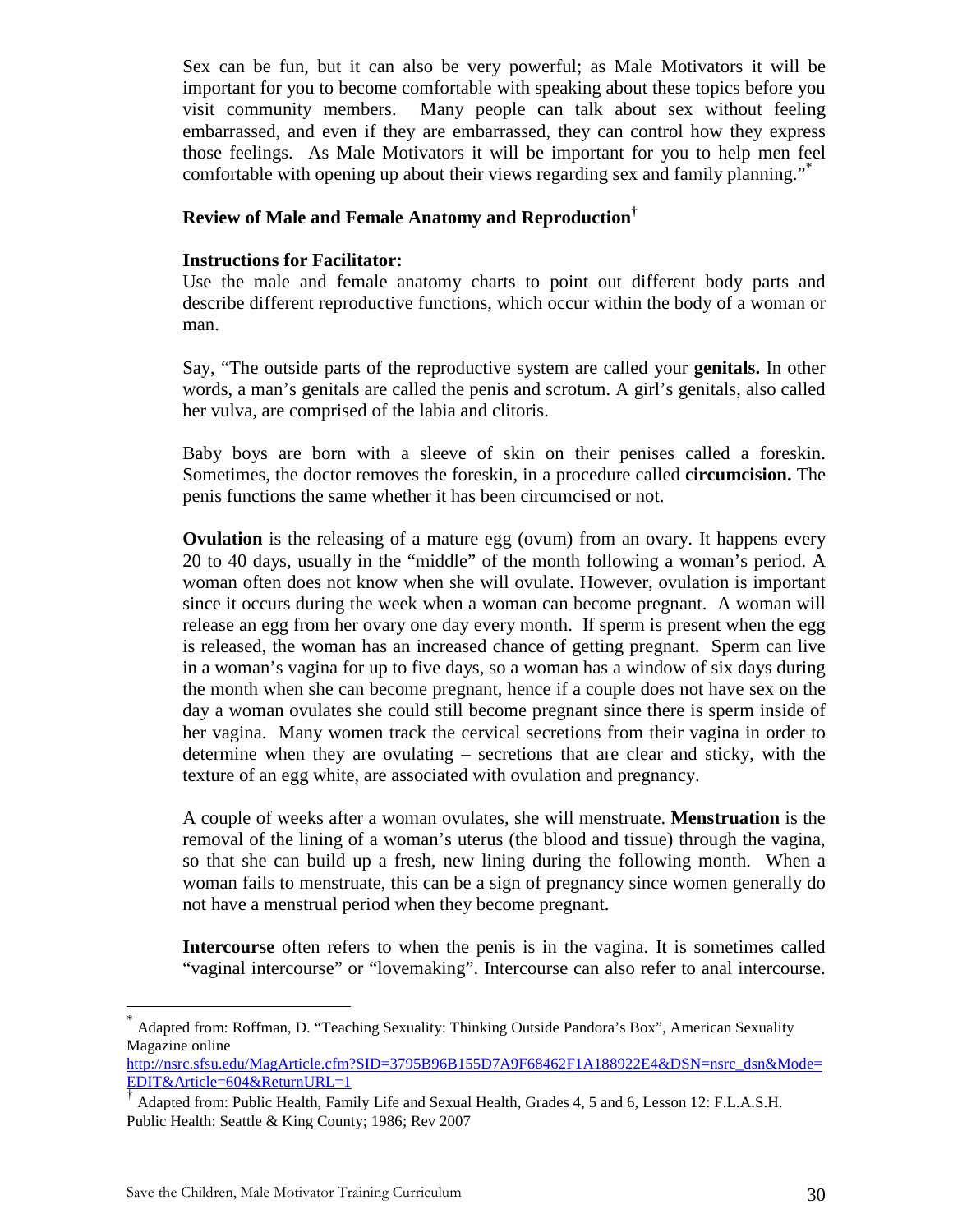Sex can be fun, but it can also be very powerful; as Male Motivators it will be important for you to become comfortable with speaking about these topics before you visit community members. Many people can talk about sex without feeling embarrassed, and even if they are embarrassed, they can control how they express those feelings. As Male Motivators it will be important for you to help men feel comfortable with opening up about their views regarding sex and family planning."[*]

**Review of Male and Female Anatomy and Reproduction[†]**

**Instructions for Facilitator:**

Use the male and female anatomy charts to point out different body parts and describe different reproductive functions, which occur within the body of a woman or man.

Say, "The outside parts of the reproductive system are called your **genitals.** In other words, a man's genitals are called the penis and scrotum. A girl's genitals, also called her vulva, are comprised of the labia and clitoris.

Baby boys are born with a sleeve of skin on their penises called a foreskin. Sometimes, the doctor removes the foreskin, in a procedure called **circumcision.** The penis functions the same whether it has been circumcised or not.

**Ovulation** is the releasing of a mature egg (ovum) from an ovary. It happens every 20 to 40 days, usually in the "middle" of the month following a woman's period. A woman often does not know when she will ovulate. However, ovulation is important since it occurs during the week when a woman can become pregnant. A woman will release an egg from her ovary one day every month. If sperm is present when the egg is released, the woman has an increased chance of getting pregnant. Sperm can live in a woman's vagina for up to five days, so a woman has a window of six days during the month when she can become pregnant, hence if a couple does not have sex on the day a woman ovulates she could still become pregnant since there is sperm inside of her vagina. Many women track the cervical secretions from their vagina in order to determine when they are ovulating – secretions that are clear and sticky, with the texture of an egg white, are associated with ovulation and pregnancy.

A couple of weeks after a woman ovulates, she will menstruate. **Menstruation** is the removal of the lining of a woman's uterus (the blood and tissue) through the vagina, so that she can build up a fresh, new lining during the following month. When a woman fails to menstruate, this can be a sign of pregnancy since women generally do not have a menstrual period when they become pregnant.

**Intercourse** often refers to when the penis is in the vagina. It is sometimes called "vaginal intercourse" or "lovemaking". Intercourse can also refer to anal intercourse.

---

[*] Adapted from: Roffman, D. "Teaching Sexuality: Thinking Outside Pandora's Box", American Sexuality Magazine online http://nsrc.sfsu.edu/MagArticle.cfm?SID=3795B96B155D7A9F68462F1A188922E4&DSN=nsrc_dsn&Mode=EDIT&Article=604&ReturnURL=1

[†] Adapted from: Public Health, Family Life and Sexual Health, Grades 4, 5 and 6, Lesson 12: F.L.A.S.H. Public Health: Seattle & King County; 1986; Rev 2007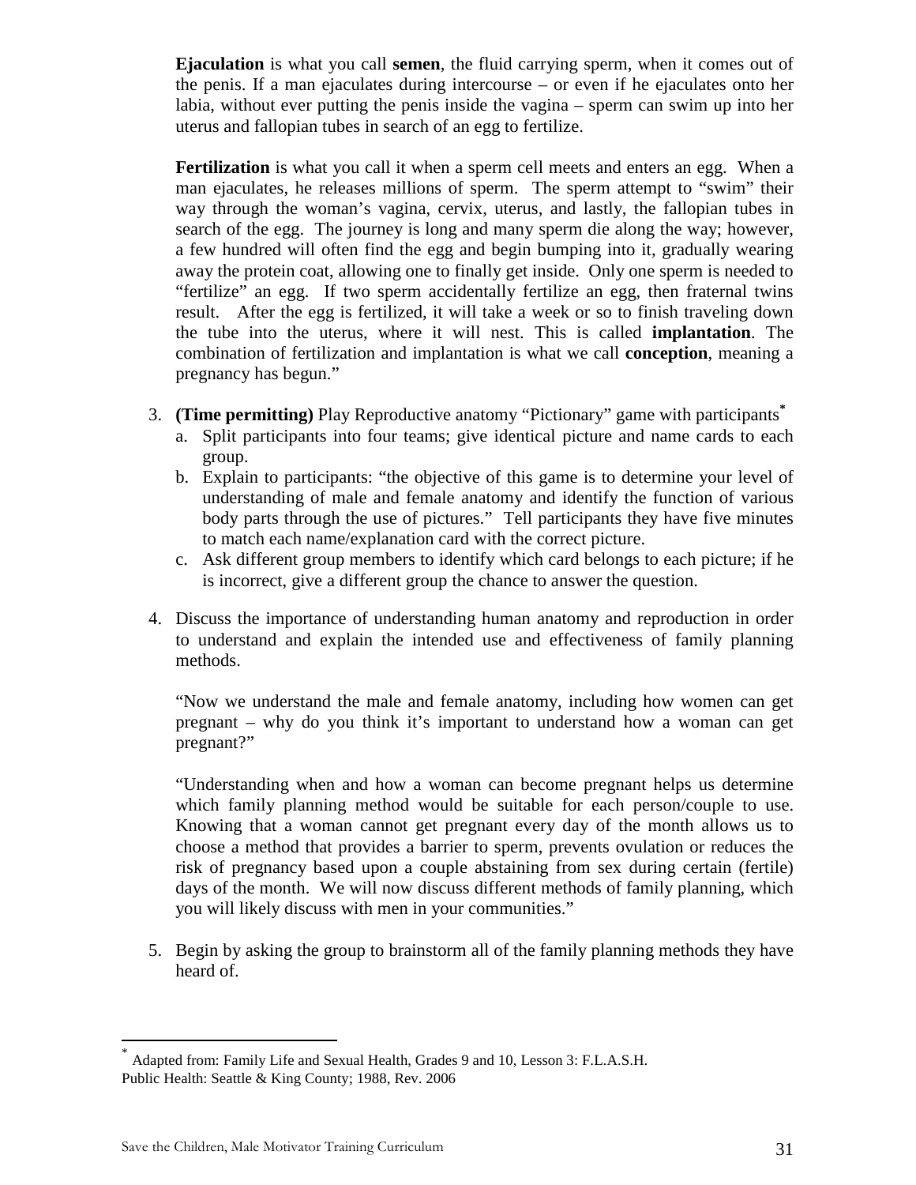**Ejaculation** is what you call **semen**, the fluid carrying sperm, when it comes out of the penis. If a man ejaculates during intercourse – or even if he ejaculates onto her labia, without ever putting the penis inside the vagina – sperm can swim up into her uterus and fallopian tubes in search of an egg to fertilize.

**Fertilization** is what you call it when a sperm cell meets and enters an egg. When a man ejaculates, he releases millions of sperm. The sperm attempt to "swim" their way through the woman's vagina, cervix, uterus, and lastly, the fallopian tubes in search of the egg. The journey is long and many sperm die along the way; however, a few hundred will often find the egg and begin bumping into it, gradually wearing away the protein coat, allowing one to finally get inside. Only one sperm is needed to "fertilize" an egg. If two sperm accidentally fertilize an egg, then fraternal twins result. After the egg is fertilized, it will take a week or so to finish traveling down the tube into the uterus, where it will nest. This is called **implantation**. The combination of fertilization and implantation is what we call **conception**, meaning a pregnancy has begun."

3. **(Time permitting)** Play Reproductive anatomy "Pictionary" game with participants[*]
   a. Split participants into four teams; give identical picture and name cards to each group.
   b. Explain to participants: "the objective of this game is to determine your level of understanding of male and female anatomy and identify the function of various body parts through the use of pictures." Tell participants they have five minutes to match each name/explanation card with the correct picture.
   c. Ask different group members to identify which card belongs to each picture; if he is incorrect, give a different group the chance to answer the question.

4. Discuss the importance of understanding human anatomy and reproduction in order to understand and explain the intended use and effectiveness of family planning methods.

   "Now we understand the male and female anatomy, including how women can get pregnant – why do you think it's important to understand how a woman can get pregnant?"

   "Understanding when and how a woman can become pregnant helps us determine which family planning method would be suitable for each person/couple to use. Knowing that a woman cannot get pregnant every day of the month allows us to choose a method that provides a barrier to sperm, prevents ovulation or reduces the risk of pregnancy based upon a couple abstaining from sex during certain (fertile) days of the month. We will now discuss different methods of family planning, which you will likely discuss with men in your communities."

5. Begin by asking the group to brainstorm all of the family planning methods they have heard of.

---

[*] Adapted from: Family Life and Sexual Health, Grades 9 and 10, Lesson 3: F.L.A.S.H. Public Health: Seattle & King County; 1988, Rev. 2006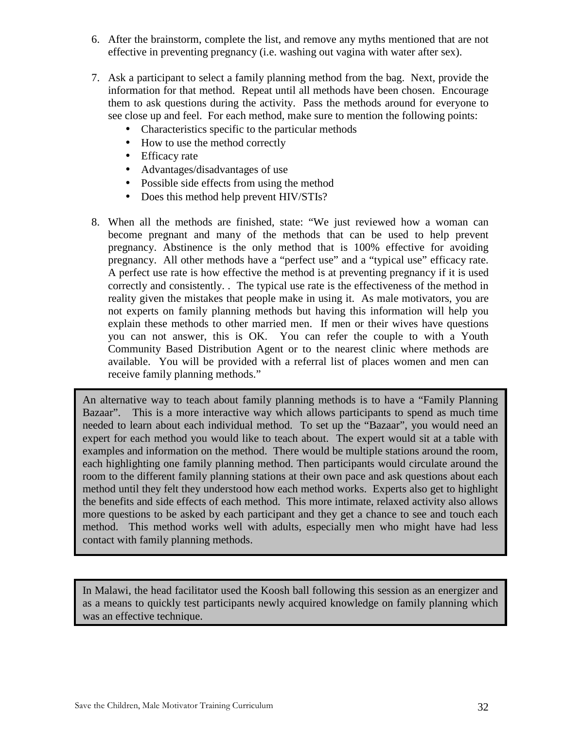6. After the brainstorm, complete the list, and remove any myths mentioned that are not effective in preventing pregnancy (i.e. washing out vagina with water after sex).

7. Ask a participant to select a family planning method from the bag. Next, provide the information for that method. Repeat until all methods have been chosen. Encourage them to ask questions during the activity. Pass the methods around for everyone to see close up and feel. For each method, make sure to mention the following points:
   - Characteristics specific to the particular methods
   - How to use the method correctly
   - Efficacy rate
   - Advantages/disadvantages of use
   - Possible side effects from using the method
   - Does this method help prevent HIV/STIs?

8. When all the methods are finished, state: "We just reviewed how a woman can become pregnant and many of the methods that can be used to help prevent pregnancy. Abstinence is the only method that is 100% effective for avoiding pregnancy. All other methods have a "perfect use" and a "typical use" efficacy rate. A perfect use rate is how effective the method is at preventing pregnancy if it is used correctly and consistently. . The typical use rate is the effectiveness of the method in reality given the mistakes that people make in using it. As male motivators, you are not experts on family planning methods but having this information will help you explain these methods to other married men. If men or their wives have questions you can not answer, this is OK. You can refer the couple to with a Youth Community Based Distribution Agent or to the nearest clinic where methods are available. You will be provided with a referral list of places women and men can receive family planning methods."

> An alternative way to teach about family planning methods is to have a "Family Planning Bazaar". This is a more interactive way which allows participants to spend as much time needed to learn about each individual method. To set up the "Bazaar", you would need an expert for each method you would like to teach about. The expert would sit at a table with examples and information on the method. There would be multiple stations around the room, each highlighting one family planning method. Then participants would circulate around the room to the different family planning stations at their own pace and ask questions about each method until they felt they understood how each method works. Experts also get to highlight the benefits and side effects of each method. This more intimate, relaxed activity also allows more questions to be asked by each participant and they get a chance to see and touch each method. This method works well with adults, especially men who might have had less contact with family planning methods.

> In Malawi, the head facilitator used the Koosh ball following this session as an energizer and as a means to quickly test participants newly acquired knowledge on family planning which was an effective technique.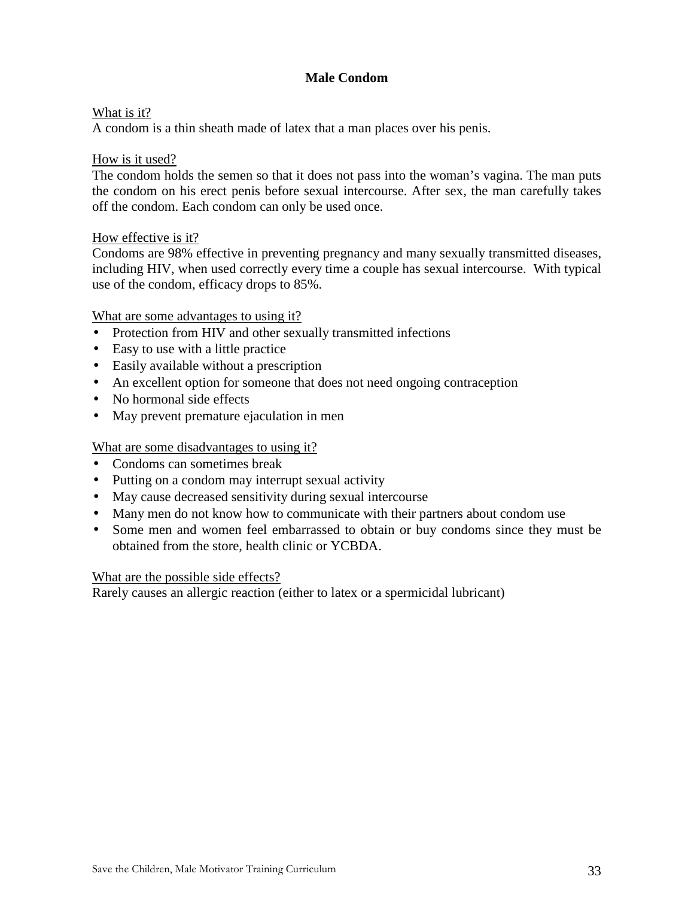## Male Condom

What is it?

A condom is a thin sheath made of latex that a man places over his penis.

How is it used?

The condom holds the semen so that it does not pass into the woman's vagina. The man puts the condom on his erect penis before sexual intercourse. After sex, the man carefully takes off the condom. Each condom can only be used once.

How effective is it?

Condoms are 98% effective in preventing pregnancy and many sexually transmitted diseases, including HIV, when used correctly every time a couple has sexual intercourse. With typical use of the condom, efficacy drops to 85%.

What are some advantages to using it?

- Protection from HIV and other sexually transmitted infections
- Easy to use with a little practice
- Easily available without a prescription
- An excellent option for someone that does not need ongoing contraception
- No hormonal side effects
- May prevent premature ejaculation in men

What are some disadvantages to using it?

- Condoms can sometimes break
- Putting on a condom may interrupt sexual activity
- May cause decreased sensitivity during sexual intercourse
- Many men do not know how to communicate with their partners about condom use
- Some men and women feel embarrassed to obtain or buy condoms since they must be obtained from the store, health clinic or YCBDA.

What are the possible side effects?

Rarely causes an allergic reaction (either to latex or a spermicidal lubricant)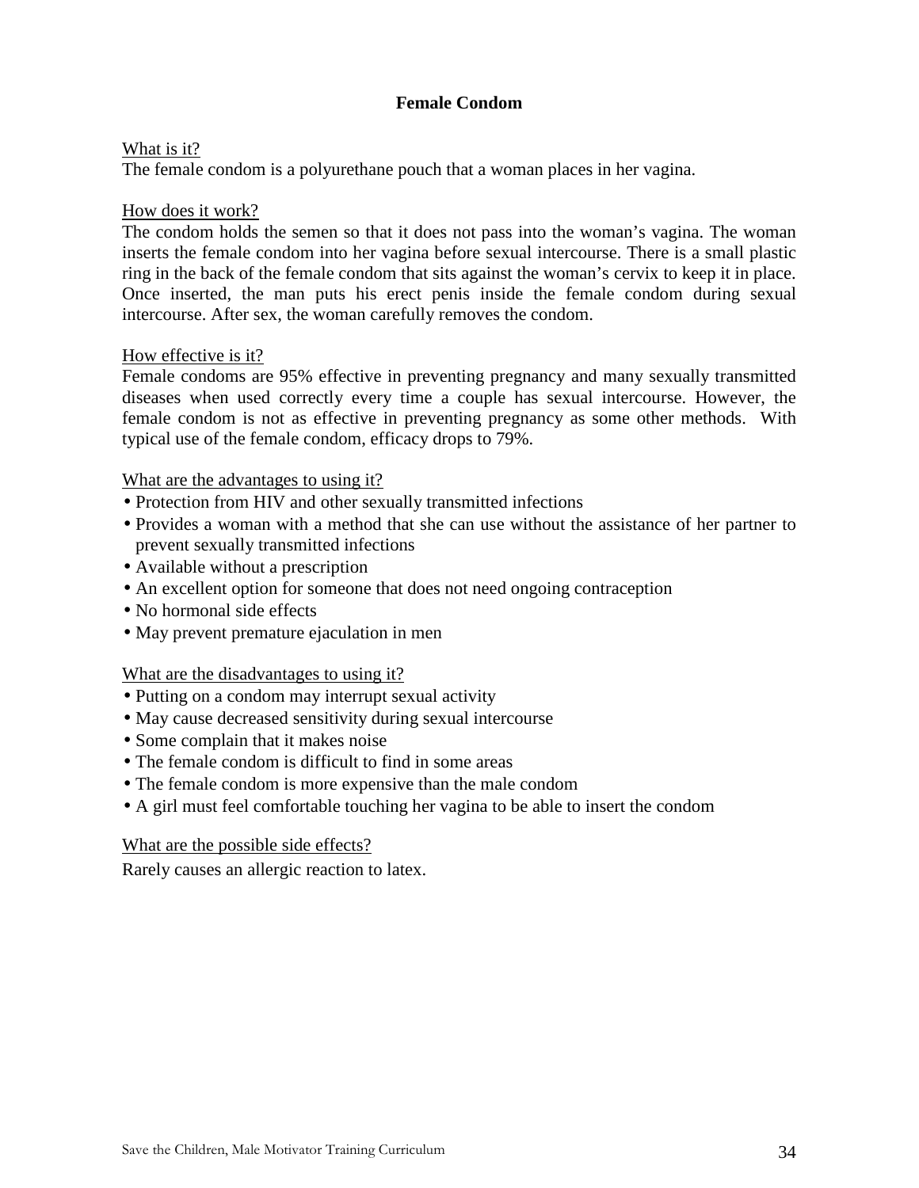## Female Condom

What is it?
The female condom is a polyurethane pouch that a woman places in her vagina.

How does it work?
The condom holds the semen so that it does not pass into the woman's vagina. The woman inserts the female condom into her vagina before sexual intercourse. There is a small plastic ring in the back of the female condom that sits against the woman's cervix to keep it in place. Once inserted, the man puts his erect penis inside the female condom during sexual intercourse. After sex, the woman carefully removes the condom.

How effective is it?
Female condoms are 95% effective in preventing pregnancy and many sexually transmitted diseases when used correctly every time a couple has sexual intercourse. However, the female condom is not as effective in preventing pregnancy as some other methods. With typical use of the female condom, efficacy drops to 79%.

What are the advantages to using it?

- Protection from HIV and other sexually transmitted infections
- Provides a woman with a method that she can use without the assistance of her partner to prevent sexually transmitted infections
- Available without a prescription
- An excellent option for someone that does not need ongoing contraception
- No hormonal side effects
- May prevent premature ejaculation in men

What are the disadvantages to using it?

- Putting on a condom may interrupt sexual activity
- May cause decreased sensitivity during sexual intercourse
- Some complain that it makes noise
- The female condom is difficult to find in some areas
- The female condom is more expensive than the male condom
- A girl must feel comfortable touching her vagina to be able to insert the condom

What are the possible side effects?
Rarely causes an allergic reaction to latex.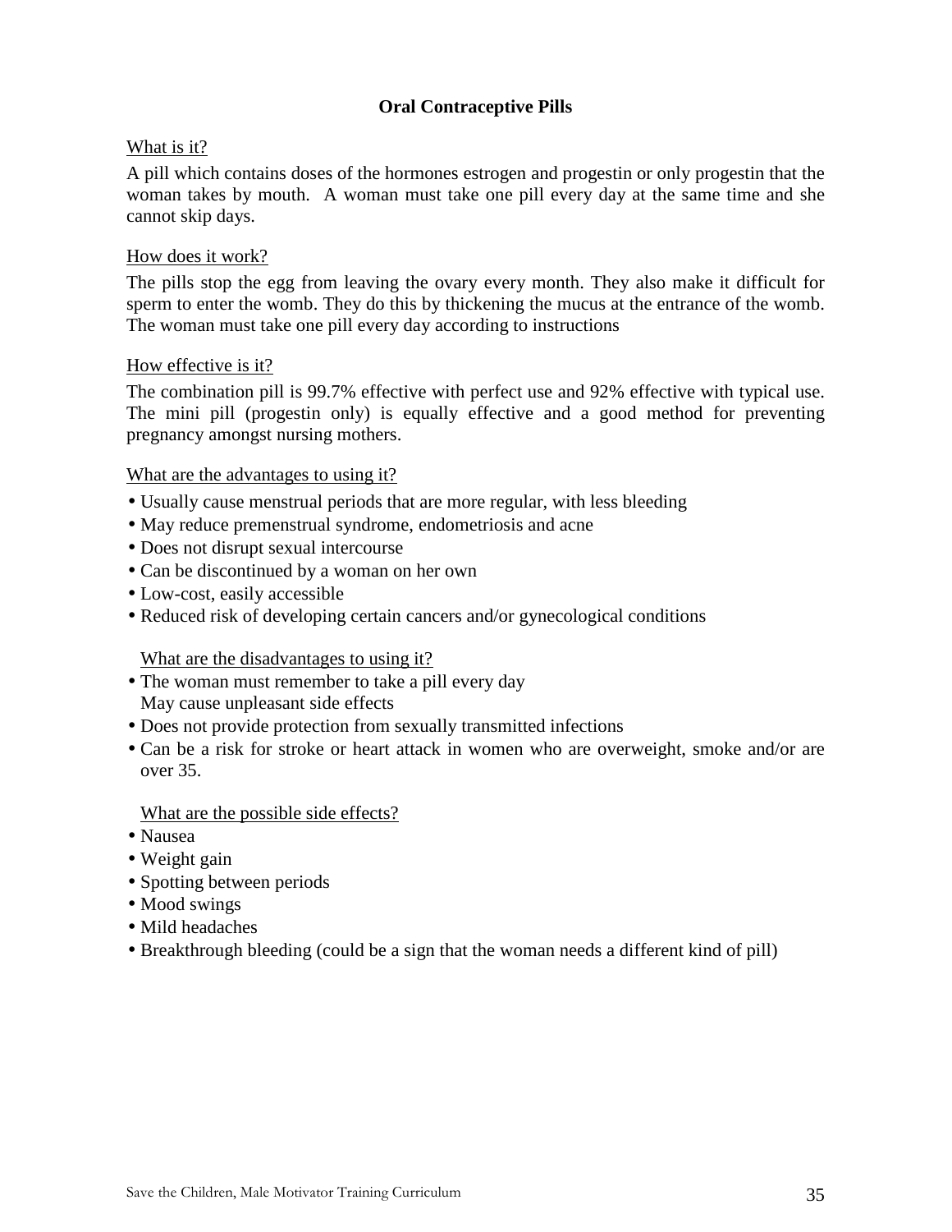## Oral Contraceptive Pills

What is it?

A pill which contains doses of the hormones estrogen and progestin or only progestin that the woman takes by mouth. A woman must take one pill every day at the same time and she cannot skip days.

How does it work?

The pills stop the egg from leaving the ovary every month. They also make it difficult for sperm to enter the womb. They do this by thickening the mucus at the entrance of the womb. The woman must take one pill every day according to instructions

How effective is it?

The combination pill is 99.7% effective with perfect use and 92% effective with typical use. The mini pill (progestin only) is equally effective and a good method for preventing pregnancy amongst nursing mothers.

What are the advantages to using it?

- Usually cause menstrual periods that are more regular, with less bleeding
- May reduce premenstrual syndrome, endometriosis and acne
- Does not disrupt sexual intercourse
- Can be discontinued by a woman on her own
- Low-cost, easily accessible
- Reduced risk of developing certain cancers and/or gynecological conditions

What are the disadvantages to using it?

- The woman must remember to take a pill every day
  May cause unpleasant side effects
- Does not provide protection from sexually transmitted infections
- Can be a risk for stroke or heart attack in women who are overweight, smoke and/or are over 35.

What are the possible side effects?

- Nausea
- Weight gain
- Spotting between periods
- Mood swings
- Mild headaches
- Breakthrough bleeding (could be a sign that the woman needs a different kind of pill)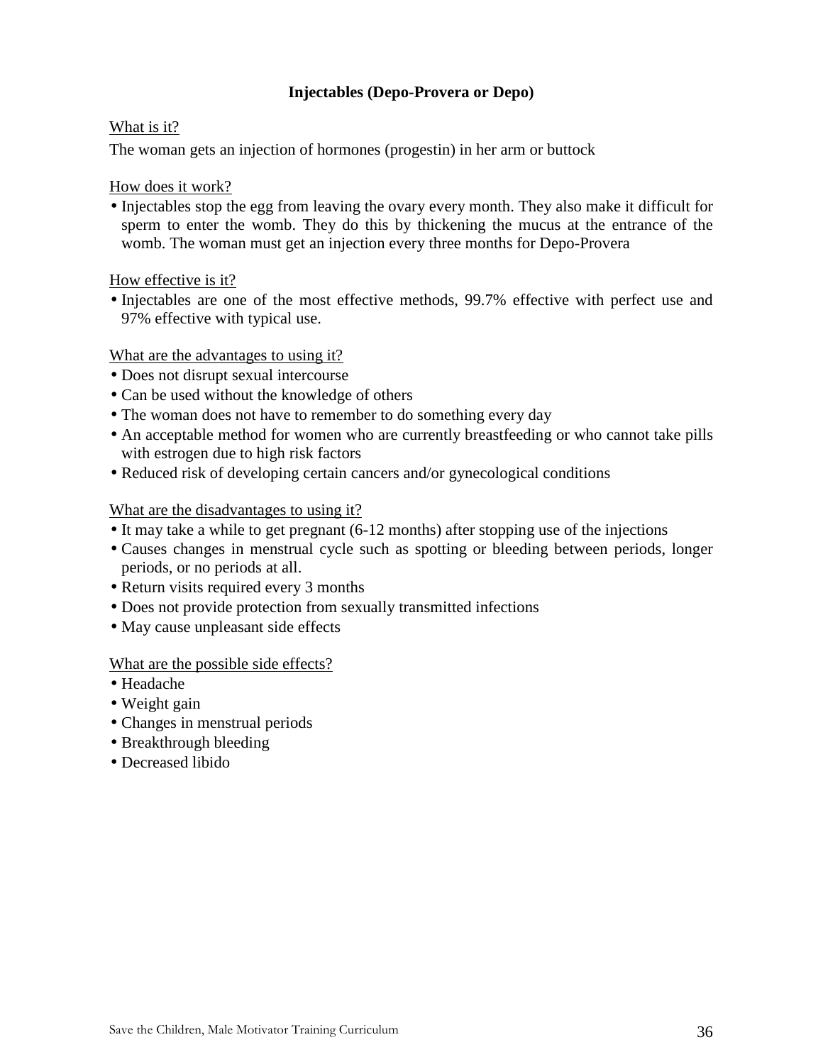## Injectables (Depo-Provera or Depo)

What is it?

The woman gets an injection of hormones (progestin) in her arm or buttock

How does it work?

- Injectables stop the egg from leaving the ovary every month. They also make it difficult for sperm to enter the womb. They do this by thickening the mucus at the entrance of the womb. The woman must get an injection every three months for Depo-Provera

How effective is it?

- Injectables are one of the most effective methods, 99.7% effective with perfect use and 97% effective with typical use.

What are the advantages to using it?

- Does not disrupt sexual intercourse
- Can be used without the knowledge of others
- The woman does not have to remember to do something every day
- An acceptable method for women who are currently breastfeeding or who cannot take pills with estrogen due to high risk factors
- Reduced risk of developing certain cancers and/or gynecological conditions

What are the disadvantages to using it?

- It may take a while to get pregnant (6-12 months) after stopping use of the injections
- Causes changes in menstrual cycle such as spotting or bleeding between periods, longer periods, or no periods at all.
- Return visits required every 3 months
- Does not provide protection from sexually transmitted infections
- May cause unpleasant side effects

What are the possible side effects?

- Headache
- Weight gain
- Changes in menstrual periods
- Breakthrough bleeding
- Decreased libido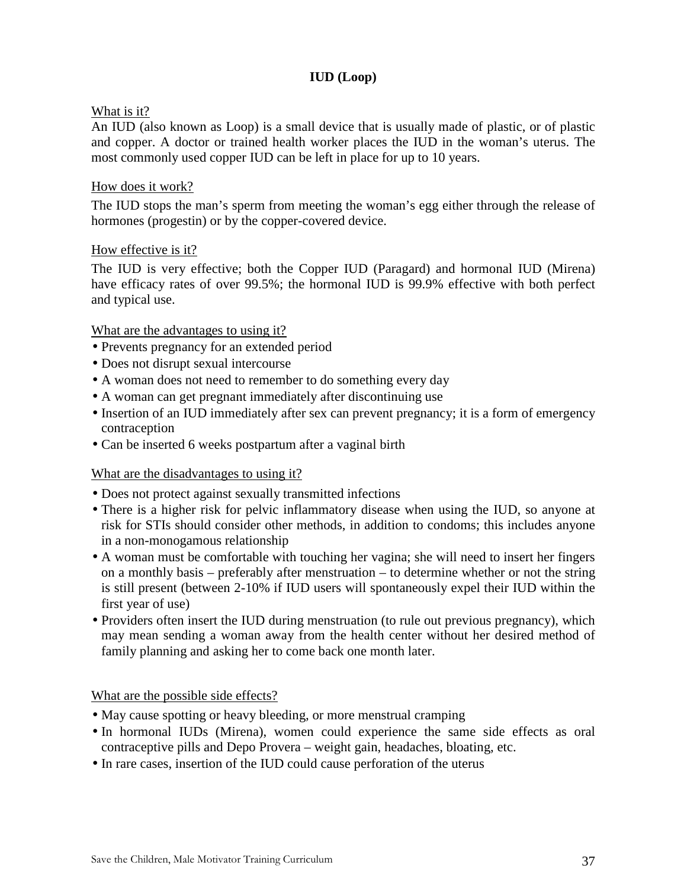# IUD (Loop)

What is it?

An IUD (also known as Loop) is a small device that is usually made of plastic, or of plastic and copper. A doctor or trained health worker places the IUD in the woman's uterus. The most commonly used copper IUD can be left in place for up to 10 years.

How does it work?

The IUD stops the man's sperm from meeting the woman's egg either through the release of hormones (progestin) or by the copper-covered device.

How effective is it?

The IUD is very effective; both the Copper IUD (Paragard) and hormonal IUD (Mirena) have efficacy rates of over 99.5%; the hormonal IUD is 99.9% effective with both perfect and typical use.

What are the advantages to using it?

- Prevents pregnancy for an extended period
- Does not disrupt sexual intercourse
- A woman does not need to remember to do something every day
- A woman can get pregnant immediately after discontinuing use
- Insertion of an IUD immediately after sex can prevent pregnancy; it is a form of emergency contraception
- Can be inserted 6 weeks postpartum after a vaginal birth

What are the disadvantages to using it?

- Does not protect against sexually transmitted infections
- There is a higher risk for pelvic inflammatory disease when using the IUD, so anyone at risk for STIs should consider other methods, in addition to condoms; this includes anyone in a non-monogamous relationship
- A woman must be comfortable with touching her vagina; she will need to insert her fingers on a monthly basis – preferably after menstruation – to determine whether or not the string is still present (between 2-10% if IUD users will spontaneously expel their IUD within the first year of use)
- Providers often insert the IUD during menstruation (to rule out previous pregnancy), which may mean sending a woman away from the health center without her desired method of family planning and asking her to come back one month later.

What are the possible side effects?

- May cause spotting or heavy bleeding, or more menstrual cramping
- In hormonal IUDs (Mirena), women could experience the same side effects as oral contraceptive pills and Depo Provera – weight gain, headaches, bloating, etc.
- In rare cases, insertion of the IUD could cause perforation of the uterus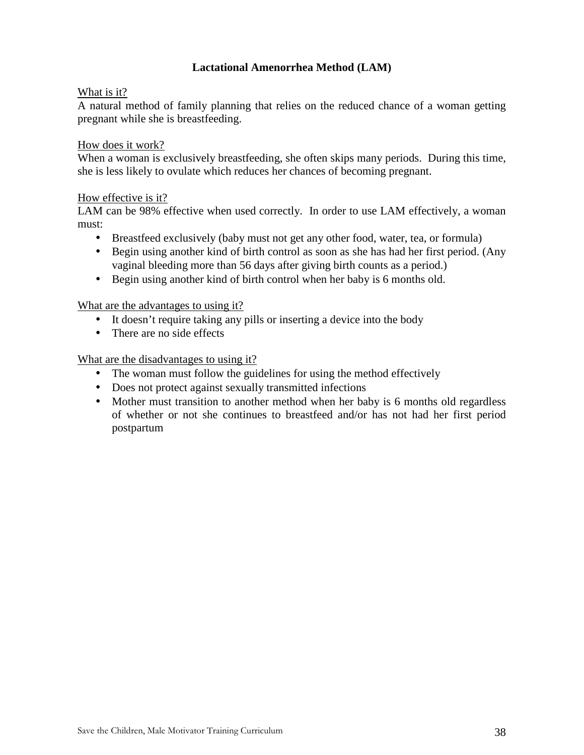## Lactational Amenorrhea Method (LAM)

What is it?

A natural method of family planning that relies on the reduced chance of a woman getting pregnant while she is breastfeeding.

How does it work?

When a woman is exclusively breastfeeding, she often skips many periods. During this time, she is less likely to ovulate which reduces her chances of becoming pregnant.

How effective is it?

LAM can be 98% effective when used correctly. In order to use LAM effectively, a woman must:

- Breastfeed exclusively (baby must not get any other food, water, tea, or formula)
- Begin using another kind of birth control as soon as she has had her first period. (Any vaginal bleeding more than 56 days after giving birth counts as a period.)
- Begin using another kind of birth control when her baby is 6 months old.

What are the advantages to using it?

- It doesn't require taking any pills or inserting a device into the body
- There are no side effects

What are the disadvantages to using it?

- The woman must follow the guidelines for using the method effectively
- Does not protect against sexually transmitted infections
- Mother must transition to another method when her baby is 6 months old regardless of whether or not she continues to breastfeed and/or has not had her first period postpartum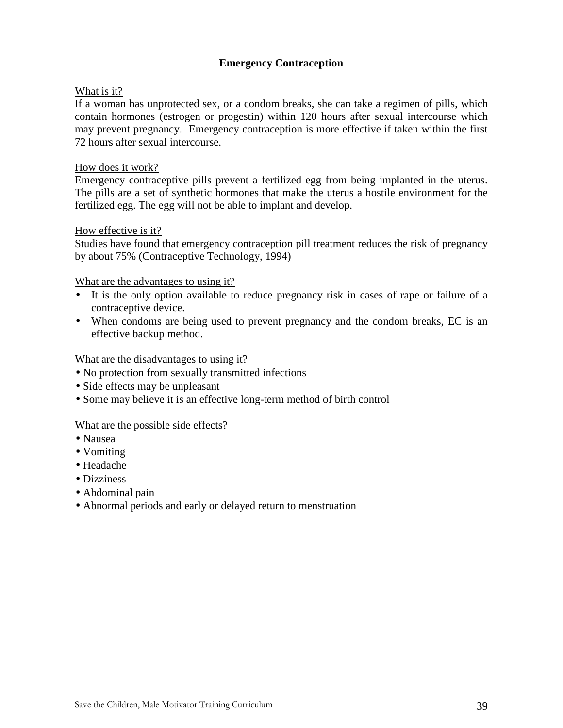# Emergency Contraception

What is it?

If a woman has unprotected sex, or a condom breaks, she can take a regimen of pills, which contain hormones (estrogen or progestin) within 120 hours after sexual intercourse which may prevent pregnancy. Emergency contraception is more effective if taken within the first 72 hours after sexual intercourse.

How does it work?

Emergency contraceptive pills prevent a fertilized egg from being implanted in the uterus. The pills are a set of synthetic hormones that make the uterus a hostile environment for the fertilized egg. The egg will not be able to implant and develop.

How effective is it?

Studies have found that emergency contraception pill treatment reduces the risk of pregnancy by about 75% (Contraceptive Technology, 1994)

What are the advantages to using it?

- It is the only option available to reduce pregnancy risk in cases of rape or failure of a contraceptive device.
- When condoms are being used to prevent pregnancy and the condom breaks, EC is an effective backup method.

What are the disadvantages to using it?

- No protection from sexually transmitted infections
- Side effects may be unpleasant
- Some may believe it is an effective long-term method of birth control

What are the possible side effects?

- Nausea
- Vomiting
- Headache
- Dizziness
- Abdominal pain
- Abnormal periods and early or delayed return to menstruation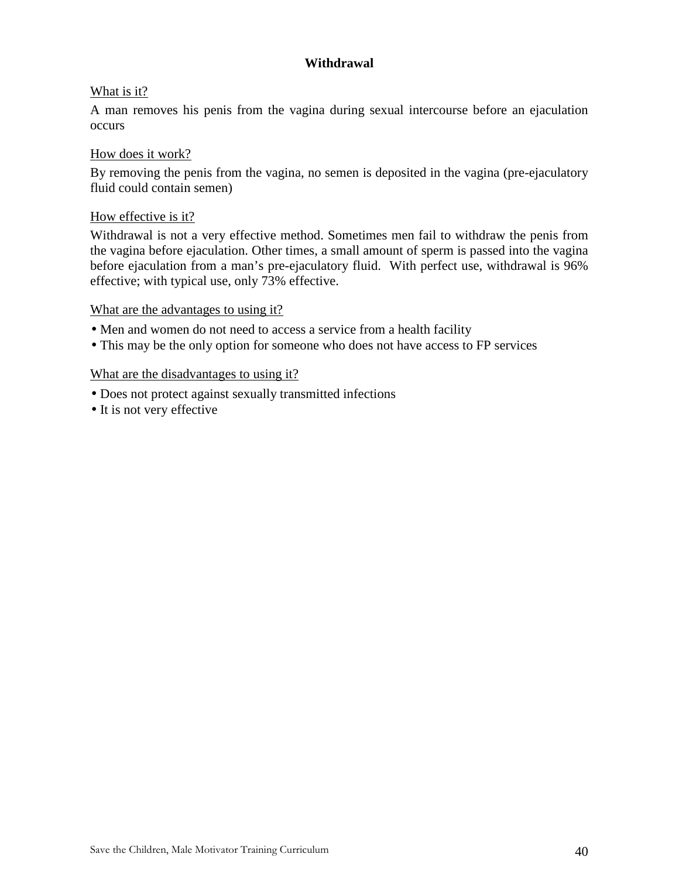## Withdrawal

What is it?

A man removes his penis from the vagina during sexual intercourse before an ejaculation occurs

How does it work?

By removing the penis from the vagina, no semen is deposited in the vagina (pre-ejaculatory fluid could contain semen)

How effective is it?

Withdrawal is not a very effective method. Sometimes men fail to withdraw the penis from the vagina before ejaculation. Other times, a small amount of sperm is passed into the vagina before ejaculation from a man's pre-ejaculatory fluid. With perfect use, withdrawal is 96% effective; with typical use, only 73% effective.

What are the advantages to using it?

- Men and women do not need to access a service from a health facility
- This may be the only option for someone who does not have access to FP services

What are the disadvantages to using it?

- Does not protect against sexually transmitted infections
- It is not very effective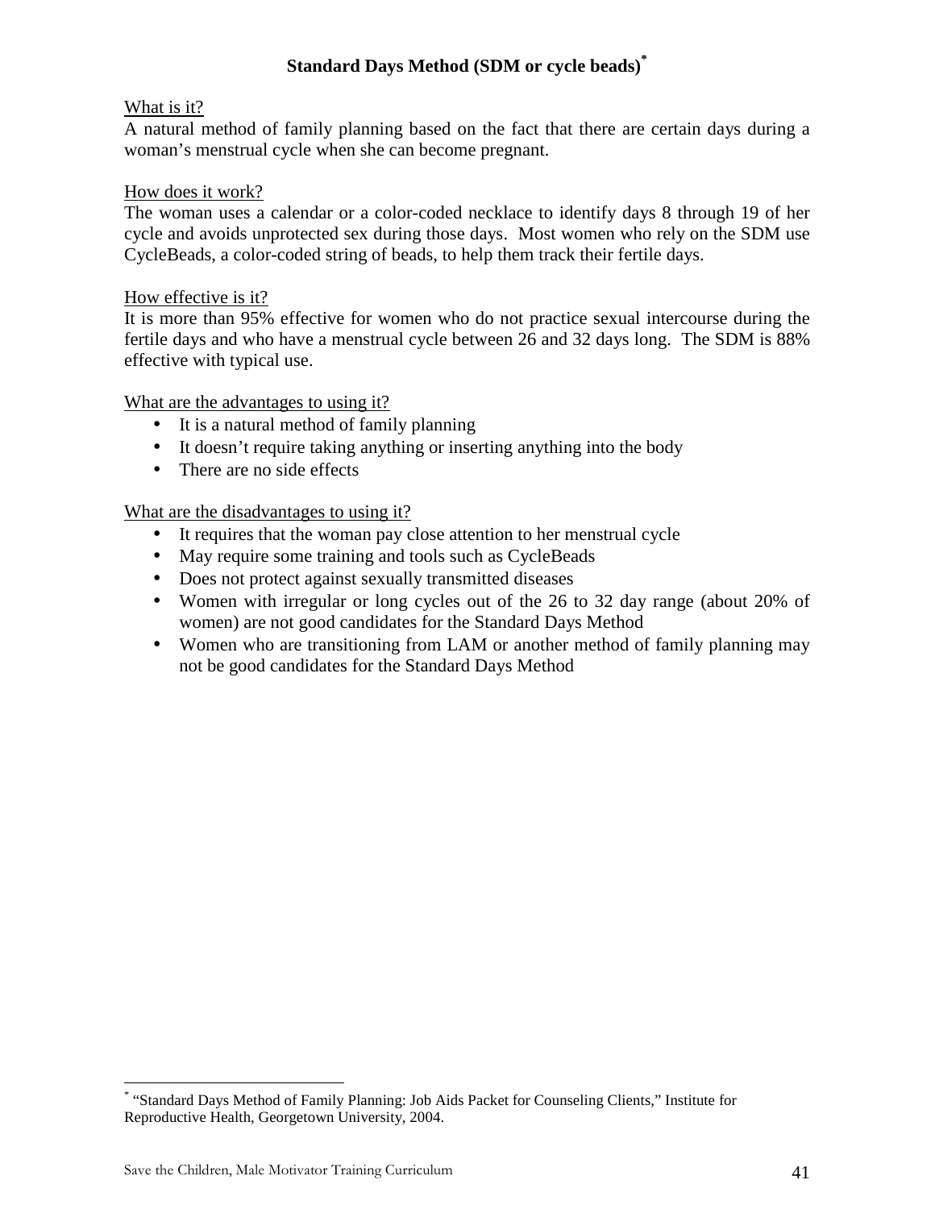## Standard Days Method (SDM or cycle beads)[*]

What is it?

A natural method of family planning based on the fact that there are certain days during a woman's menstrual cycle when she can become pregnant.

How does it work?

The woman uses a calendar or a color-coded necklace to identify days 8 through 19 of her cycle and avoids unprotected sex during those days. Most women who rely on the SDM use CycleBeads, a color-coded string of beads, to help them track their fertile days.

How effective is it?

It is more than 95% effective for women who do not practice sexual intercourse during the fertile days and who have a menstrual cycle between 26 and 32 days long. The SDM is 88% effective with typical use.

What are the advantages to using it?

- It is a natural method of family planning
- It doesn't require taking anything or inserting anything into the body
- There are no side effects

What are the disadvantages to using it?

- It requires that the woman pay close attention to her menstrual cycle
- May require some training and tools such as CycleBeads
- Does not protect against sexually transmitted diseases
- Women with irregular or long cycles out of the 26 to 32 day range (about 20% of women) are not good candidates for the Standard Days Method
- Women who are transitioning from LAM or another method of family planning may not be good candidates for the Standard Days Method

---

[*] "Standard Days Method of Family Planning: Job Aids Packet for Counseling Clients," Institute for Reproductive Health, Georgetown University, 2004.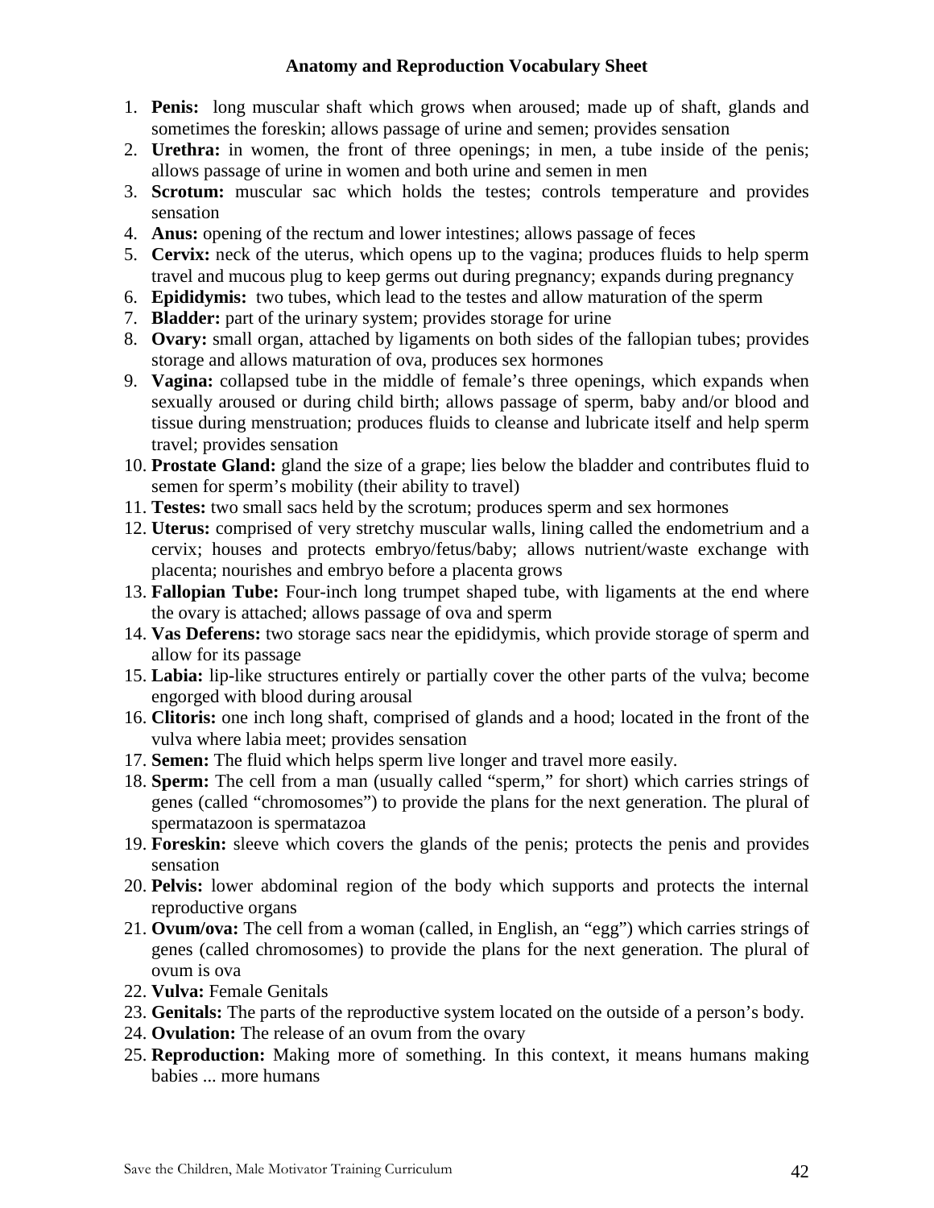**Anatomy and Reproduction Vocabulary Sheet**

1. **Penis:** long muscular shaft which grows when aroused; made up of shaft, glands and sometimes the foreskin; allows passage of urine and semen; provides sensation
2. **Urethra:** in women, the front of three openings; in men, a tube inside of the penis; allows passage of urine in women and both urine and semen in men
3. **Scrotum:** muscular sac which holds the testes; controls temperature and provides sensation
4. **Anus:** opening of the rectum and lower intestines; allows passage of feces
5. **Cervix:** neck of the uterus, which opens up to the vagina; produces fluids to help sperm travel and mucous plug to keep germs out during pregnancy; expands during pregnancy
6. **Epididymis:** two tubes, which lead to the testes and allow maturation of the sperm
7. **Bladder:** part of the urinary system; provides storage for urine
8. **Ovary:** small organ, attached by ligaments on both sides of the fallopian tubes; provides storage and allows maturation of ova, produces sex hormones
9. **Vagina:** collapsed tube in the middle of female's three openings, which expands when sexually aroused or during child birth; allows passage of sperm, baby and/or blood and tissue during menstruation; produces fluids to cleanse and lubricate itself and help sperm travel; provides sensation
10. **Prostate Gland:** gland the size of a grape; lies below the bladder and contributes fluid to semen for sperm's mobility (their ability to travel)
11. **Testes:** two small sacs held by the scrotum; produces sperm and sex hormones
12. **Uterus:** comprised of very stretchy muscular walls, lining called the endometrium and a cervix; houses and protects embryo/fetus/baby; allows nutrient/waste exchange with placenta; nourishes and embryo before a placenta grows
13. **Fallopian Tube:** Four-inch long trumpet shaped tube, with ligaments at the end where the ovary is attached; allows passage of ova and sperm
14. **Vas Deferens:** two storage sacs near the epididymis, which provide storage of sperm and allow for its passage
15. **Labia:** lip-like structures entirely or partially cover the other parts of the vulva; become engorged with blood during arousal
16. **Clitoris:** one inch long shaft, comprised of glands and a hood; located in the front of the vulva where labia meet; provides sensation
17. **Semen:** The fluid which helps sperm live longer and travel more easily.
18. **Sperm:** The cell from a man (usually called "sperm," for short) which carries strings of genes (called "chromosomes") to provide the plans for the next generation. The plural of spermatazoon is spermatazoa
19. **Foreskin:** sleeve which covers the glands of the penis; protects the penis and provides sensation
20. **Pelvis:** lower abdominal region of the body which supports and protects the internal reproductive organs
21. **Ovum/ova:** The cell from a woman (called, in English, an "egg") which carries strings of genes (called chromosomes) to provide the plans for the next generation. The plural of ovum is ova
22. **Vulva:** Female Genitals
23. **Genitals:** The parts of the reproductive system located on the outside of a person's body.
24. **Ovulation:** The release of an ovum from the ovary
25. **Reproduction:** Making more of something. In this context, it means humans making babies ... more humans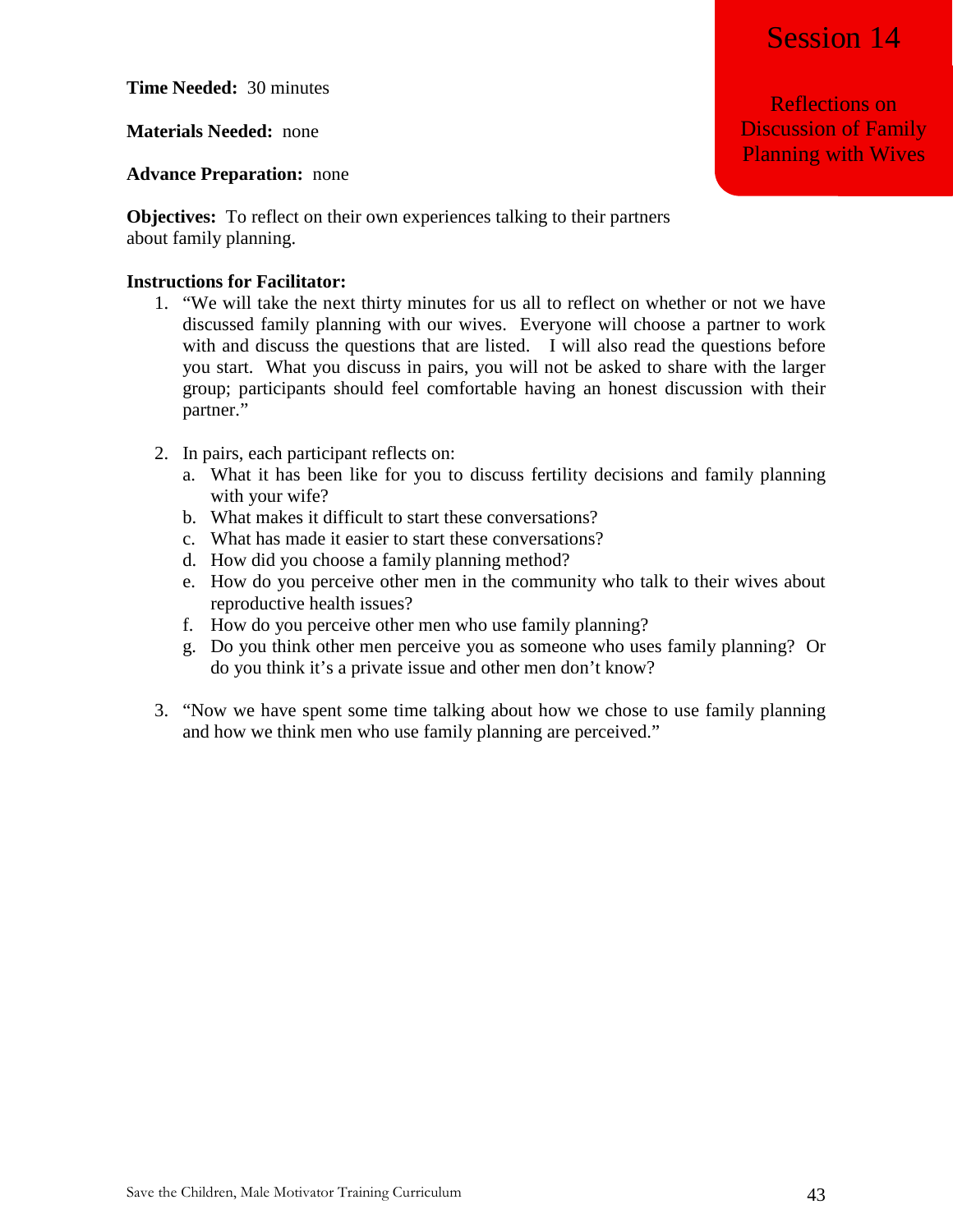# Session 14

## Reflections on Discussion of Family Planning with Wives

**Time Needed:** 30 minutes

**Materials Needed:** none

**Advance Preparation:** none

**Objectives:** To reflect on their own experiences talking to their partners about family planning.

**Instructions for Facilitator:**

1. "We will take the next thirty minutes for us all to reflect on whether or not we have discussed family planning with our wives. Everyone will choose a partner to work with and discuss the questions that are listed. I will also read the questions before you start. What you discuss in pairs, you will not be asked to share with the larger group; participants should feel comfortable having an honest discussion with their partner."

2. In pairs, each participant reflects on:
   a. What it has been like for you to discuss fertility decisions and family planning with your wife?
   b. What makes it difficult to start these conversations?
   c. What has made it easier to start these conversations?
   d. How did you choose a family planning method?
   e. How do you perceive other men in the community who talk to their wives about reproductive health issues?
   f. How do you perceive other men who use family planning?
   g. Do you think other men perceive you as someone who uses family planning? Or do you think it's a private issue and other men don't know?

3. "Now we have spent some time talking about how we chose to use family planning and how we think men who use family planning are perceived."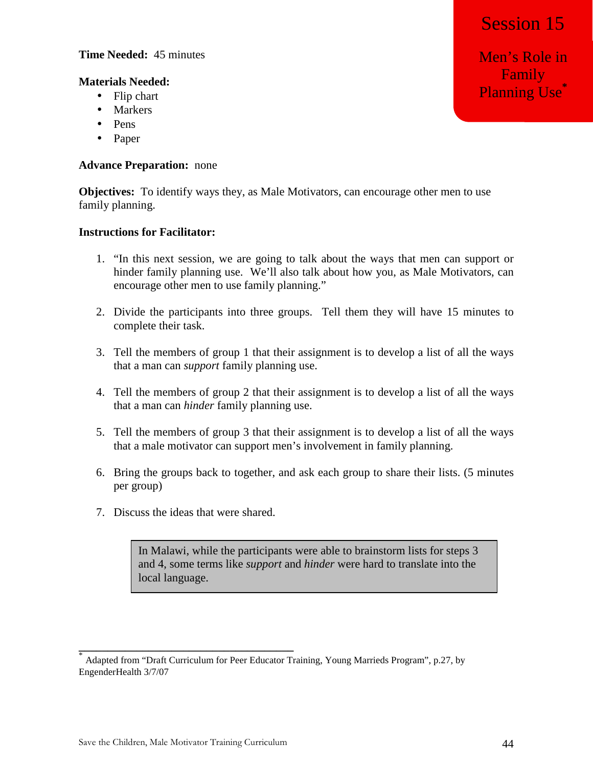# Session 15

## Men's Role in Family Planning Use*

**Time Needed:** 45 minutes

**Materials Needed:**

- Flip chart
- Markers
- Pens
- Paper

**Advance Preparation:** none

**Objectives:** To identify ways they, as Male Motivators, can encourage other men to use family planning.

**Instructions for Facilitator:**

1. "In this next session, we are going to talk about the ways that men can support or hinder family planning use. We'll also talk about how you, as Male Motivators, can encourage other men to use family planning."

2. Divide the participants into three groups. Tell them they will have 15 minutes to complete their task.

3. Tell the members of group 1 that their assignment is to develop a list of all the ways that a man can *support* family planning use.

4. Tell the members of group 2 that their assignment is to develop a list of all the ways that a man can *hinder* family planning use.

5. Tell the members of group 3 that their assignment is to develop a list of all the ways that a male motivator can support men's involvement in family planning.

6. Bring the groups back to together, and ask each group to share their lists. (5 minutes per group)

7. Discuss the ideas that were shared.

> In Malawi, while the participants were able to brainstorm lists for steps 3 and 4, some terms like *support* and *hinder* were hard to translate into the local language.

---

* Adapted from "Draft Curriculum for Peer Educator Training, Young Marrieds Program", p.27, by EngenderHealth 3/7/07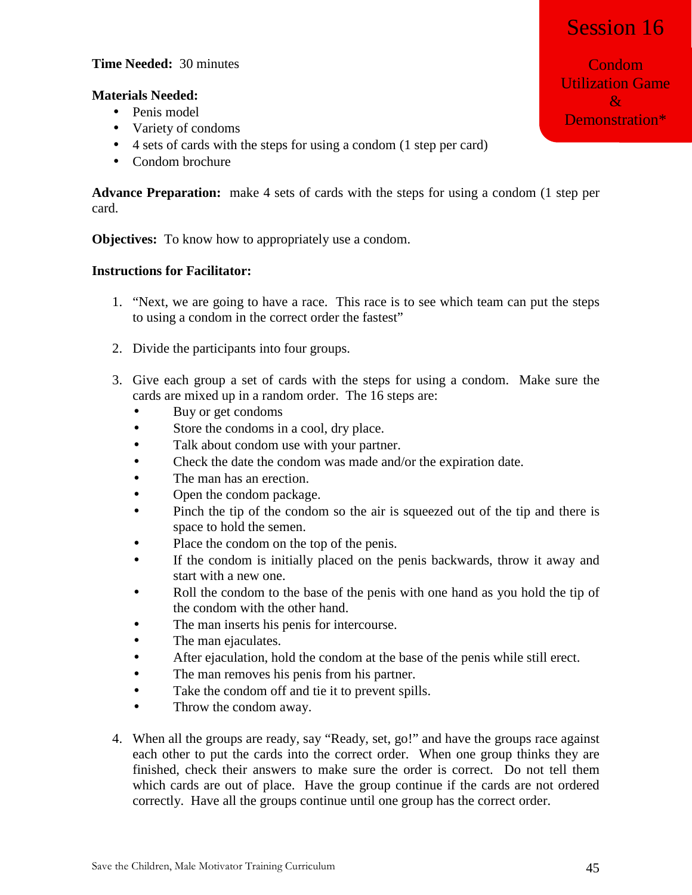# Session 16

## Condom Utilization Game & Demonstration*

**Time Needed:** 30 minutes

**Materials Needed:**

- Penis model
- Variety of condoms
- 4 sets of cards with the steps for using a condom (1 step per card)
- Condom brochure

**Advance Preparation:** make 4 sets of cards with the steps for using a condom (1 step per card.

**Objectives:** To know how to appropriately use a condom.

**Instructions for Facilitator:**

1. "Next, we are going to have a race. This race is to see which team can put the steps to using a condom in the correct order the fastest"
2. Divide the participants into four groups.
3. Give each group a set of cards with the steps for using a condom. Make sure the cards are mixed up in a random order. The 16 steps are:
   - Buy or get condoms
   - Store the condoms in a cool, dry place.
   - Talk about condom use with your partner.
   - Check the date the condom was made and/or the expiration date.
   - The man has an erection.
   - Open the condom package.
   - Pinch the tip of the condom so the air is squeezed out of the tip and there is space to hold the semen.
   - Place the condom on the top of the penis.
   - If the condom is initially placed on the penis backwards, throw it away and start with a new one.
   - Roll the condom to the base of the penis with one hand as you hold the tip of the condom with the other hand.
   - The man inserts his penis for intercourse.
   - The man ejaculates.
   - After ejaculation, hold the condom at the base of the penis while still erect.
   - The man removes his penis from his partner.
   - Take the condom off and tie it to prevent spills.
   - Throw the condom away.
4. When all the groups are ready, say "Ready, set, go!" and have the groups race against each other to put the cards into the correct order. When one group thinks they are finished, check their answers to make sure the order is correct. Do not tell them which cards are out of place. Have the group continue if the cards are not ordered correctly. Have all the groups continue until one group has the correct order.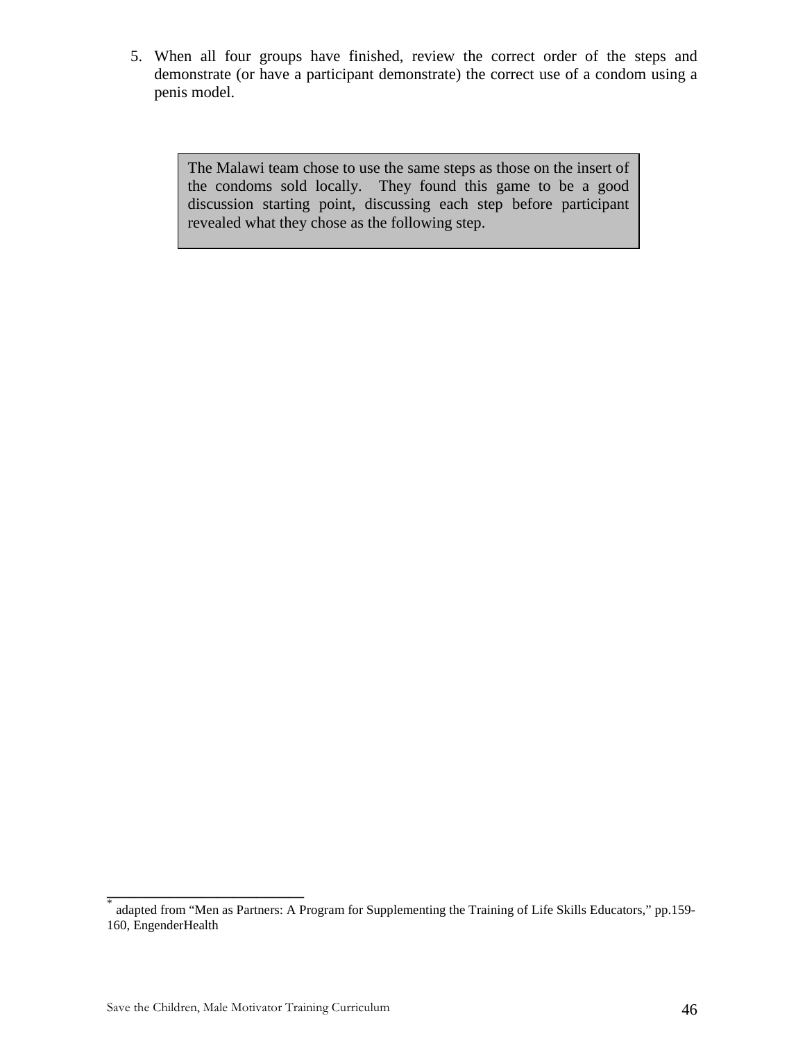5. When all four groups have finished, review the correct order of the steps and demonstrate (or have a participant demonstrate) the correct use of a condom using a penis model.

> The Malawi team chose to use the same steps as those on the insert of the condoms sold locally. They found this game to be a good discussion starting point, discussing each step before participant revealed what they chose as the following step.

---

* adapted from "Men as Partners: A Program for Supplementing the Training of Life Skills Educators," pp.159-160, EngenderHealth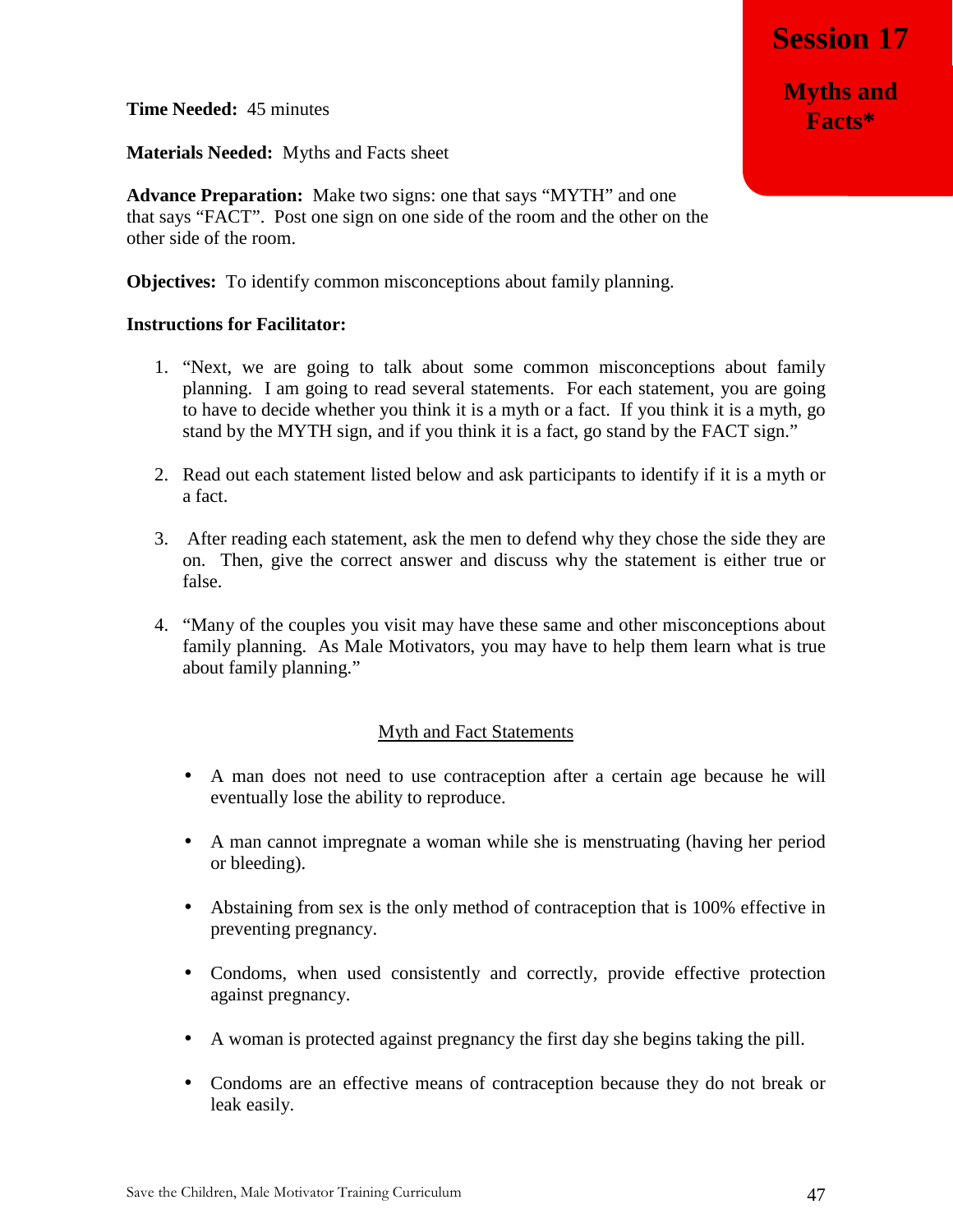# Session 17

## Myths and Facts*

**Time Needed:** 45 minutes

**Materials Needed:** Myths and Facts sheet

**Advance Preparation:** Make two signs: one that says "MYTH" and one that says "FACT". Post one sign on one side of the room and the other on the other side of the room.

**Objectives:** To identify common misconceptions about family planning.

**Instructions for Facilitator:**

1. "Next, we are going to talk about some common misconceptions about family planning. I am going to read several statements. For each statement, you are going to have to decide whether you think it is a myth or a fact. If you think it is a myth, go stand by the MYTH sign, and if you think it is a fact, go stand by the FACT sign."

2. Read out each statement listed below and ask participants to identify if it is a myth or a fact.

3. After reading each statement, ask the men to defend why they chose the side they are on. Then, give the correct answer and discuss why the statement is either true or false.

4. "Many of the couples you visit may have these same and other misconceptions about family planning. As Male Motivators, you may have to help them learn what is true about family planning."

<u>Myth and Fact Statements</u>

- A man does not need to use contraception after a certain age because he will eventually lose the ability to reproduce.

- A man cannot impregnate a woman while she is menstruating (having her period or bleeding).

- Abstaining from sex is the only method of contraception that is 100% effective in preventing pregnancy.

- Condoms, when used consistently and correctly, provide effective protection against pregnancy.

- A woman is protected against pregnancy the first day she begins taking the pill.

- Condoms are an effective means of contraception because they do not break or leak easily.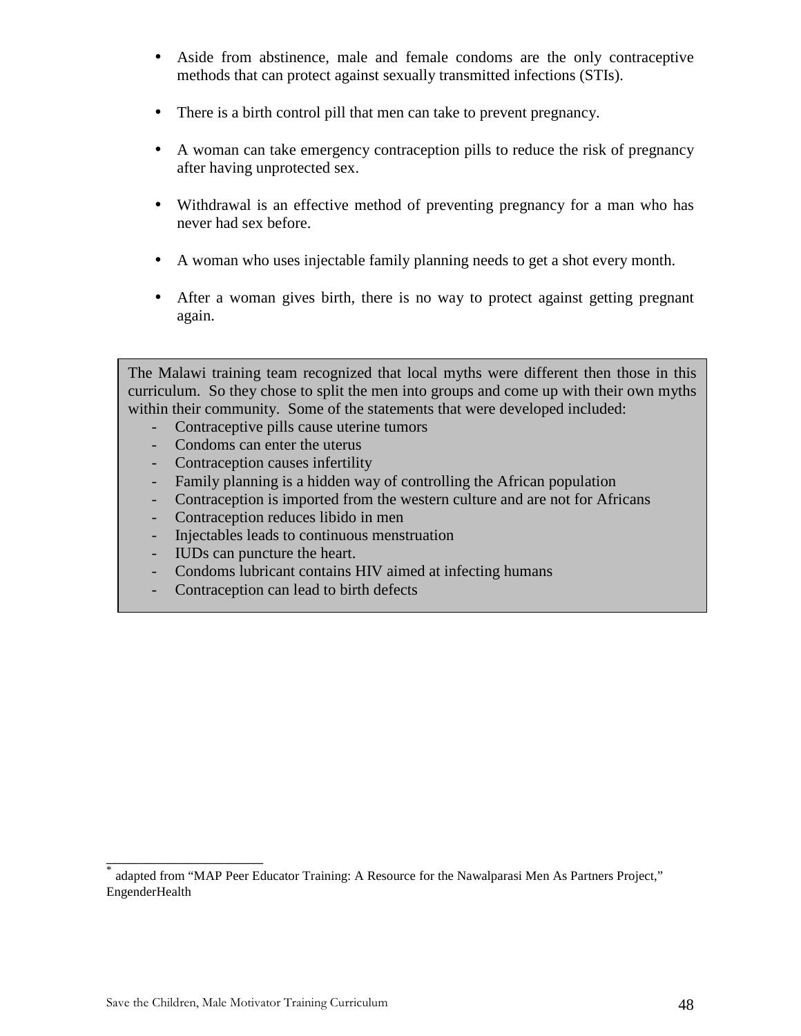- Aside from abstinence, male and female condoms are the only contraceptive methods that can protect against sexually transmitted infections (STIs).

- There is a birth control pill that men can take to prevent pregnancy.

- A woman can take emergency contraception pills to reduce the risk of pregnancy after having unprotected sex.

- Withdrawal is an effective method of preventing pregnancy for a man who has never had sex before.

- A woman who uses injectable family planning needs to get a shot every month.

- After a woman gives birth, there is no way to protect against getting pregnant again.

> The Malawi training team recognized that local myths were different then those in this curriculum. So they chose to split the men into groups and come up with their own myths within their community. Some of the statements that were developed included:
>
> - Contraceptive pills cause uterine tumors
> - Condoms can enter the uterus
> - Contraception causes infertility
> - Family planning is a hidden way of controlling the African population
> - Contraception is imported from the western culture and are not for Africans
> - Contraception reduces libido in men
> - Injectables leads to continuous menstruation
> - IUDs can puncture the heart.
> - Condoms lubricant contains HIV aimed at infecting humans
> - Contraception can lead to birth defects

---

* adapted from "MAP Peer Educator Training: A Resource for the Nawalparasi Men As Partners Project," EngenderHealth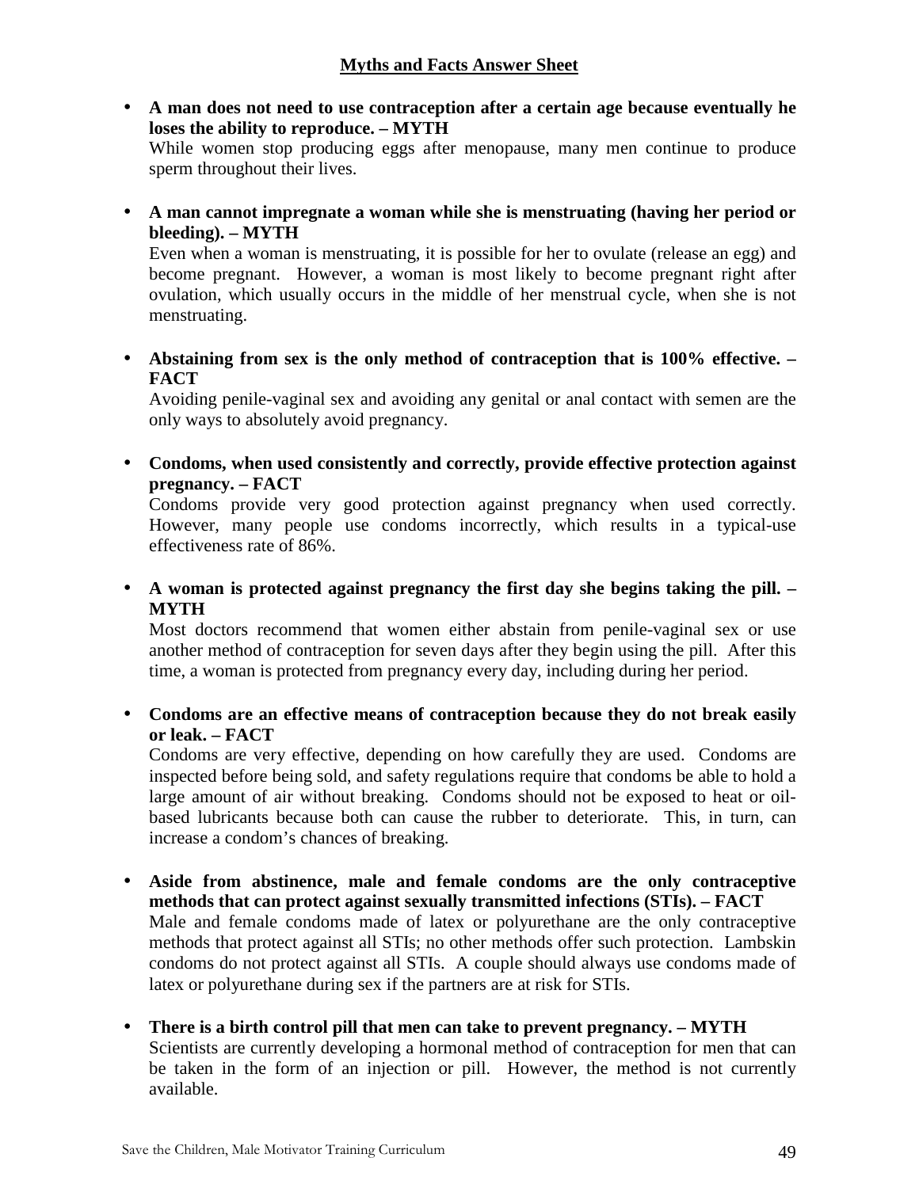## Myths and Facts Answer Sheet

- **A man does not need to use contraception after a certain age because eventually he loses the ability to reproduce. – MYTH**
  While women stop producing eggs after menopause, many men continue to produce sperm throughout their lives.

- **A man cannot impregnate a woman while she is menstruating (having her period or bleeding). – MYTH**
  Even when a woman is menstruating, it is possible for her to ovulate (release an egg) and become pregnant. However, a woman is most likely to become pregnant right after ovulation, which usually occurs in the middle of her menstrual cycle, when she is not menstruating.

- **Abstaining from sex is the only method of contraception that is 100% effective. – FACT**
  Avoiding penile-vaginal sex and avoiding any genital or anal contact with semen are the only ways to absolutely avoid pregnancy.

- **Condoms, when used consistently and correctly, provide effective protection against pregnancy. – FACT**
  Condoms provide very good protection against pregnancy when used correctly. However, many people use condoms incorrectly, which results in a typical-use effectiveness rate of 86%.

- **A woman is protected against pregnancy the first day she begins taking the pill. – MYTH**
  Most doctors recommend that women either abstain from penile-vaginal sex or use another method of contraception for seven days after they begin using the pill. After this time, a woman is protected from pregnancy every day, including during her period.

- **Condoms are an effective means of contraception because they do not break easily or leak. – FACT**
  Condoms are very effective, depending on how carefully they are used. Condoms are inspected before being sold, and safety regulations require that condoms be able to hold a large amount of air without breaking. Condoms should not be exposed to heat or oil-based lubricants because both can cause the rubber to deteriorate. This, in turn, can increase a condom's chances of breaking.

- **Aside from abstinence, male and female condoms are the only contraceptive methods that can protect against sexually transmitted infections (STIs). – FACT**
  Male and female condoms made of latex or polyurethane are the only contraceptive methods that protect against all STIs; no other methods offer such protection. Lambskin condoms do not protect against all STIs. A couple should always use condoms made of latex or polyurethane during sex if the partners are at risk for STIs.

- **There is a birth control pill that men can take to prevent pregnancy. – MYTH**
  Scientists are currently developing a hormonal method of contraception for men that can be taken in the form of an injection or pill. However, the method is not currently available.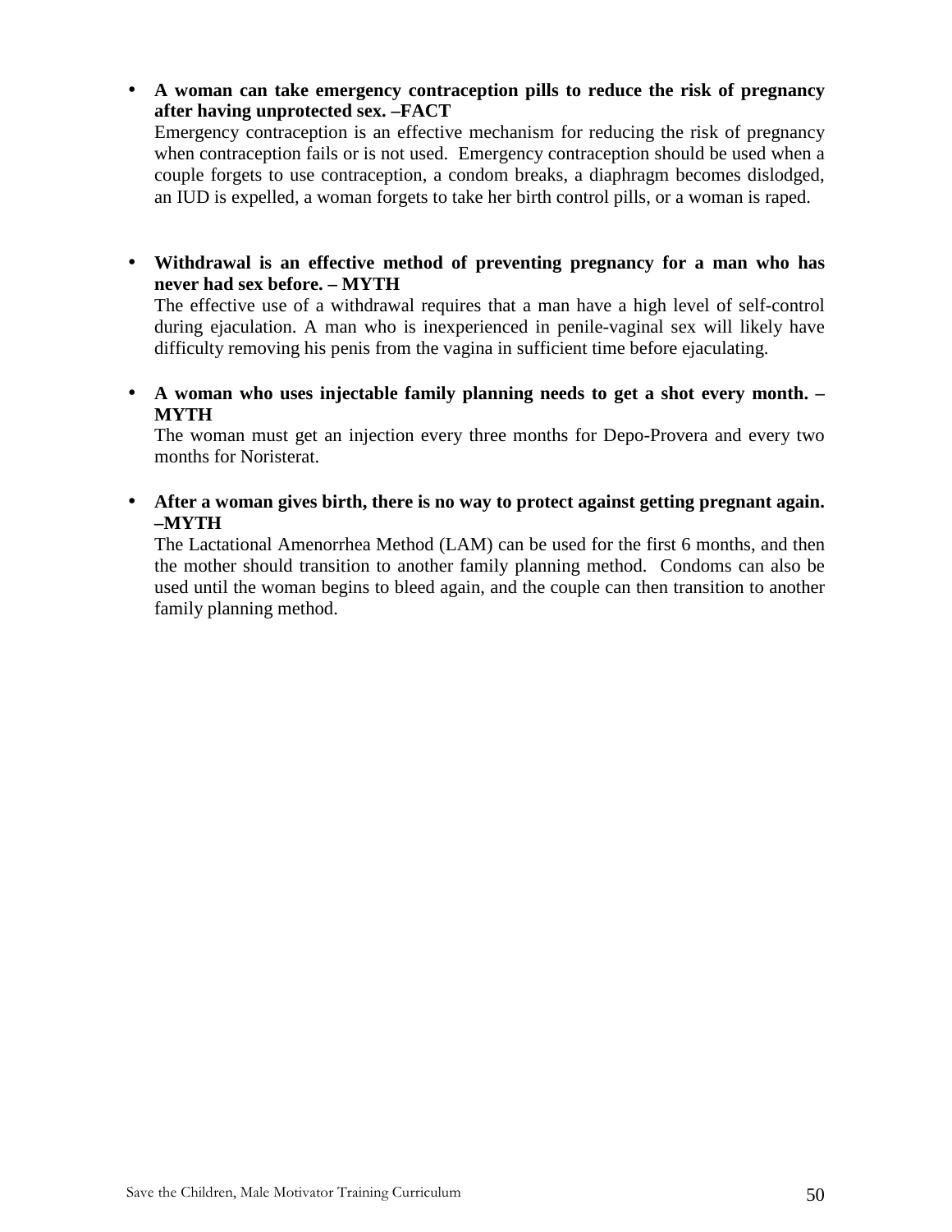- **A woman can take emergency contraception pills to reduce the risk of pregnancy after having unprotected sex. –FACT**
  Emergency contraception is an effective mechanism for reducing the risk of pregnancy when contraception fails or is not used. Emergency contraception should be used when a couple forgets to use contraception, a condom breaks, a diaphragm becomes dislodged, an IUD is expelled, a woman forgets to take her birth control pills, or a woman is raped.

- **Withdrawal is an effective method of preventing pregnancy for a man who has never had sex before. – MYTH**
  The effective use of a withdrawal requires that a man have a high level of self-control during ejaculation. A man who is inexperienced in penile-vaginal sex will likely have difficulty removing his penis from the vagina in sufficient time before ejaculating.

- **A woman who uses injectable family planning needs to get a shot every month. – MYTH**
  The woman must get an injection every three months for Depo-Provera and every two months for Noristerat.

- **After a woman gives birth, there is no way to protect against getting pregnant again. –MYTH**
  The Lactational Amenorrhea Method (LAM) can be used for the first 6 months, and then the mother should transition to another family planning method. Condoms can also be used until the woman begins to bleed again, and the couple can then transition to another family planning method.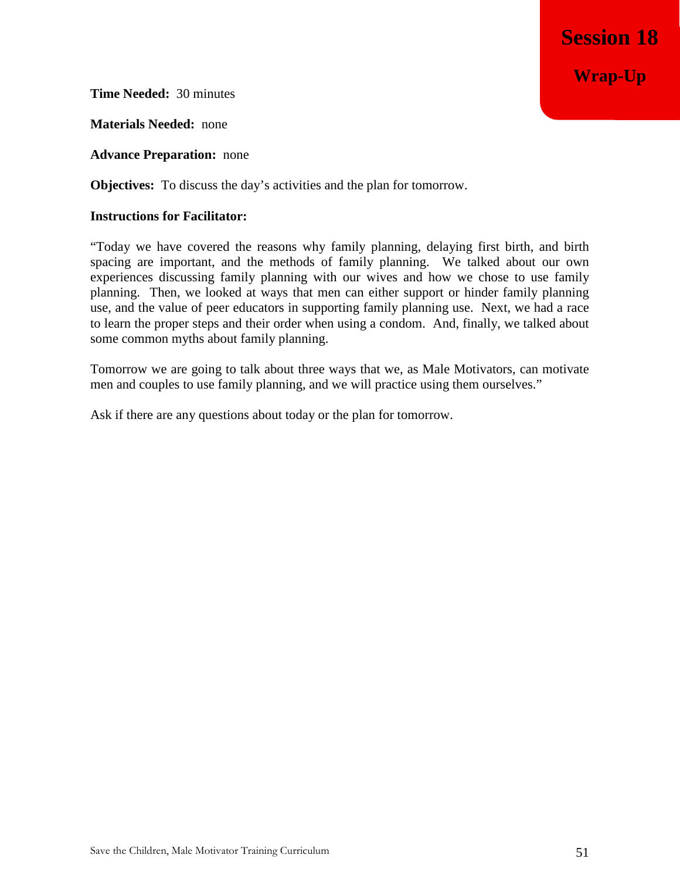# Session 18

## Wrap-Up

**Time Needed:** 30 minutes

**Materials Needed:** none

**Advance Preparation:** none

**Objectives:** To discuss the day's activities and the plan for tomorrow.

**Instructions for Facilitator:**

"Today we have covered the reasons why family planning, delaying first birth, and birth spacing are important, and the methods of family planning. We talked about our own experiences discussing family planning with our wives and how we chose to use family planning. Then, we looked at ways that men can either support or hinder family planning use, and the value of peer educators in supporting family planning use. Next, we had a race to learn the proper steps and their order when using a condom. And, finally, we talked about some common myths about family planning.

Tomorrow we are going to talk about three ways that we, as Male Motivators, can motivate men and couples to use family planning, and we will practice using them ourselves."

Ask if there are any questions about today or the plan for tomorrow.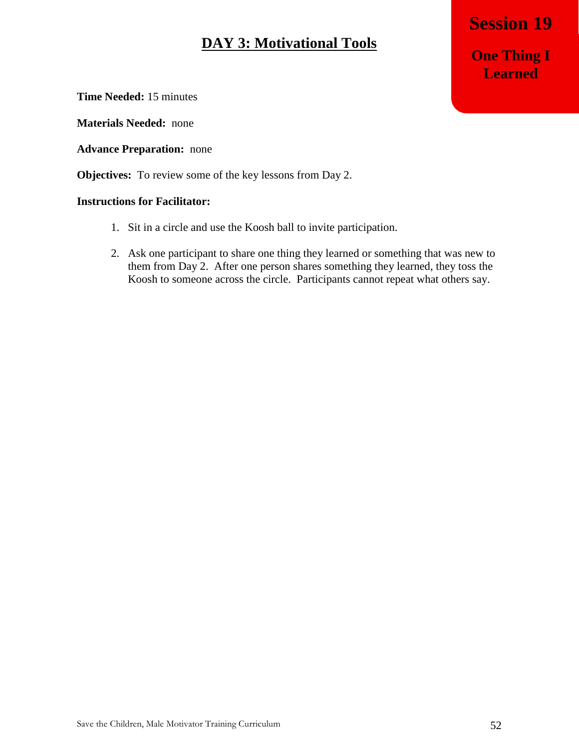# Session 19

## One Thing I Learned

## DAY 3: Motivational Tools

**Time Needed:** 15 minutes

**Materials Needed:** none

**Advance Preparation:** none

**Objectives:** To review some of the key lessons from Day 2.

**Instructions for Facilitator:**

1. Sit in a circle and use the Koosh ball to invite participation.
2. Ask one participant to share one thing they learned or something that was new to them from Day 2. After one person shares something they learned, they toss the Koosh to someone across the circle. Participants cannot repeat what others say.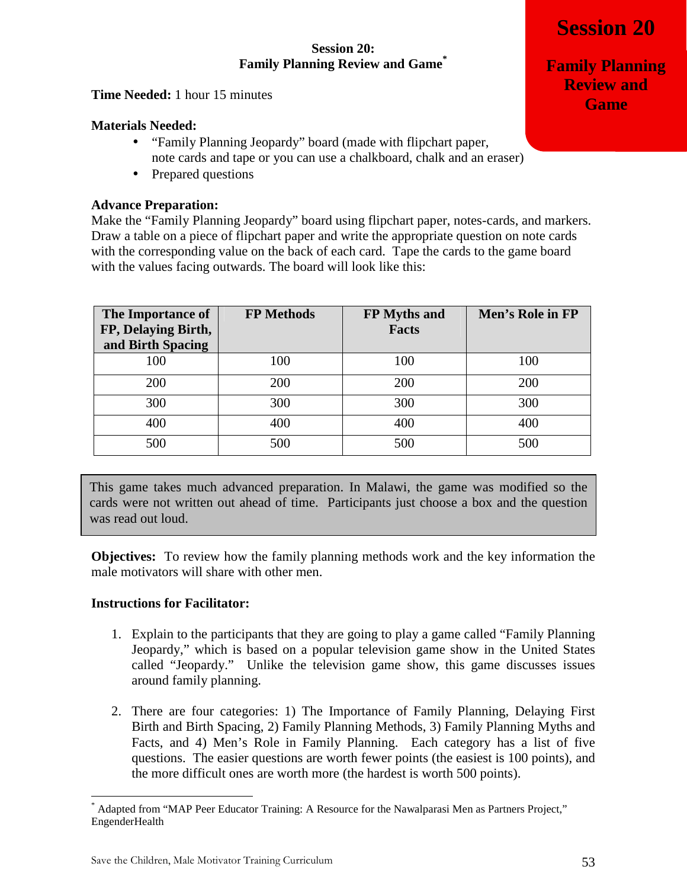# Session 20

## Family Planning Review and Game

**Session 20:**
**Family Planning Review and Game***

**Time Needed:** 1 hour 15 minutes

**Materials Needed:**

- "Family Planning Jeopardy" board (made with flipchart paper, note cards and tape or you can use a chalkboard, chalk and an eraser)
- Prepared questions

**Advance Preparation:**
Make the "Family Planning Jeopardy" board using flipchart paper, notes-cards, and markers. Draw a table on a piece of flipchart paper and write the appropriate question on note cards with the corresponding value on the back of each card. Tape the cards to the game board with the values facing outwards. The board will look like this:

| The Importance of FP, Delaying Birth, and Birth Spacing | FP Methods | FP Myths and Facts | Men's Role in FP |
|---|---|---|---|
| 100 | 100 | 100 | 100 |
| 200 | 200 | 200 | 200 |
| 300 | 300 | 300 | 300 |
| 400 | 400 | 400 | 400 |
| 500 | 500 | 500 | 500 |

> This game takes much advanced preparation. In Malawi, the game was modified so the cards were not written out ahead of time. Participants just choose a box and the question was read out loud.

**Objectives:** To review how the family planning methods work and the key information the male motivators will share with other men.

**Instructions for Facilitator:**

1. Explain to the participants that they are going to play a game called "Family Planning Jeopardy," which is based on a popular television game show in the United States called "Jeopardy." Unlike the television game show, this game discusses issues around family planning.

2. There are four categories: 1) The Importance of Family Planning, Delaying First Birth and Birth Spacing, 2) Family Planning Methods, 3) Family Planning Myths and Facts, and 4) Men's Role in Family Planning. Each category has a list of five questions. The easier questions are worth fewer points (the easiest is 100 points), and the more difficult ones are worth more (the hardest is worth 500 points).

---

* Adapted from "MAP Peer Educator Training: A Resource for the Nawalparasi Men as Partners Project," EngenderHealth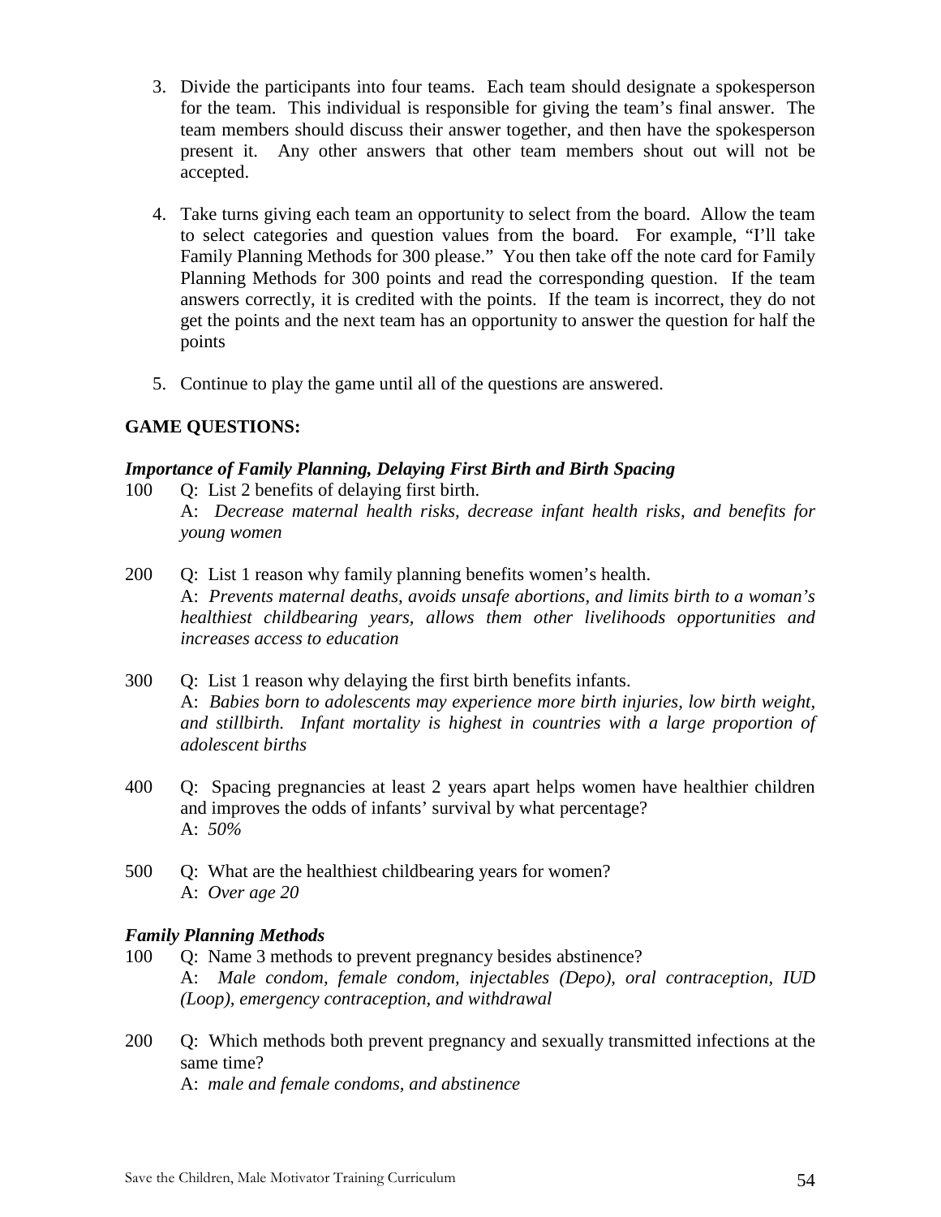3. Divide the participants into four teams. Each team should designate a spokesperson for the team. This individual is responsible for giving the team's final answer. The team members should discuss their answer together, and then have the spokesperson present it. Any other answers that other team members shout out will not be accepted.

4. Take turns giving each team an opportunity to select from the board. Allow the team to select categories and question values from the board. For example, "I'll take Family Planning Methods for 300 please." You then take off the note card for Family Planning Methods for 300 points and read the corresponding question. If the team answers correctly, it is credited with the points. If the team is incorrect, they do not get the points and the next team has an opportunity to answer the question for half the points

5. Continue to play the game until all of the questions are answered.

**GAME QUESTIONS:**

***Importance of Family Planning, Delaying First Birth and Birth Spacing***

100 Q: List 2 benefits of delaying first birth.
A: *Decrease maternal health risks, decrease infant health risks, and benefits for young women*

200 Q: List 1 reason why family planning benefits women's health.
A: *Prevents maternal deaths, avoids unsafe abortions, and limits birth to a woman's healthiest childbearing years, allows them other livelihoods opportunities and increases access to education*

300 Q: List 1 reason why delaying the first birth benefits infants.
A: *Babies born to adolescents may experience more birth injuries, low birth weight, and stillbirth. Infant mortality is highest in countries with a large proportion of adolescent births*

400 Q: Spacing pregnancies at least 2 years apart helps women have healthier children and improves the odds of infants' survival by what percentage?
A: *50%*

500 Q: What are the healthiest childbearing years for women?
A: *Over age 20*

***Family Planning Methods***

100 Q: Name 3 methods to prevent pregnancy besides abstinence?
A: *Male condom, female condom, injectables (Depo), oral contraception, IUD (Loop), emergency contraception, and withdrawal*

200 Q: Which methods both prevent pregnancy and sexually transmitted infections at the same time?
A: *male and female condoms, and abstinence*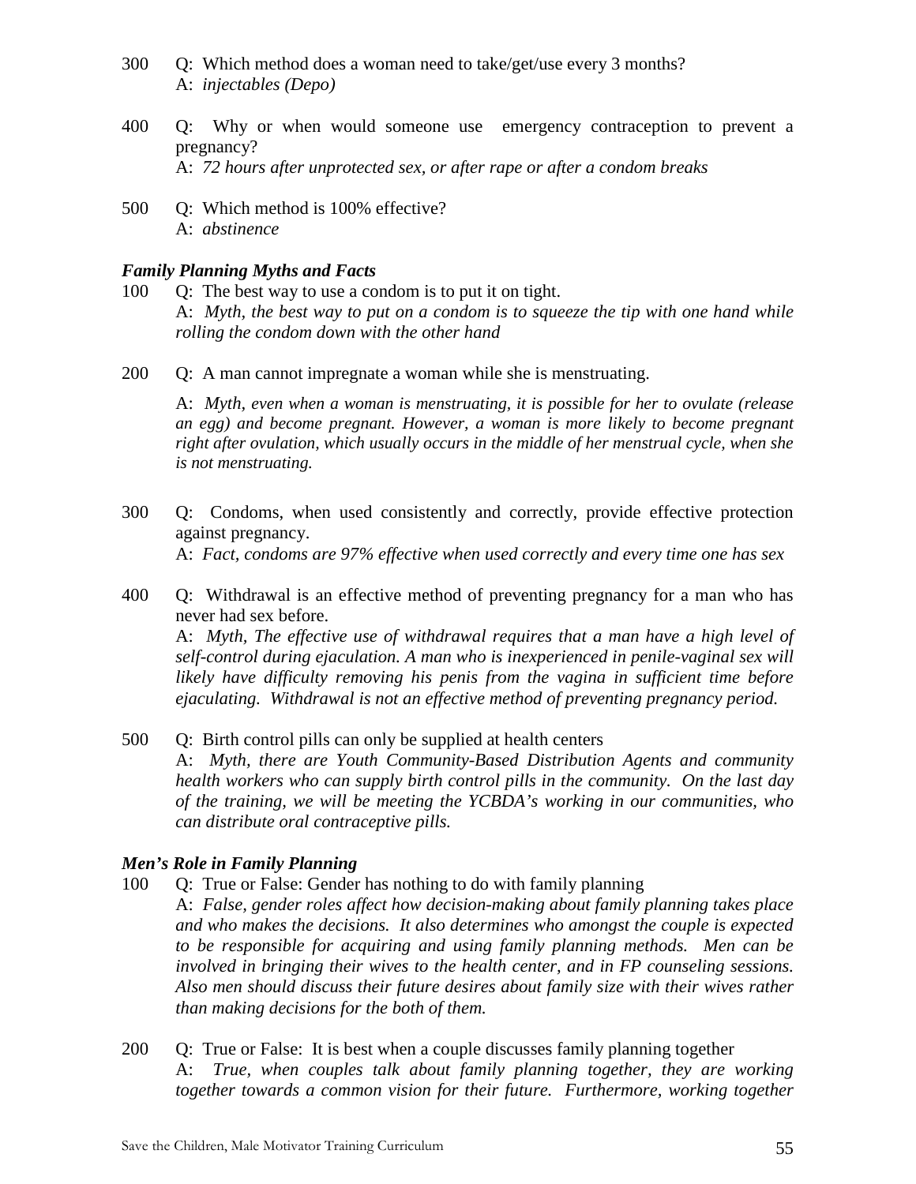300 Q: Which method does a woman need to take/get/use every 3 months?
A: *injectables (Depo)*

400 Q: Why or when would someone use emergency contraception to prevent a pregnancy?
A: *72 hours after unprotected sex, or after rape or after a condom breaks*

500 Q: Which method is 100% effective?
A: *abstinence*

***Family Planning Myths and Facts***

100 Q: The best way to use a condom is to put it on tight.
A: *Myth, the best way to put on a condom is to squeeze the tip with one hand while rolling the condom down with the other hand*

200 Q: A man cannot impregnate a woman while she is menstruating.

A: *Myth, even when a woman is menstruating, it is possible for her to ovulate (release an egg) and become pregnant. However, a woman is more likely to become pregnant right after ovulation, which usually occurs in the middle of her menstrual cycle, when she is not menstruating.*

300 Q: Condoms, when used consistently and correctly, provide effective protection against pregnancy.
A: *Fact, condoms are 97% effective when used correctly and every time one has sex*

400 Q: Withdrawal is an effective method of preventing pregnancy for a man who has never had sex before.
A: *Myth, The effective use of withdrawal requires that a man have a high level of self-control during ejaculation. A man who is inexperienced in penile-vaginal sex will likely have difficulty removing his penis from the vagina in sufficient time before ejaculating. Withdrawal is not an effective method of preventing pregnancy period.*

500 Q: Birth control pills can only be supplied at health centers
A: *Myth, there are Youth Community-Based Distribution Agents and community health workers who can supply birth control pills in the community. On the last day of the training, we will be meeting the YCBDA's working in our communities, who can distribute oral contraceptive pills.*

***Men's Role in Family Planning***

100 Q: True or False: Gender has nothing to do with family planning
A: *False, gender roles affect how decision-making about family planning takes place and who makes the decisions. It also determines who amongst the couple is expected to be responsible for acquiring and using family planning methods. Men can be involved in bringing their wives to the health center, and in FP counseling sessions. Also men should discuss their future desires about family size with their wives rather than making decisions for the both of them.*

200 Q: True or False: It is best when a couple discusses family planning together
A: *True, when couples talk about family planning together, they are working together towards a common vision for their future. Furthermore, working together*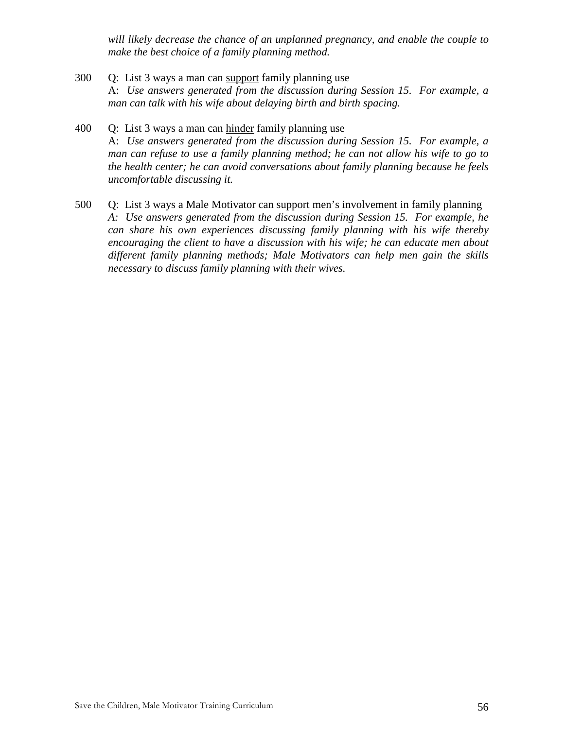*will likely decrease the chance of an unplanned pregnancy, and enable the couple to make the best choice of a family planning method.*

300 Q: List 3 ways a man can <u>support</u> family planning use
A: *Use answers generated from the discussion during Session 15. For example, a man can talk with his wife about delaying birth and birth spacing.*

400 Q: List 3 ways a man can <u>hinder</u> family planning use
A: *Use answers generated from the discussion during Session 15. For example, a man can refuse to use a family planning method; he can not allow his wife to go to the health center; he can avoid conversations about family planning because he feels uncomfortable discussing it.*

500 Q: List 3 ways a Male Motivator can support men's involvement in family planning
*A: Use answers generated from the discussion during Session 15. For example, he can share his own experiences discussing family planning with his wife thereby encouraging the client to have a discussion with his wife; he can educate men about different family planning methods; Male Motivators can help men gain the skills necessary to discuss family planning with their wives.*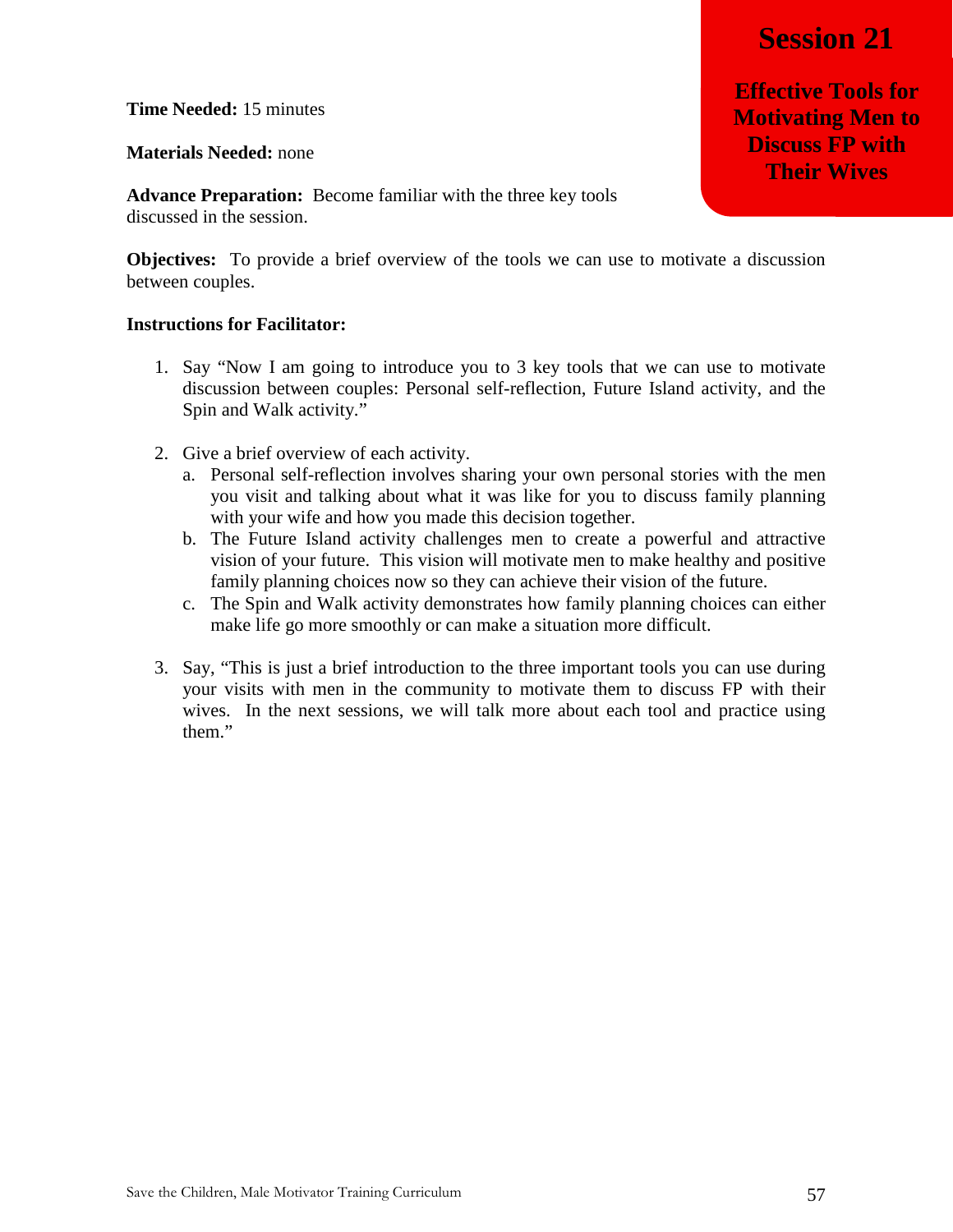# Session 21

## Effective Tools for Motivating Men to Discuss FP with Their Wives

**Time Needed:** 15 minutes

**Materials Needed:** none

**Advance Preparation:** Become familiar with the three key tools discussed in the session.

**Objectives:** To provide a brief overview of the tools we can use to motivate a discussion between couples.

**Instructions for Facilitator:**

1. Say "Now I am going to introduce you to 3 key tools that we can use to motivate discussion between couples: Personal self-reflection, Future Island activity, and the Spin and Walk activity."

2. Give a brief overview of each activity.
   a. Personal self-reflection involves sharing your own personal stories with the men you visit and talking about what it was like for you to discuss family planning with your wife and how you made this decision together.
   b. The Future Island activity challenges men to create a powerful and attractive vision of your future. This vision will motivate men to make healthy and positive family planning choices now so they can achieve their vision of the future.
   c. The Spin and Walk activity demonstrates how family planning choices can either make life go more smoothly or can make a situation more difficult.

3. Say, "This is just a brief introduction to the three important tools you can use during your visits with men in the community to motivate them to discuss FP with their wives. In the next sessions, we will talk more about each tool and practice using them."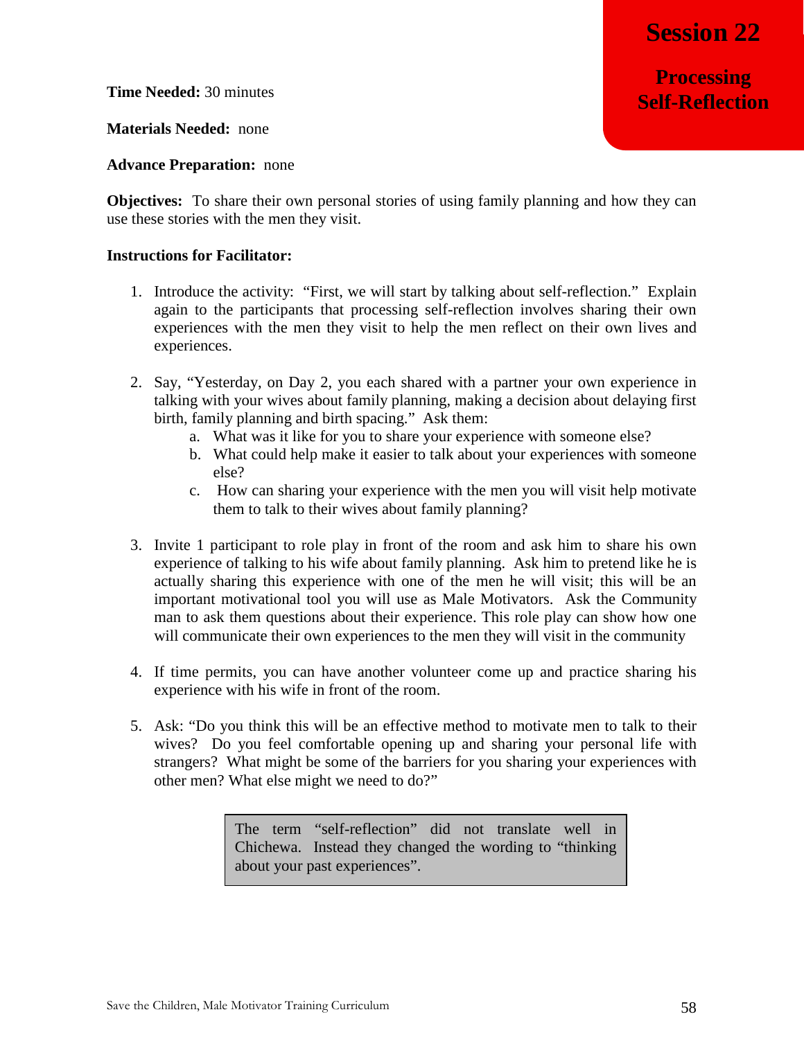# Session 22

## Processing Self-Reflection

**Time Needed:** 30 minutes

**Materials Needed:** none

**Advance Preparation:** none

**Objectives:** To share their own personal stories of using family planning and how they can use these stories with the men they visit.

**Instructions for Facilitator:**

1. Introduce the activity: "First, we will start by talking about self-reflection." Explain again to the participants that processing self-reflection involves sharing their own experiences with the men they visit to help the men reflect on their own lives and experiences.

2. Say, "Yesterday, on Day 2, you each shared with a partner your own experience in talking with your wives about family planning, making a decision about delaying first birth, family planning and birth spacing." Ask them:
   a. What was it like for you to share your experience with someone else?
   b. What could help make it easier to talk about your experiences with someone else?
   c. How can sharing your experience with the men you will visit help motivate them to talk to their wives about family planning?

3. Invite 1 participant to role play in front of the room and ask him to share his own experience of talking to his wife about family planning. Ask him to pretend like he is actually sharing this experience with one of the men he will visit; this will be an important motivational tool you will use as Male Motivators. Ask the Community man to ask them questions about their experience. This role play can show how one will communicate their own experiences to the men they will visit in the community

4. If time permits, you can have another volunteer come up and practice sharing his experience with his wife in front of the room.

5. Ask: "Do you think this will be an effective method to motivate men to talk to their wives? Do you feel comfortable opening up and sharing your personal life with strangers? What might be some of the barriers for you sharing your experiences with other men? What else might we need to do?"

> The term "self-reflection" did not translate well in Chichewa. Instead they changed the wording to "thinking about your past experiences".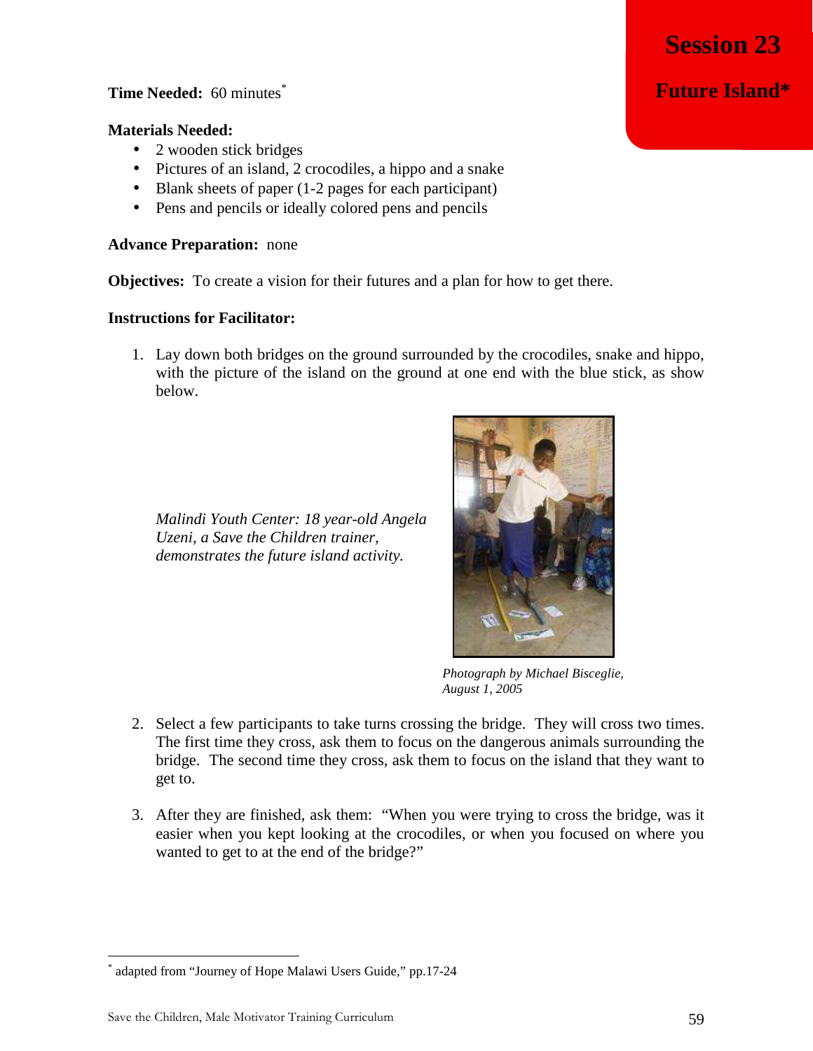# Session 23

## Future Island*

**Time Needed:** 60 minutes[*]

**Materials Needed:**

- 2 wooden stick bridges
- Pictures of an island, 2 crocodiles, a hippo and a snake
- Blank sheets of paper (1-2 pages for each participant)
- Pens and pencils or ideally colored pens and pencils

**Advance Preparation:** none

**Objectives:** To create a vision for their futures and a plan for how to get there.

**Instructions for Facilitator:**

1. Lay down both bridges on the ground surrounded by the crocodiles, snake and hippo, with the picture of the island on the ground at one end with the blue stick, as show below.

*Malindi Youth Center: 18 year-old Angela Uzeni, a Save the Children trainer, demonstrates the future island activity.*

*Photograph by Michael Bisceglie, August 1, 2005*

2. Select a few participants to take turns crossing the bridge. They will cross two times. The first time they cross, ask them to focus on the dangerous animals surrounding the bridge. The second time they cross, ask them to focus on the island that they want to get to.

3. After they are finished, ask them: "When you were trying to cross the bridge, was it easier when you kept looking at the crocodiles, or when you focused on where you wanted to get to at the end of the bridge?"

---

[*] adapted from "Journey of Hope Malawi Users Guide," pp.17-24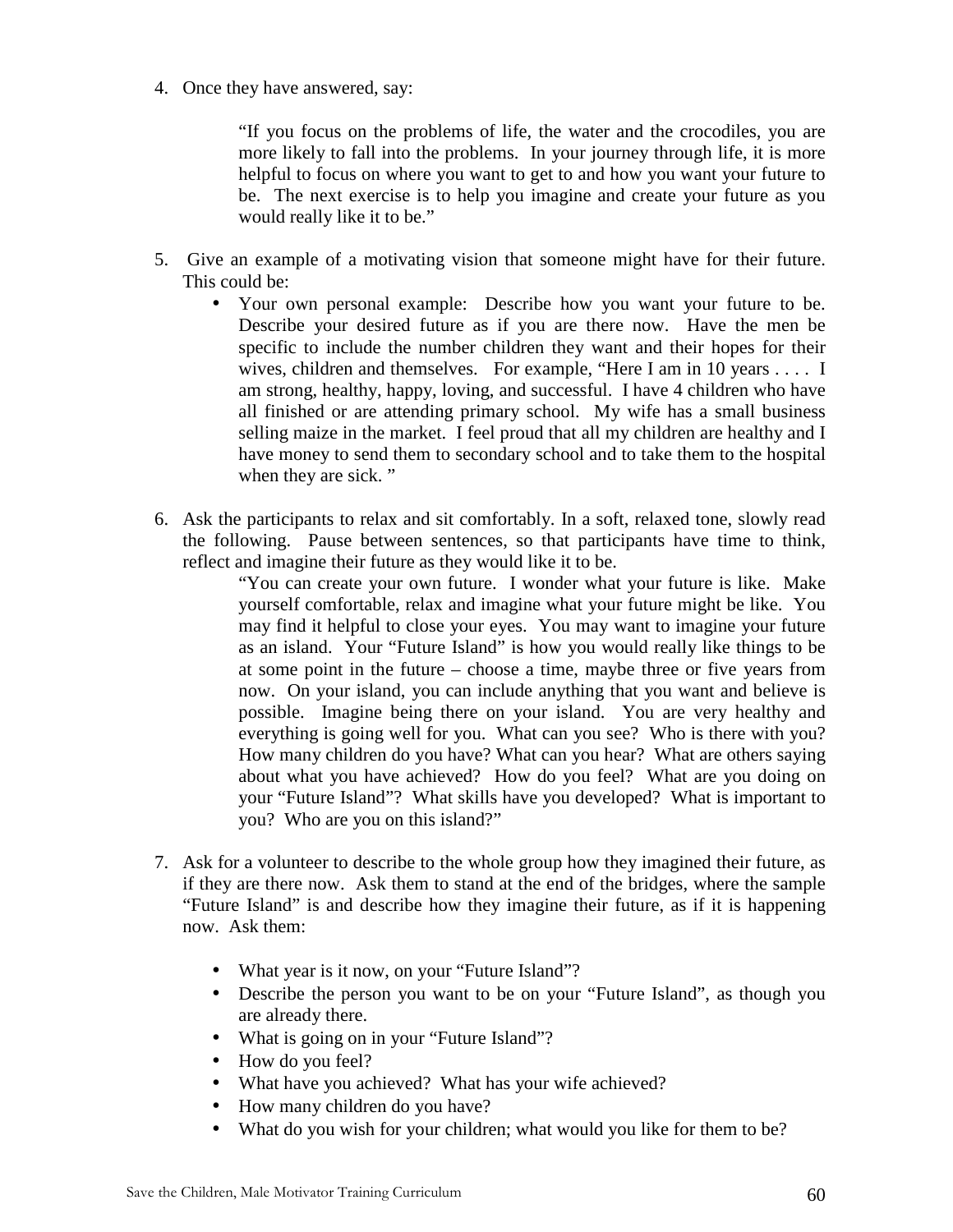4. Once they have answered, say:

   > "If you focus on the problems of life, the water and the crocodiles, you are more likely to fall into the problems. In your journey through life, it is more helpful to focus on where you want to get to and how you want your future to be. The next exercise is to help you imagine and create your future as you would really like it to be."

5. Give an example of a motivating vision that someone might have for their future. This could be:
   - Your own personal example: Describe how you want your future to be. Describe your desired future as if you are there now. Have the men be specific to include the number children they want and their hopes for their wives, children and themselves. For example, "Here I am in 10 years . . . . I am strong, healthy, happy, loving, and successful. I have 4 children who have all finished or are attending primary school. My wife has a small business selling maize in the market. I feel proud that all my children are healthy and I have money to send them to secondary school and to take them to the hospital when they are sick. "

6. Ask the participants to relax and sit comfortably. In a soft, relaxed tone, slowly read the following. Pause between sentences, so that participants have time to think, reflect and imagine their future as they would like it to be.

   > "You can create your own future. I wonder what your future is like. Make yourself comfortable, relax and imagine what your future might be like. You may find it helpful to close your eyes. You may want to imagine your future as an island. Your "Future Island" is how you would really like things to be at some point in the future – choose a time, maybe three or five years from now. On your island, you can include anything that you want and believe is possible. Imagine being there on your island. You are very healthy and everything is going well for you. What can you see? Who is there with you? How many children do you have? What can you hear? What are others saying about what you have achieved? How do you feel? What are you doing on your "Future Island"? What skills have you developed? What is important to you? Who are you on this island?"

7. Ask for a volunteer to describe to the whole group how they imagined their future, as if they are there now. Ask them to stand at the end of the bridges, where the sample "Future Island" is and describe how they imagine their future, as if it is happening now. Ask them:

   - What year is it now, on your "Future Island"?
   - Describe the person you want to be on your "Future Island", as though you are already there.
   - What is going on in your "Future Island"?
   - How do you feel?
   - What have you achieved? What has your wife achieved?
   - How many children do you have?
   - What do you wish for your children; what would you like for them to be?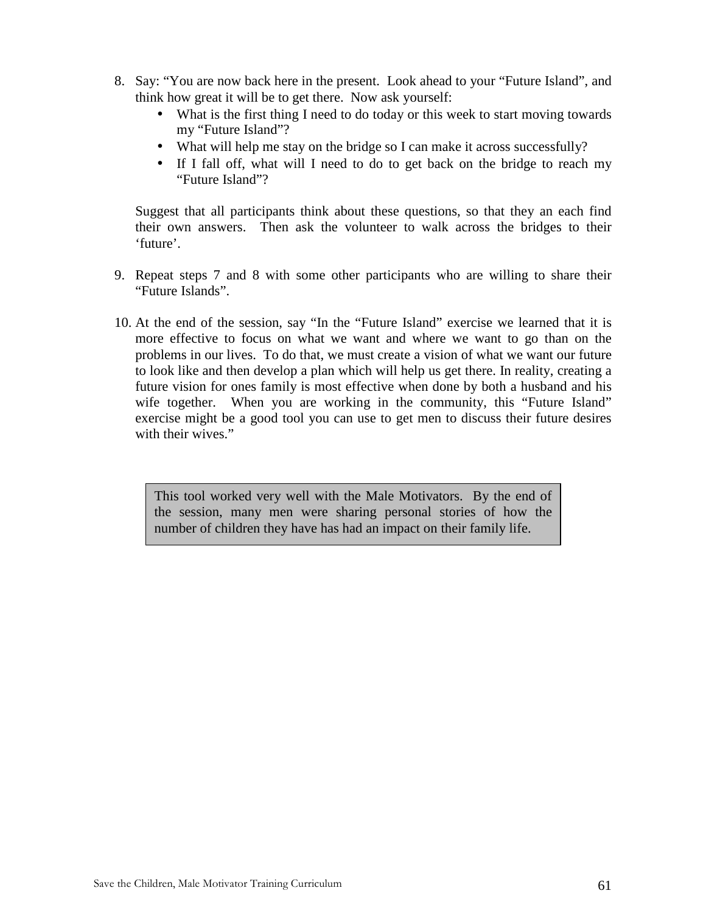8. Say: "You are now back here in the present. Look ahead to your "Future Island", and think how great it will be to get there. Now ask yourself:
   - What is the first thing I need to do today or this week to start moving towards my "Future Island"?
   - What will help me stay on the bridge so I can make it across successfully?
   - If I fall off, what will I need to do to get back on the bridge to reach my "Future Island"?

   Suggest that all participants think about these questions, so that they an each find their own answers. Then ask the volunteer to walk across the bridges to their 'future'.

9. Repeat steps 7 and 8 with some other participants who are willing to share their "Future Islands".

10. At the end of the session, say "In the "Future Island" exercise we learned that it is more effective to focus on what we want and where we want to go than on the problems in our lives. To do that, we must create a vision of what we want our future to look like and then develop a plan which will help us get there. In reality, creating a future vision for ones family is most effective when done by both a husband and his wife together. When you are working in the community, this "Future Island" exercise might be a good tool you can use to get men to discuss their future desires with their wives."

> This tool worked very well with the Male Motivators. By the end of the session, many men were sharing personal stories of how the number of children they have has had an impact on their family life.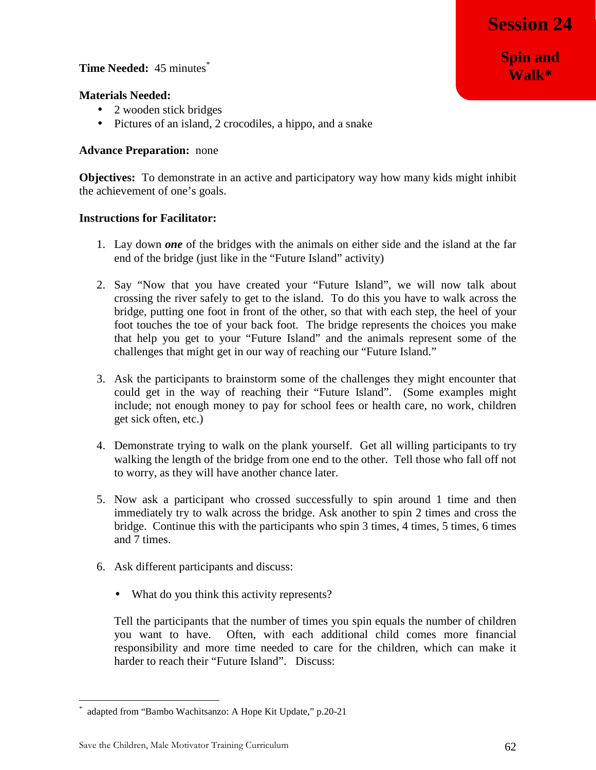# Session 24

## Spin and Walk*

**Time Needed:** 45 minutes*

**Materials Needed:**

- 2 wooden stick bridges
- Pictures of an island, 2 crocodiles, a hippo, and a snake

**Advance Preparation:** none

**Objectives:** To demonstrate in an active and participatory way how many kids might inhibit the achievement of one's goals.

**Instructions for Facilitator:**

1. Lay down ***one*** of the bridges with the animals on either side and the island at the far end of the bridge (just like in the "Future Island" activity)

2. Say "Now that you have created your "Future Island", we will now talk about crossing the river safely to get to the island. To do this you have to walk across the bridge, putting one foot in front of the other, so that with each step, the heel of your foot touches the toe of your back foot. The bridge represents the choices you make that help you get to your "Future Island" and the animals represent some of the challenges that might get in our way of reaching our "Future Island."

3. Ask the participants to brainstorm some of the challenges they might encounter that could get in the way of reaching their "Future Island". (Some examples might include; not enough money to pay for school fees or health care, no work, children get sick often, etc.)

4. Demonstrate trying to walk on the plank yourself. Get all willing participants to try walking the length of the bridge from one end to the other. Tell those who fall off not to worry, as they will have another chance later.

5. Now ask a participant who crossed successfully to spin around 1 time and then immediately try to walk across the bridge. Ask another to spin 2 times and cross the bridge. Continue this with the participants who spin 3 times, 4 times, 5 times, 6 times and 7 times.

6. Ask different participants and discuss:

   - What do you think this activity represents?

   Tell the participants that the number of times you spin equals the number of children you want to have. Often, with each additional child comes more financial responsibility and more time needed to care for the children, which can make it harder to reach their "Future Island". Discuss:

---

* adapted from "Bambo Wachitsanzo: A Hope Kit Update," p.20-21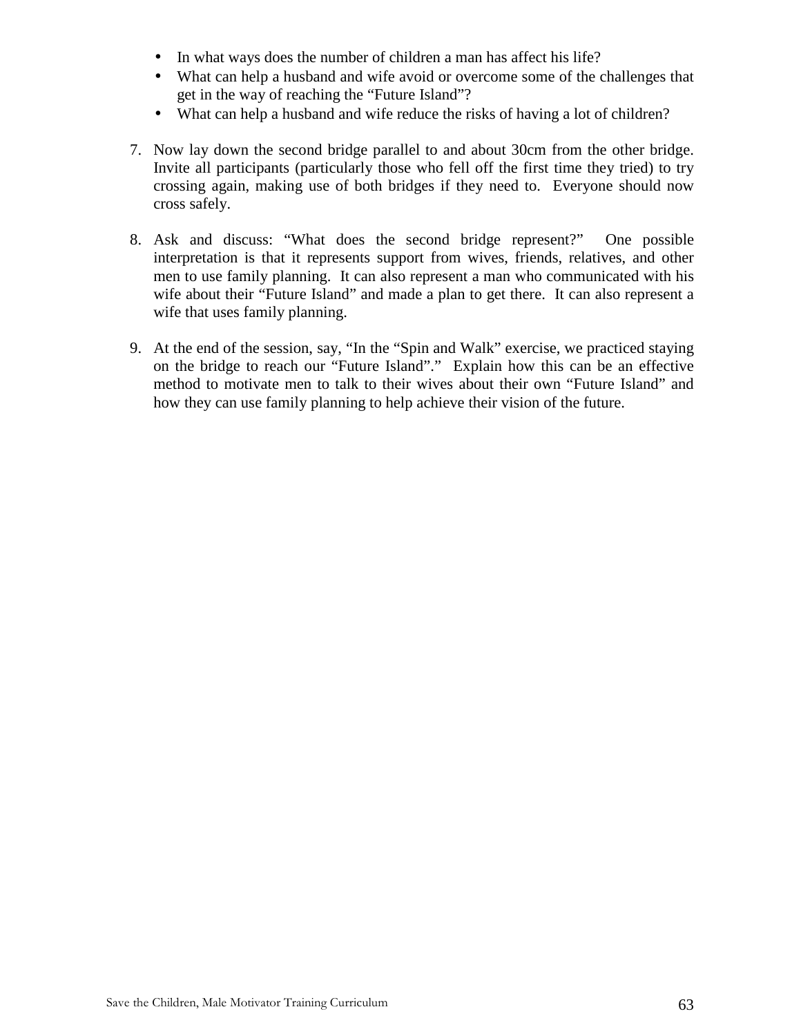- In what ways does the number of children a man has affect his life?
- What can help a husband and wife avoid or overcome some of the challenges that get in the way of reaching the “Future Island”?
- What can help a husband and wife reduce the risks of having a lot of children?

7. Now lay down the second bridge parallel to and about 30cm from the other bridge. Invite all participants (particularly those who fell off the first time they tried) to try crossing again, making use of both bridges if they need to. Everyone should now cross safely.

8. Ask and discuss: “What does the second bridge represent?” One possible interpretation is that it represents support from wives, friends, relatives, and other men to use family planning. It can also represent a man who communicated with his wife about their “Future Island” and made a plan to get there. It can also represent a wife that uses family planning.

9. At the end of the session, say, “In the “Spin and Walk” exercise, we practiced staying on the bridge to reach our “Future Island”.” Explain how this can be an effective method to motivate men to talk to their wives about their own “Future Island” and how they can use family planning to help achieve their vision of the future.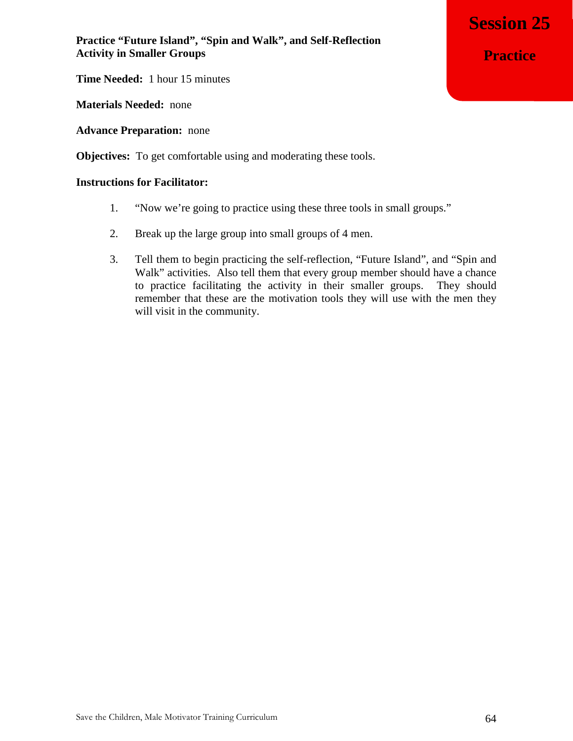# Session 25

## Practice

**Practice "Future Island", "Spin and Walk", and Self-Reflection Activity in Smaller Groups**

**Time Needed:** 1 hour 15 minutes

**Materials Needed:** none

**Advance Preparation:** none

**Objectives:** To get comfortable using and moderating these tools.

**Instructions for Facilitator:**

1. "Now we're going to practice using these three tools in small groups."

2. Break up the large group into small groups of 4 men.

3. Tell them to begin practicing the self-reflection, "Future Island", and "Spin and Walk" activities. Also tell them that every group member should have a chance to practice facilitating the activity in their smaller groups. They should remember that these are the motivation tools they will use with the men they will visit in the community.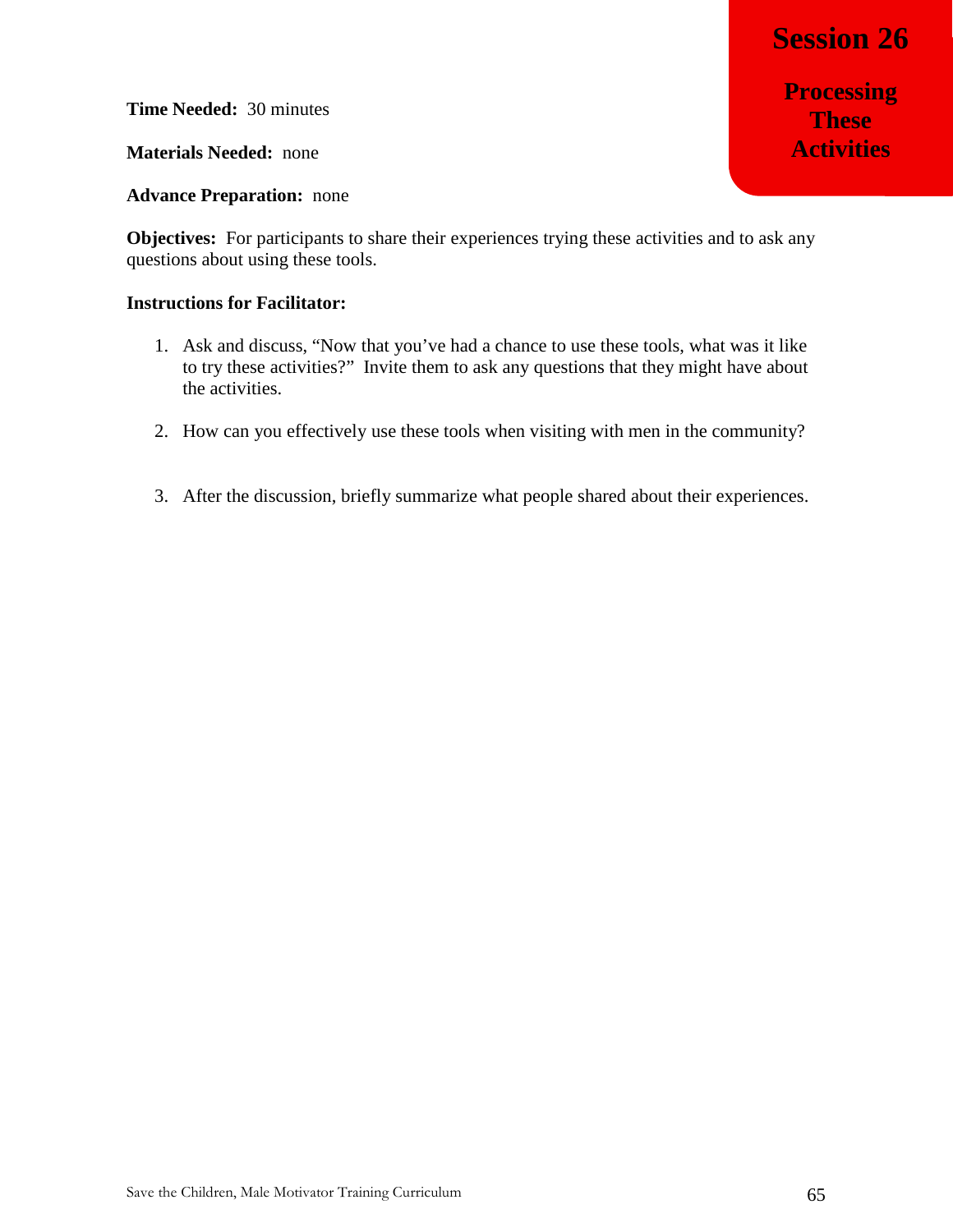# Session 26

## Processing These Activities

**Time Needed:** 30 minutes

**Materials Needed:** none

**Advance Preparation:** none

**Objectives:** For participants to share their experiences trying these activities and to ask any questions about using these tools.

**Instructions for Facilitator:**

1. Ask and discuss, "Now that you've had a chance to use these tools, what was it like to try these activities?" Invite them to ask any questions that they might have about the activities.

2. How can you effectively use these tools when visiting with men in the community?

3. After the discussion, briefly summarize what people shared about their experiences.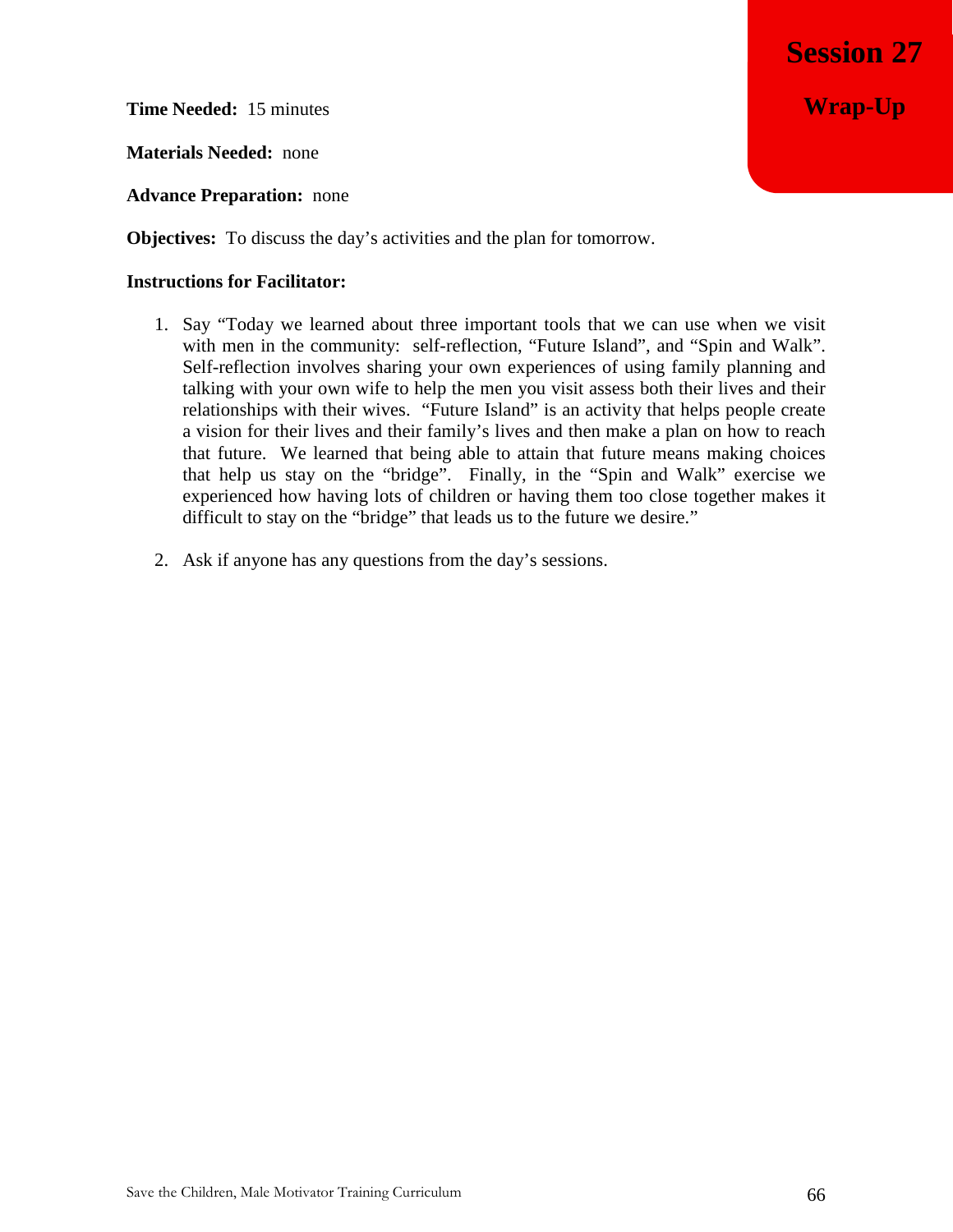# Session 27

## Wrap-Up

**Time Needed:** 15 minutes

**Materials Needed:** none

**Advance Preparation:** none

**Objectives:** To discuss the day's activities and the plan for tomorrow.

**Instructions for Facilitator:**

1. Say "Today we learned about three important tools that we can use when we visit with men in the community: self-reflection, "Future Island", and "Spin and Walk". Self-reflection involves sharing your own experiences of using family planning and talking with your own wife to help the men you visit assess both their lives and their relationships with their wives. "Future Island" is an activity that helps people create a vision for their lives and their family's lives and then make a plan on how to reach that future. We learned that being able to attain that future means making choices that help us stay on the "bridge". Finally, in the "Spin and Walk" exercise we experienced how having lots of children or having them too close together makes it difficult to stay on the "bridge" that leads us to the future we desire."

2. Ask if anyone has any questions from the day's sessions.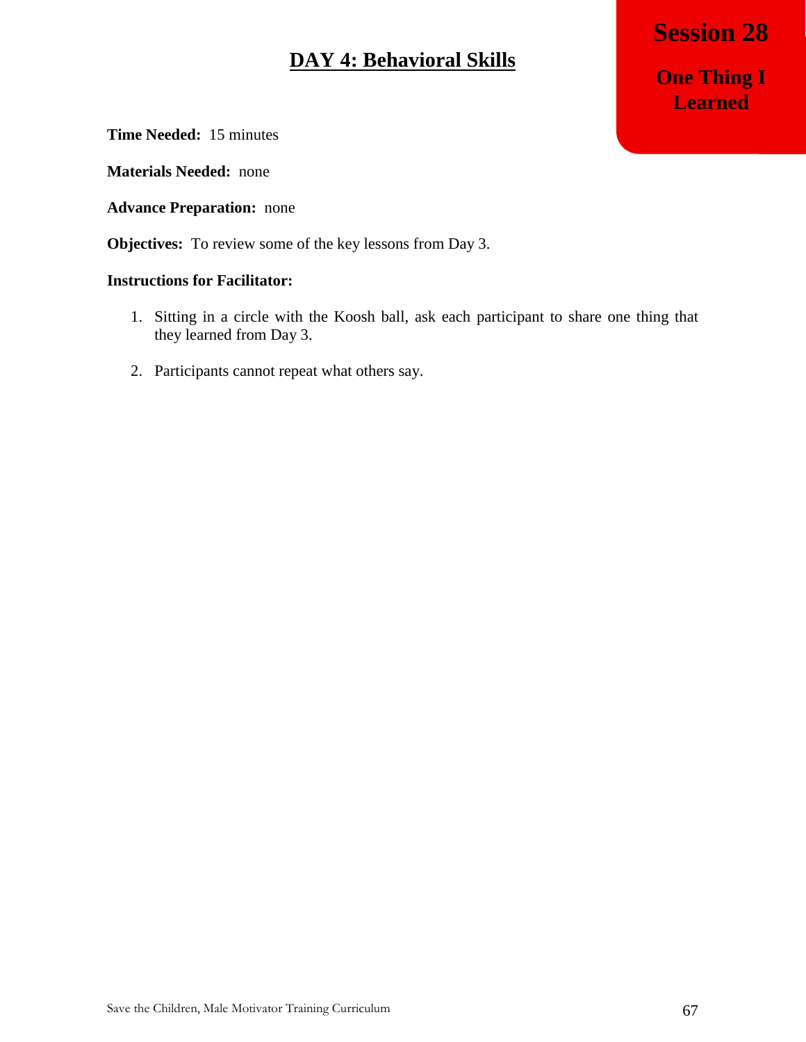# Session 28

## One Thing I Learned

## DAY 4: Behavioral Skills

**Time Needed:** 15 minutes

**Materials Needed:** none

**Advance Preparation:** none

**Objectives:** To review some of the key lessons from Day 3.

**Instructions for Facilitator:**

1. Sitting in a circle with the Koosh ball, ask each participant to share one thing that they learned from Day 3.

2. Participants cannot repeat what others say.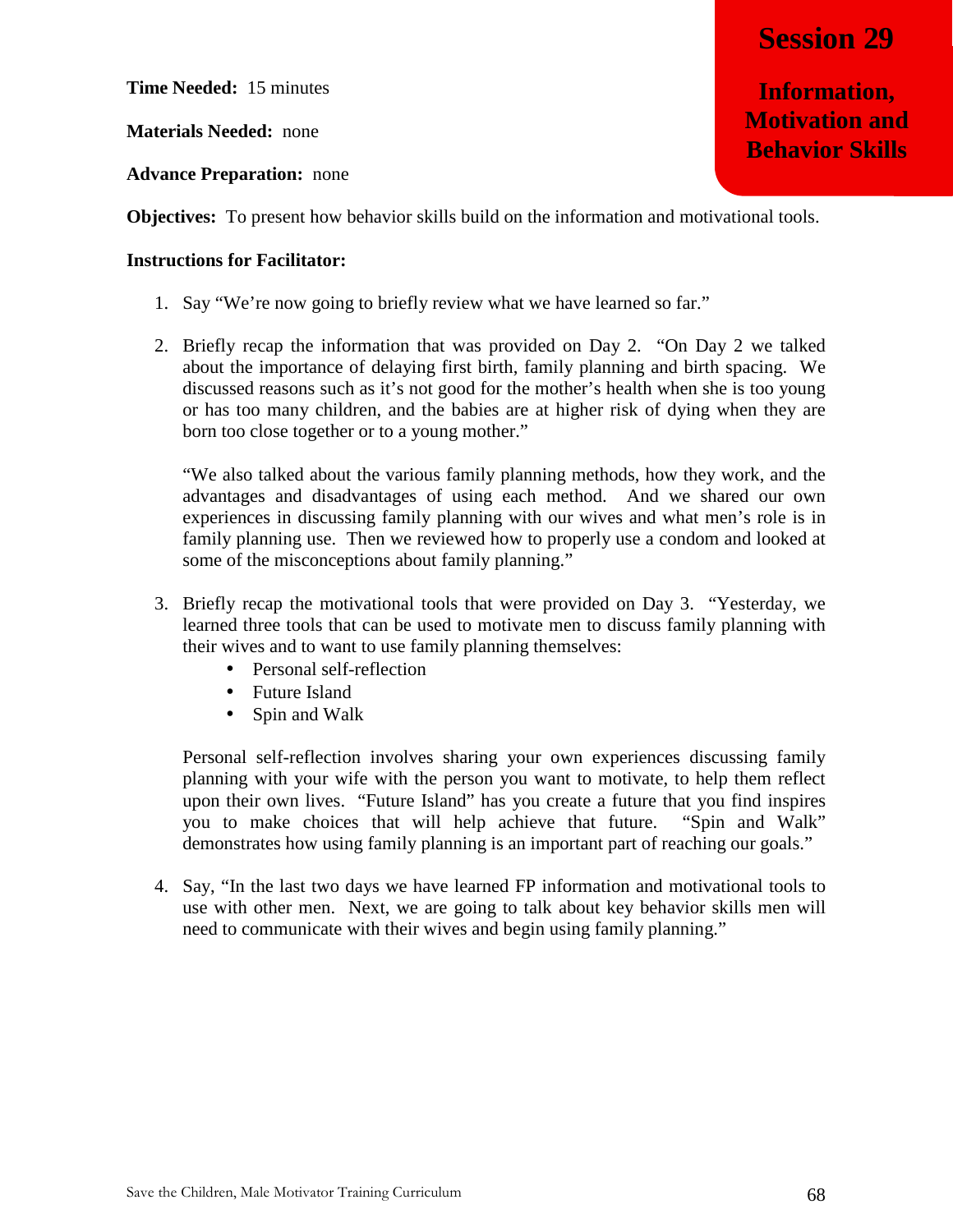# Session 29

## Information, Motivation and Behavior Skills

**Time Needed:** 15 minutes

**Materials Needed:** none

**Advance Preparation:** none

**Objectives:** To present how behavior skills build on the information and motivational tools.

**Instructions for Facilitator:**

1. Say "We're now going to briefly review what we have learned so far."

2. Briefly recap the information that was provided on Day 2. "On Day 2 we talked about the importance of delaying first birth, family planning and birth spacing. We discussed reasons such as it's not good for the mother's health when she is too young or has too many children, and the babies are at higher risk of dying when they are born too close together or to a young mother."

   "We also talked about the various family planning methods, how they work, and the advantages and disadvantages of using each method. And we shared our own experiences in discussing family planning with our wives and what men's role is in family planning use. Then we reviewed how to properly use a condom and looked at some of the misconceptions about family planning."

3. Briefly recap the motivational tools that were provided on Day 3. "Yesterday, we learned three tools that can be used to motivate men to discuss family planning with their wives and to want to use family planning themselves:
   - Personal self-reflection
   - Future Island
   - Spin and Walk

   Personal self-reflection involves sharing your own experiences discussing family planning with your wife with the person you want to motivate, to help them reflect upon their own lives. "Future Island" has you create a future that you find inspires you to make choices that will help achieve that future. "Spin and Walk" demonstrates how using family planning is an important part of reaching our goals."

4. Say, "In the last two days we have learned FP information and motivational tools to use with other men. Next, we are going to talk about key behavior skills men will need to communicate with their wives and begin using family planning."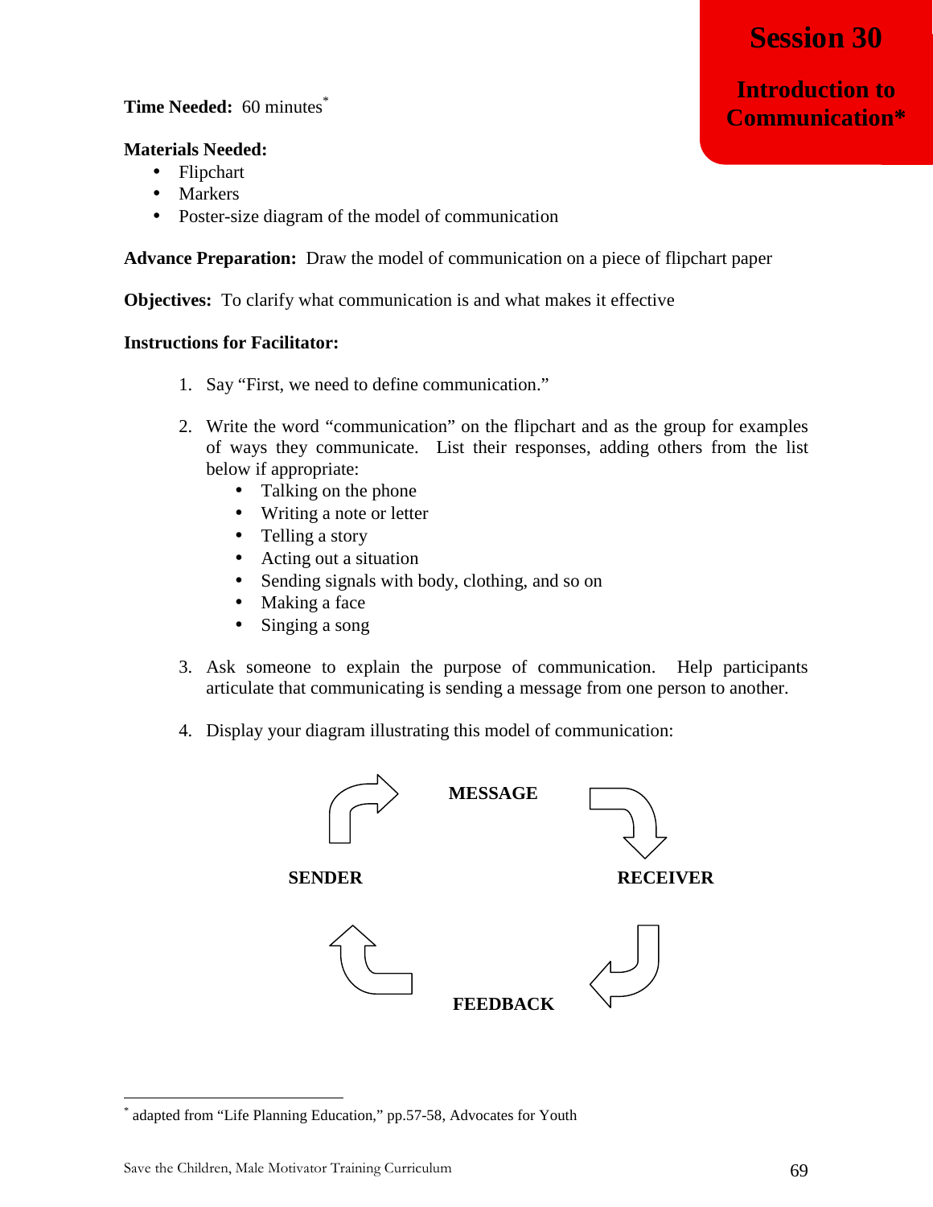# Session 30

## Introduction to Communication*

**Time Needed:** 60 minutes[*]

**Materials Needed:**

- Flipchart
- Markers
- Poster-size diagram of the model of communication

**Advance Preparation:** Draw the model of communication on a piece of flipchart paper

**Objectives:** To clarify what communication is and what makes it effective

**Instructions for Facilitator:**

1. Say "First, we need to define communication."

2. Write the word "communication" on the flipchart and as the group for examples of ways they communicate. List their responses, adding others from the list below if appropriate:
   - Talking on the phone
   - Writing a note or letter
   - Telling a story
   - Acting out a situation
   - Sending signals with body, clothing, and so on
   - Making a face
   - Singing a song

3. Ask someone to explain the purpose of communication. Help participants articulate that communicating is sending a message from one person to another.

4. Display your diagram illustrating this model of communication:

MESSAGE

SENDER RECEIVER

FEEDBACK

---

[*] adapted from "Life Planning Education," pp.57-58, Advocates for Youth

Save the Children, Male Motivator Training Curriculum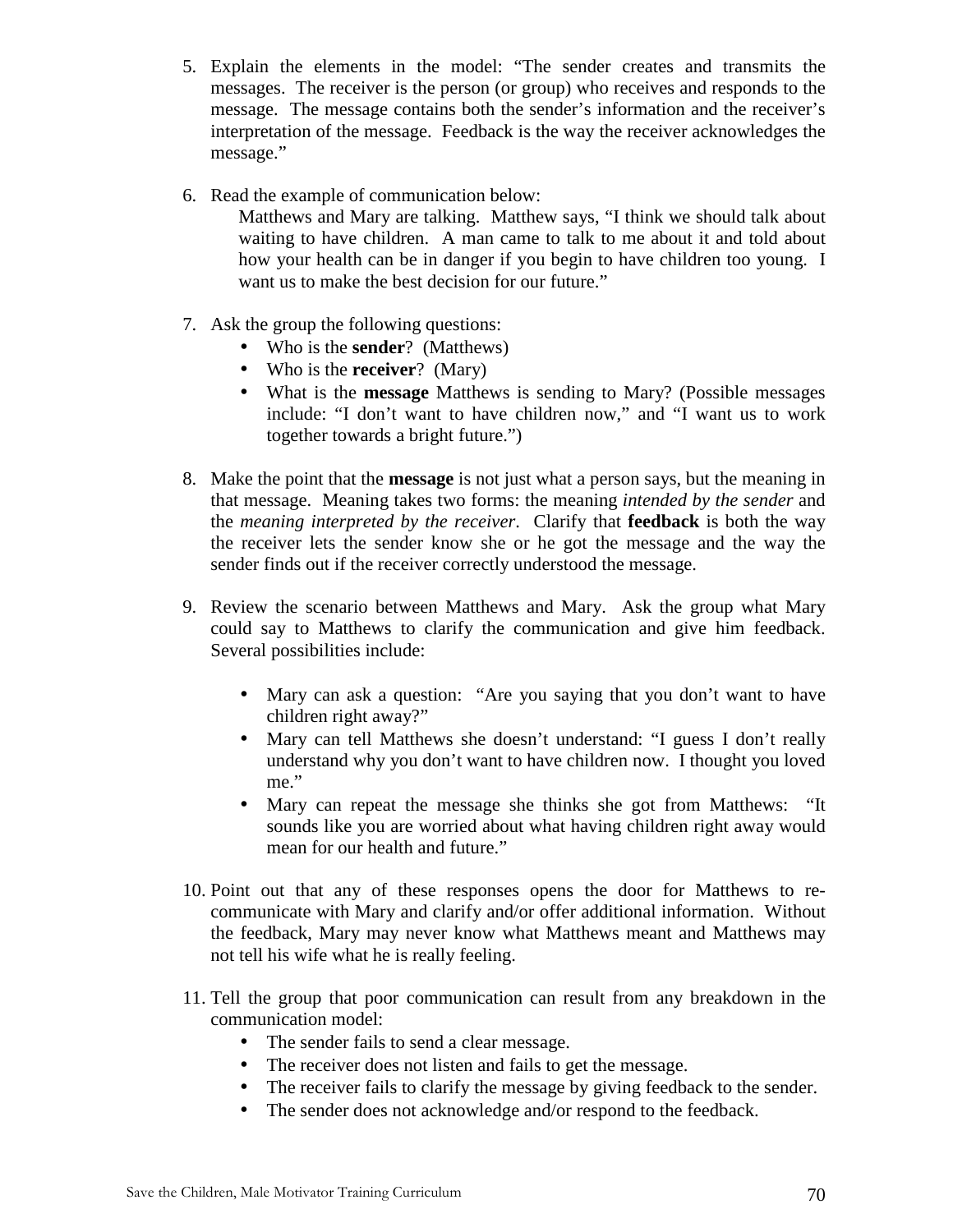5. Explain the elements in the model: "The sender creates and transmits the messages. The receiver is the person (or group) who receives and responds to the message. The message contains both the sender's information and the receiver's interpretation of the message. Feedback is the way the receiver acknowledges the message."

6. Read the example of communication below:

   Matthews and Mary are talking. Matthew says, "I think we should talk about waiting to have children. A man came to talk to me about it and told about how your health can be in danger if you begin to have children too young. I want us to make the best decision for our future."

7. Ask the group the following questions:
   - Who is the **sender**? (Matthews)
   - Who is the **receiver**? (Mary)
   - What is the **message** Matthews is sending to Mary? (Possible messages include: "I don't want to have children now," and "I want us to work together towards a bright future.")

8. Make the point that the **message** is not just what a person says, but the meaning in that message. Meaning takes two forms: the meaning *intended by the sender* and the *meaning interpreted by the receiver*. Clarify that **feedback** is both the way the receiver lets the sender know she or he got the message and the way the sender finds out if the receiver correctly understood the message.

9. Review the scenario between Matthews and Mary. Ask the group what Mary could say to Matthews to clarify the communication and give him feedback. Several possibilities include:

   - Mary can ask a question: "Are you saying that you don't want to have children right away?"
   - Mary can tell Matthews she doesn't understand: "I guess I don't really understand why you don't want to have children now. I thought you loved me."
   - Mary can repeat the message she thinks she got from Matthews: "It sounds like you are worried about what having children right away would mean for our health and future."

10. Point out that any of these responses opens the door for Matthews to re-communicate with Mary and clarify and/or offer additional information. Without the feedback, Mary may never know what Matthews meant and Matthews may not tell his wife what he is really feeling.

11. Tell the group that poor communication can result from any breakdown in the communication model:
    - The sender fails to send a clear message.
    - The receiver does not listen and fails to get the message.
    - The receiver fails to clarify the message by giving feedback to the sender.
    - The sender does not acknowledge and/or respond to the feedback.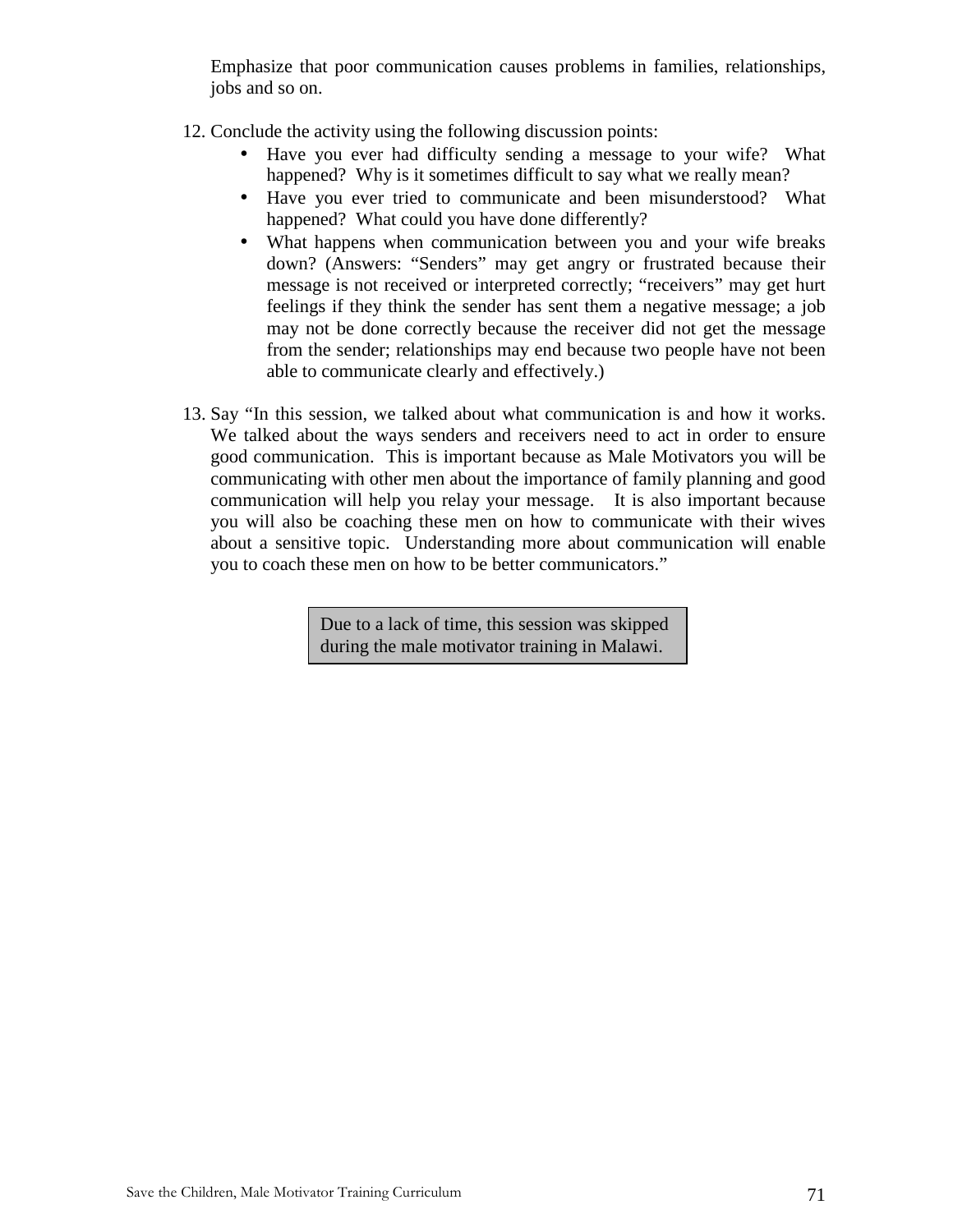Emphasize that poor communication causes problems in families, relationships, jobs and so on.

12. Conclude the activity using the following discussion points:
    - Have you ever had difficulty sending a message to your wife? What happened? Why is it sometimes difficult to say what we really mean?
    - Have you ever tried to communicate and been misunderstood? What happened? What could you have done differently?
    - What happens when communication between you and your wife breaks down? (Answers: “Senders” may get angry or frustrated because their message is not received or interpreted correctly; “receivers” may get hurt feelings if they think the sender has sent them a negative message; a job may not be done correctly because the receiver did not get the message from the sender; relationships may end because two people have not been able to communicate clearly and effectively.)

13. Say “In this session, we talked about what communication is and how it works. We talked about the ways senders and receivers need to act in order to ensure good communication. This is important because as Male Motivators you will be communicating with other men about the importance of family planning and good communication will help you relay your message. It is also important because you will also be coaching these men on how to communicate with their wives about a sensitive topic. Understanding more about communication will enable you to coach these men on how to be better communicators.”

> Due to a lack of time, this session was skipped during the male motivator training in Malawi.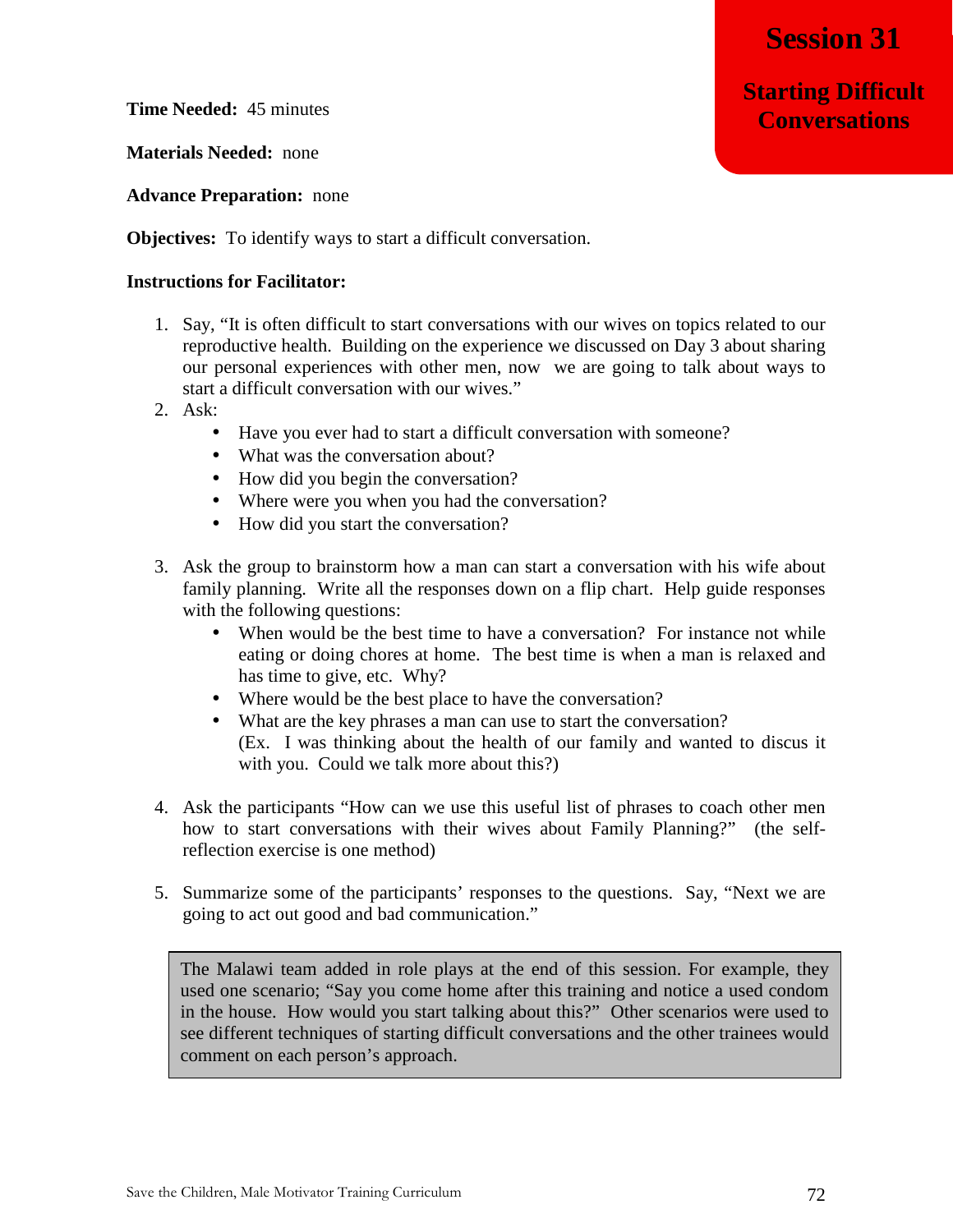# Session 31

## Starting Difficult Conversations

**Time Needed:** 45 minutes

**Materials Needed:** none

**Advance Preparation:** none

**Objectives:** To identify ways to start a difficult conversation.

**Instructions for Facilitator:**

1. Say, "It is often difficult to start conversations with our wives on topics related to our reproductive health. Building on the experience we discussed on Day 3 about sharing our personal experiences with other men, now we are going to talk about ways to start a difficult conversation with our wives."
2. Ask:
   - Have you ever had to start a difficult conversation with someone?
   - What was the conversation about?
   - How did you begin the conversation?
   - Where were you when you had the conversation?
   - How did you start the conversation?

3. Ask the group to brainstorm how a man can start a conversation with his wife about family planning. Write all the responses down on a flip chart. Help guide responses with the following questions:
   - When would be the best time to have a conversation? For instance not while eating or doing chores at home. The best time is when a man is relaxed and has time to give, etc. Why?
   - Where would be the best place to have the conversation?
   - What are the key phrases a man can use to start the conversation? (Ex. I was thinking about the health of our family and wanted to discus it with you. Could we talk more about this?)

4. Ask the participants "How can we use this useful list of phrases to coach other men how to start conversations with their wives about Family Planning?" (the self-reflection exercise is one method)

5. Summarize some of the participants' responses to the questions. Say, "Next we are going to act out good and bad communication."

> The Malawi team added in role plays at the end of this session. For example, they used one scenario; "Say you come home after this training and notice a used condom in the house. How would you start talking about this?" Other scenarios were used to see different techniques of starting difficult conversations and the other trainees would comment on each person's approach.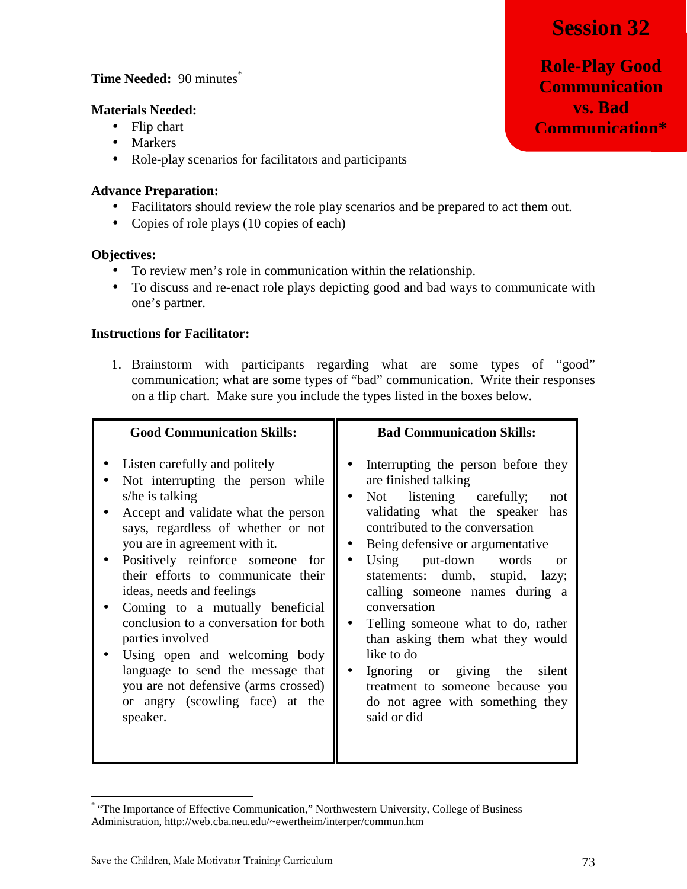# Session 32

## Role-Play Good Communication vs. Bad Communication*

**Time Needed:** 90 minutes*

**Materials Needed:**
- Flip chart
- Markers
- Role-play scenarios for facilitators and participants

**Advance Preparation:**
- Facilitators should review the role play scenarios and be prepared to act them out.
- Copies of role plays (10 copies of each)

**Objectives:**
- To review men's role in communication within the relationship.
- To discuss and re-enact role plays depicting good and bad ways to communicate with one's partner.

**Instructions for Facilitator:**

1. Brainstorm with participants regarding what are some types of "good" communication; what are some types of "bad" communication. Write their responses on a flip chart. Make sure you include the types listed in the boxes below.

| Good Communication Skills: | Bad Communication Skills: |
|---|---|
| • Listen carefully and politely<br>• Not interrupting the person while s/he is talking<br>• Accept and validate what the person says, regardless of whether or not you are in agreement with it.<br>• Positively reinforce someone for their efforts to communicate their ideas, needs and feelings<br>• Coming to a mutually beneficial conclusion to a conversation for both parties involved<br>• Using open and welcoming body language to send the message that you are not defensive (arms crossed) or angry (scowling face) at the speaker. | • Interrupting the person before they are finished talking<br>• Not listening carefully; not validating what the speaker has contributed to the conversation<br>• Being defensive or argumentative<br>• Using put-down words or statements: dumb, stupid, lazy; calling someone names during a conversation<br>• Telling someone what to do, rather than asking them what they would like to do<br>• Ignoring or giving the silent treatment to someone because you do not agree with something they said or did |

* "The Importance of Effective Communication," Northwestern University, College of Business Administration, http://web.cba.neu.edu/~ewertheim/interper/commun.htm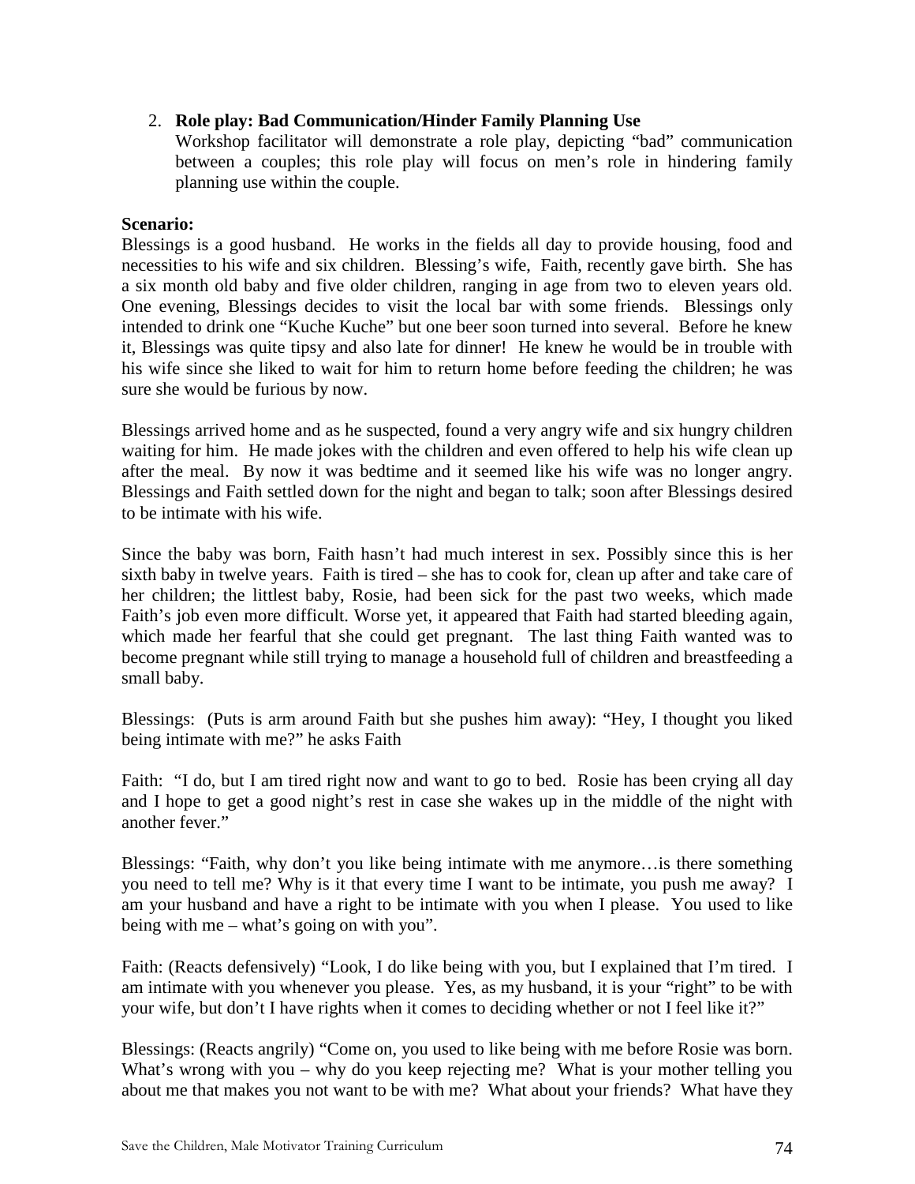2. **Role play: Bad Communication/Hinder Family Planning Use**
   Workshop facilitator will demonstrate a role play, depicting "bad" communication between a couples; this role play will focus on men's role in hindering family planning use within the couple.

**Scenario:**
Blessings is a good husband. He works in the fields all day to provide housing, food and necessities to his wife and six children. Blessing's wife, Faith, recently gave birth. She has a six month old baby and five older children, ranging in age from two to eleven years old. One evening, Blessings decides to visit the local bar with some friends. Blessings only intended to drink one "Kuche Kuche" but one beer soon turned into several. Before he knew it, Blessings was quite tipsy and also late for dinner! He knew he would be in trouble with his wife since she liked to wait for him to return home before feeding the children; he was sure she would be furious by now.

Blessings arrived home and as he suspected, found a very angry wife and six hungry children waiting for him. He made jokes with the children and even offered to help his wife clean up after the meal. By now it was bedtime and it seemed like his wife was no longer angry. Blessings and Faith settled down for the night and began to talk; soon after Blessings desired to be intimate with his wife.

Since the baby was born, Faith hasn't had much interest in sex. Possibly since this is her sixth baby in twelve years. Faith is tired – she has to cook for, clean up after and take care of her children; the littlest baby, Rosie, had been sick for the past two weeks, which made Faith's job even more difficult. Worse yet, it appeared that Faith had started bleeding again, which made her fearful that she could get pregnant. The last thing Faith wanted was to become pregnant while still trying to manage a household full of children and breastfeeding a small baby.

Blessings: (Puts is arm around Faith but she pushes him away): "Hey, I thought you liked being intimate with me?" he asks Faith

Faith: "I do, but I am tired right now and want to go to bed. Rosie has been crying all day and I hope to get a good night's rest in case she wakes up in the middle of the night with another fever."

Blessings: "Faith, why don't you like being intimate with me anymore…is there something you need to tell me? Why is it that every time I want to be intimate, you push me away? I am your husband and have a right to be intimate with you when I please. You used to like being with me – what's going on with you".

Faith: (Reacts defensively) "Look, I do like being with you, but I explained that I'm tired. I am intimate with you whenever you please. Yes, as my husband, it is your "right" to be with your wife, but don't I have rights when it comes to deciding whether or not I feel like it?"

Blessings: (Reacts angrily) "Come on, you used to like being with me before Rosie was born. What's wrong with you – why do you keep rejecting me? What is your mother telling you about me that makes you not want to be with me? What about your friends? What have they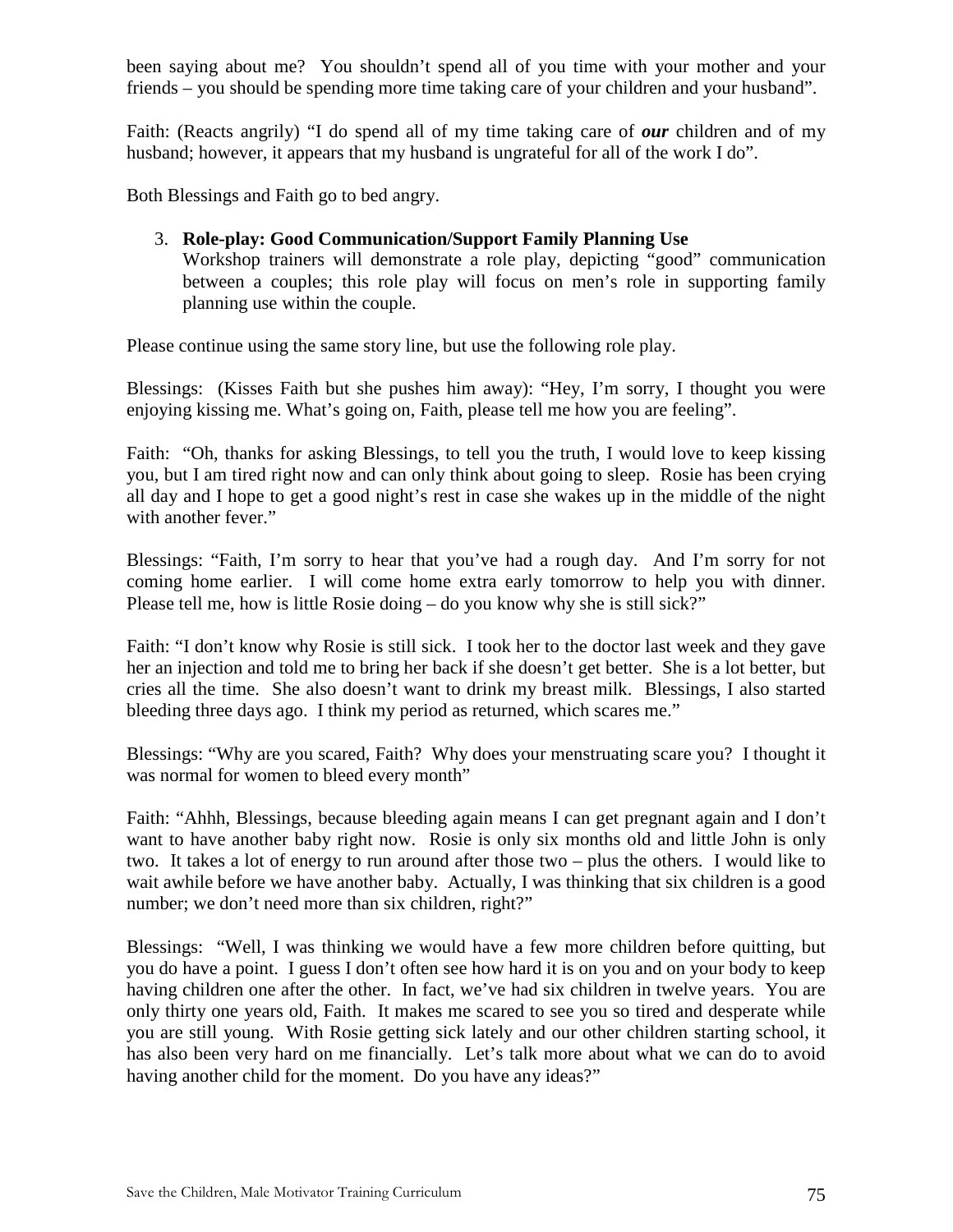been saying about me? You shouldn't spend all of you time with your mother and your friends – you should be spending more time taking care of your children and your husband".

Faith: (Reacts angrily) "I do spend all of my time taking care of ***our*** children and of my husband; however, it appears that my husband is ungrateful for all of the work I do".

Both Blessings and Faith go to bed angry.

3. **Role-play: Good Communication/Support Family Planning Use**
   Workshop trainers will demonstrate a role play, depicting "good" communication between a couples; this role play will focus on men's role in supporting family planning use within the couple.

Please continue using the same story line, but use the following role play.

Blessings: (Kisses Faith but she pushes him away): "Hey, I'm sorry, I thought you were enjoying kissing me. What's going on, Faith, please tell me how you are feeling".

Faith: "Oh, thanks for asking Blessings, to tell you the truth, I would love to keep kissing you, but I am tired right now and can only think about going to sleep. Rosie has been crying all day and I hope to get a good night's rest in case she wakes up in the middle of the night with another fever."

Blessings: "Faith, I'm sorry to hear that you've had a rough day. And I'm sorry for not coming home earlier. I will come home extra early tomorrow to help you with dinner. Please tell me, how is little Rosie doing – do you know why she is still sick?"

Faith: "I don't know why Rosie is still sick. I took her to the doctor last week and they gave her an injection and told me to bring her back if she doesn't get better. She is a lot better, but cries all the time. She also doesn't want to drink my breast milk. Blessings, I also started bleeding three days ago. I think my period as returned, which scares me."

Blessings: "Why are you scared, Faith? Why does your menstruating scare you? I thought it was normal for women to bleed every month"

Faith: "Ahhh, Blessings, because bleeding again means I can get pregnant again and I don't want to have another baby right now. Rosie is only six months old and little John is only two. It takes a lot of energy to run around after those two – plus the others. I would like to wait awhile before we have another baby. Actually, I was thinking that six children is a good number; we don't need more than six children, right?"

Blessings: "Well, I was thinking we would have a few more children before quitting, but you do have a point. I guess I don't often see how hard it is on you and on your body to keep having children one after the other. In fact, we've had six children in twelve years. You are only thirty one years old, Faith. It makes me scared to see you so tired and desperate while you are still young. With Rosie getting sick lately and our other children starting school, it has also been very hard on me financially. Let's talk more about what we can do to avoid having another child for the moment. Do you have any ideas?"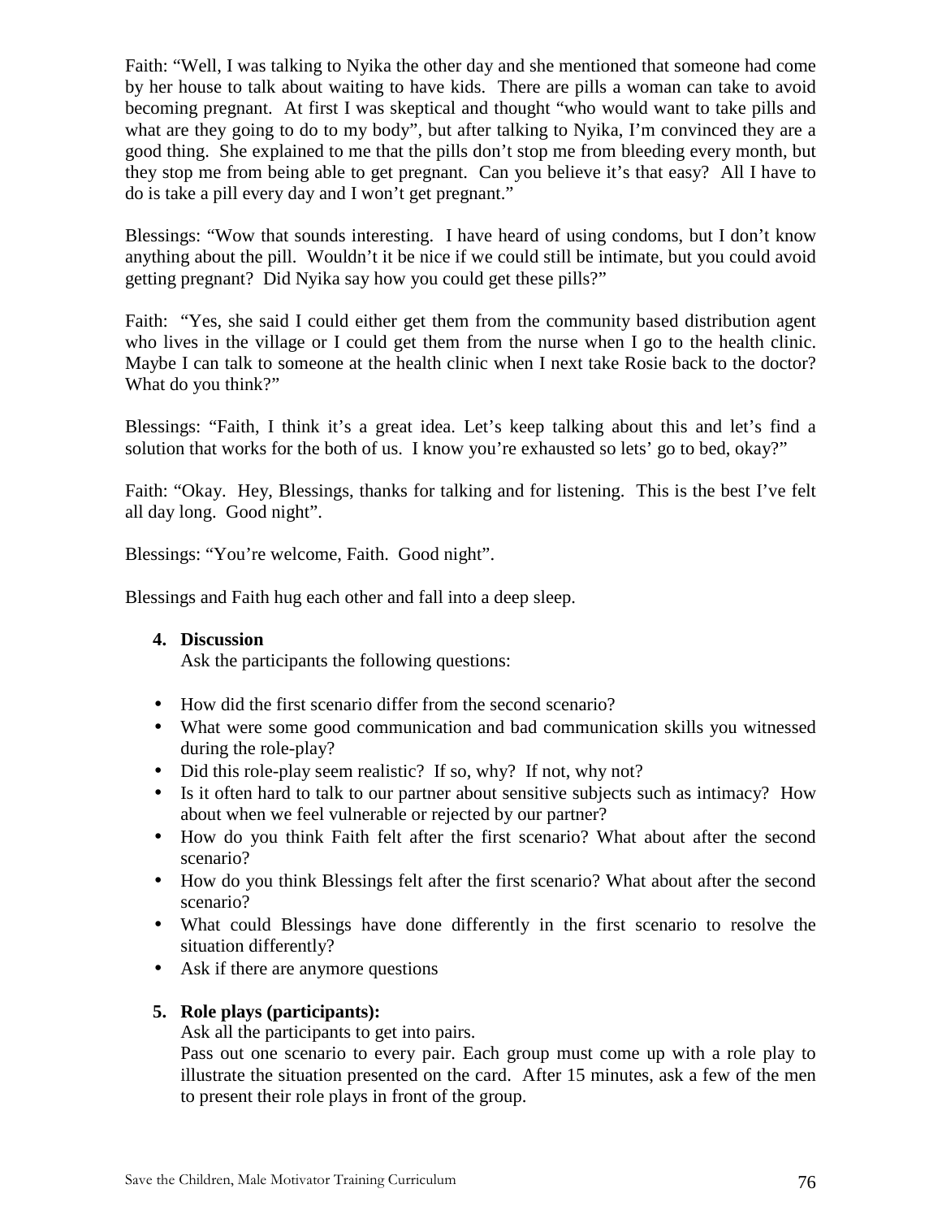Faith: "Well, I was talking to Nyika the other day and she mentioned that someone had come by her house to talk about waiting to have kids. There are pills a woman can take to avoid becoming pregnant. At first I was skeptical and thought "who would want to take pills and what are they going to do to my body", but after talking to Nyika, I'm convinced they are a good thing. She explained to me that the pills don't stop me from bleeding every month, but they stop me from being able to get pregnant. Can you believe it's that easy? All I have to do is take a pill every day and I won't get pregnant."

Blessings: "Wow that sounds interesting. I have heard of using condoms, but I don't know anything about the pill. Wouldn't it be nice if we could still be intimate, but you could avoid getting pregnant? Did Nyika say how you could get these pills?"

Faith: "Yes, she said I could either get them from the community based distribution agent who lives in the village or I could get them from the nurse when I go to the health clinic. Maybe I can talk to someone at the health clinic when I next take Rosie back to the doctor? What do you think?"

Blessings: "Faith, I think it's a great idea. Let's keep talking about this and let's find a solution that works for the both of us. I know you're exhausted so lets' go to bed, okay?"

Faith: "Okay. Hey, Blessings, thanks for talking and for listening. This is the best I've felt all day long. Good night".

Blessings: "You're welcome, Faith. Good night".

Blessings and Faith hug each other and fall into a deep sleep.

4. **Discussion**
   Ask the participants the following questions:

- How did the first scenario differ from the second scenario?
- What were some good communication and bad communication skills you witnessed during the role-play?
- Did this role-play seem realistic? If so, why? If not, why not?
- Is it often hard to talk to our partner about sensitive subjects such as intimacy? How about when we feel vulnerable or rejected by our partner?
- How do you think Faith felt after the first scenario? What about after the second scenario?
- How do you think Blessings felt after the first scenario? What about after the second scenario?
- What could Blessings have done differently in the first scenario to resolve the situation differently?
- Ask if there are anymore questions

5. **Role plays (participants):**
   Ask all the participants to get into pairs.
   Pass out one scenario to every pair. Each group must come up with a role play to illustrate the situation presented on the card. After 15 minutes, ask a few of the men to present their role plays in front of the group.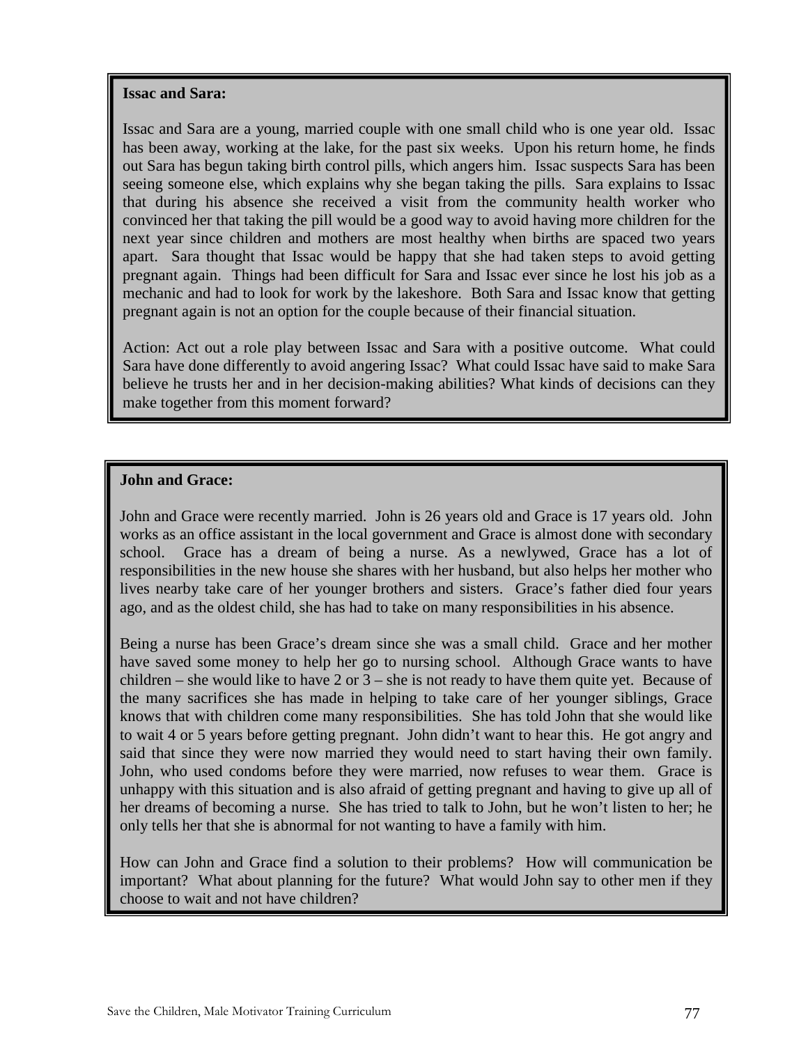**Issac and Sara:**

Issac and Sara are a young, married couple with one small child who is one year old. Issac has been away, working at the lake, for the past six weeks. Upon his return home, he finds out Sara has begun taking birth control pills, which angers him. Issac suspects Sara has been seeing someone else, which explains why she began taking the pills. Sara explains to Issac that during his absence she received a visit from the community health worker who convinced her that taking the pill would be a good way to avoid having more children for the next year since children and mothers are most healthy when births are spaced two years apart. Sara thought that Issac would be happy that she had taken steps to avoid getting pregnant again. Things had been difficult for Sara and Issac ever since he lost his job as a mechanic and had to look for work by the lakeshore. Both Sara and Issac know that getting pregnant again is not an option for the couple because of their financial situation.

Action: Act out a role play between Issac and Sara with a positive outcome. What could Sara have done differently to avoid angering Issac? What could Issac have said to make Sara believe he trusts her and in her decision-making abilities? What kinds of decisions can they make together from this moment forward?

**John and Grace:**

John and Grace were recently married. John is 26 years old and Grace is 17 years old. John works as an office assistant in the local government and Grace is almost done with secondary school. Grace has a dream of being a nurse. As a newlywed, Grace has a lot of responsibilities in the new house she shares with her husband, but also helps her mother who lives nearby take care of her younger brothers and sisters. Grace's father died four years ago, and as the oldest child, she has had to take on many responsibilities in his absence.

Being a nurse has been Grace's dream since she was a small child. Grace and her mother have saved some money to help her go to nursing school. Although Grace wants to have children – she would like to have 2 or 3 – she is not ready to have them quite yet. Because of the many sacrifices she has made in helping to take care of her younger siblings, Grace knows that with children come many responsibilities. She has told John that she would like to wait 4 or 5 years before getting pregnant. John didn't want to hear this. He got angry and said that since they were now married they would need to start having their own family. John, who used condoms before they were married, now refuses to wear them. Grace is unhappy with this situation and is also afraid of getting pregnant and having to give up all of her dreams of becoming a nurse. She has tried to talk to John, but he won't listen to her; he only tells her that she is abnormal for not wanting to have a family with him.

How can John and Grace find a solution to their problems? How will communication be important? What about planning for the future? What would John say to other men if they choose to wait and not have children?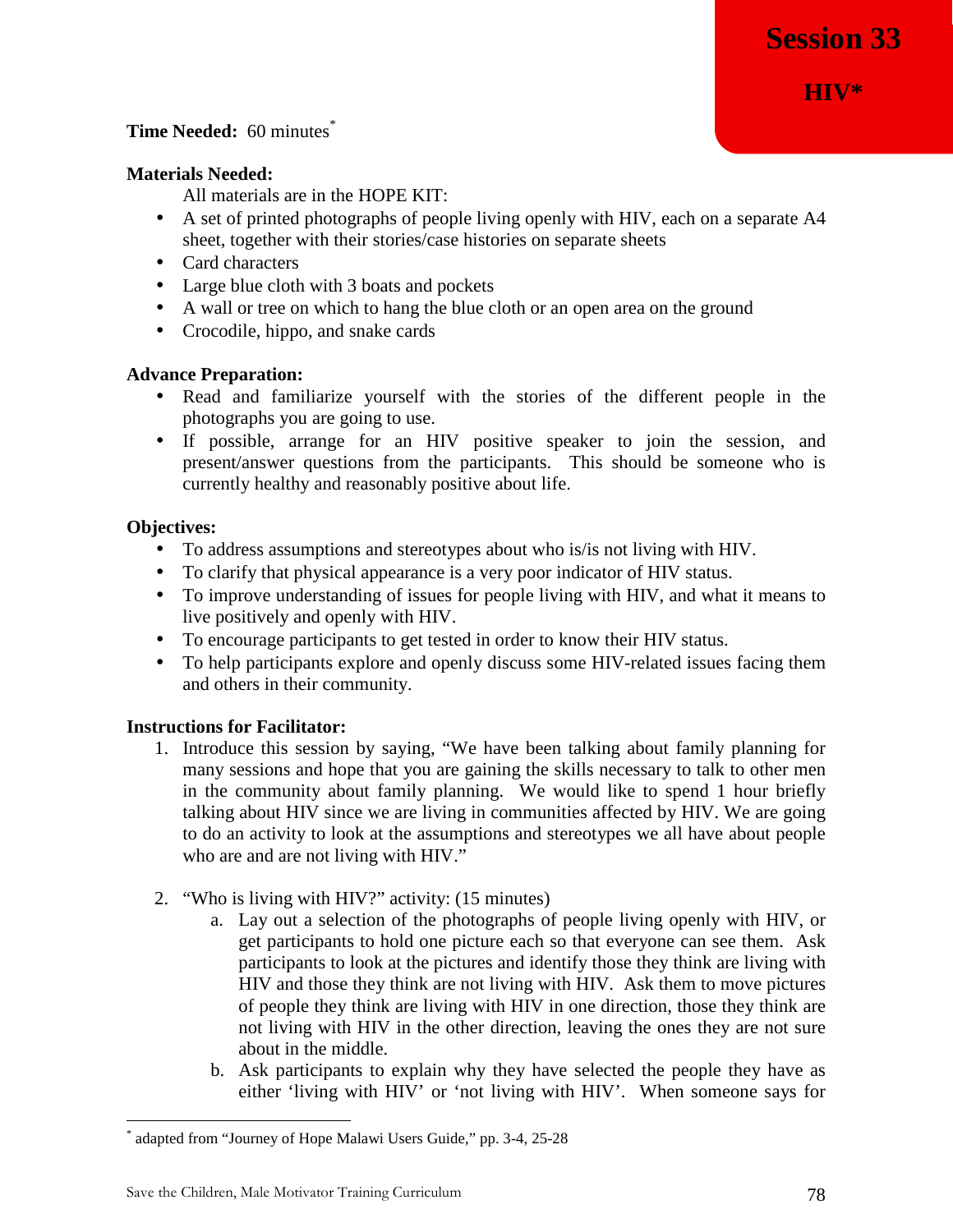# Session 33

## HIV*

**Time Needed:** 60 minutes*

**Materials Needed:**

All materials are in the HOPE KIT:

- A set of printed photographs of people living openly with HIV, each on a separate A4 sheet, together with their stories/case histories on separate sheets
- Card characters
- Large blue cloth with 3 boats and pockets
- A wall or tree on which to hang the blue cloth or an open area on the ground
- Crocodile, hippo, and snake cards

**Advance Preparation:**

- Read and familiarize yourself with the stories of the different people in the photographs you are going to use.
- If possible, arrange for an HIV positive speaker to join the session, and present/answer questions from the participants. This should be someone who is currently healthy and reasonably positive about life.

**Objectives:**

- To address assumptions and stereotypes about who is/is not living with HIV.
- To clarify that physical appearance is a very poor indicator of HIV status.
- To improve understanding of issues for people living with HIV, and what it means to live positively and openly with HIV.
- To encourage participants to get tested in order to know their HIV status.
- To help participants explore and openly discuss some HIV-related issues facing them and others in their community.

**Instructions for Facilitator:**

1. Introduce this session by saying, "We have been talking about family planning for many sessions and hope that you are gaining the skills necessary to talk to other men in the community about family planning. We would like to spend 1 hour briefly talking about HIV since we are living in communities affected by HIV. We are going to do an activity to look at the assumptions and stereotypes we all have about people who are and are not living with HIV."

2. "Who is living with HIV?" activity: (15 minutes)
   a. Lay out a selection of the photographs of people living openly with HIV, or get participants to hold one picture each so that everyone can see them. Ask participants to look at the pictures and identify those they think are living with HIV and those they think are not living with HIV. Ask them to move pictures of people they think are living with HIV in one direction, those they think are not living with HIV in the other direction, leaving the ones they are not sure about in the middle.
   b. Ask participants to explain why they have selected the people they have as either 'living with HIV' or 'not living with HIV'. When someone says for

* adapted from "Journey of Hope Malawi Users Guide," pp. 3-4, 25-28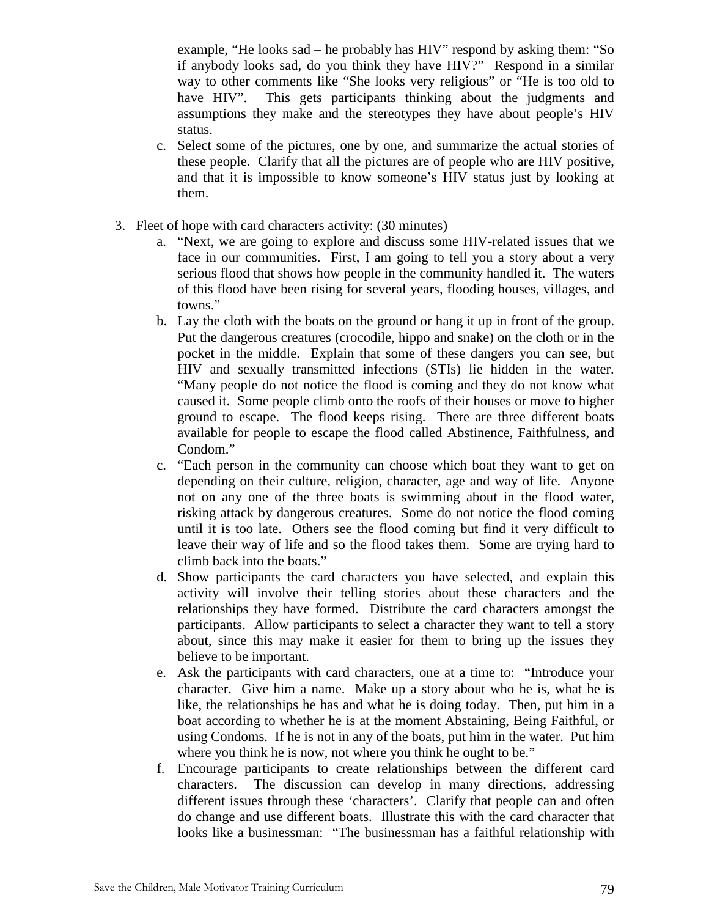example, "He looks sad – he probably has HIV" respond by asking them: "So if anybody looks sad, do you think they have HIV?" Respond in a similar way to other comments like "She looks very religious" or "He is too old to have HIV". This gets participants thinking about the judgments and assumptions they make and the stereotypes they have about people's HIV status.

   c. Select some of the pictures, one by one, and summarize the actual stories of these people. Clarify that all the pictures are of people who are HIV positive, and that it is impossible to know someone's HIV status just by looking at them.

3. Fleet of hope with card characters activity: (30 minutes)
   a. "Next, we are going to explore and discuss some HIV-related issues that we face in our communities. First, I am going to tell you a story about a very serious flood that shows how people in the community handled it. The waters of this flood have been rising for several years, flooding houses, villages, and towns."
   b. Lay the cloth with the boats on the ground or hang it up in front of the group. Put the dangerous creatures (crocodile, hippo and snake) on the cloth or in the pocket in the middle. Explain that some of these dangers you can see, but HIV and sexually transmitted infections (STIs) lie hidden in the water. "Many people do not notice the flood is coming and they do not know what caused it. Some people climb onto the roofs of their houses or move to higher ground to escape. The flood keeps rising. There are three different boats available for people to escape the flood called Abstinence, Faithfulness, and Condom."
   c. "Each person in the community can choose which boat they want to get on depending on their culture, religion, character, age and way of life. Anyone not on any one of the three boats is swimming about in the flood water, risking attack by dangerous creatures. Some do not notice the flood coming until it is too late. Others see the flood coming but find it very difficult to leave their way of life and so the flood takes them. Some are trying hard to climb back into the boats."
   d. Show participants the card characters you have selected, and explain this activity will involve their telling stories about these characters and the relationships they have formed. Distribute the card characters amongst the participants. Allow participants to select a character they want to tell a story about, since this may make it easier for them to bring up the issues they believe to be important.
   e. Ask the participants with card characters, one at a time to: "Introduce your character. Give him a name. Make up a story about who he is, what he is like, the relationships he has and what he is doing today. Then, put him in a boat according to whether he is at the moment Abstaining, Being Faithful, or using Condoms. If he is not in any of the boats, put him in the water. Put him where you think he is now, not where you think he ought to be."
   f. Encourage participants to create relationships between the different card characters. The discussion can develop in many directions, addressing different issues through these 'characters'. Clarify that people can and often do change and use different boats. Illustrate this with the card character that looks like a businessman: "The businessman has a faithful relationship with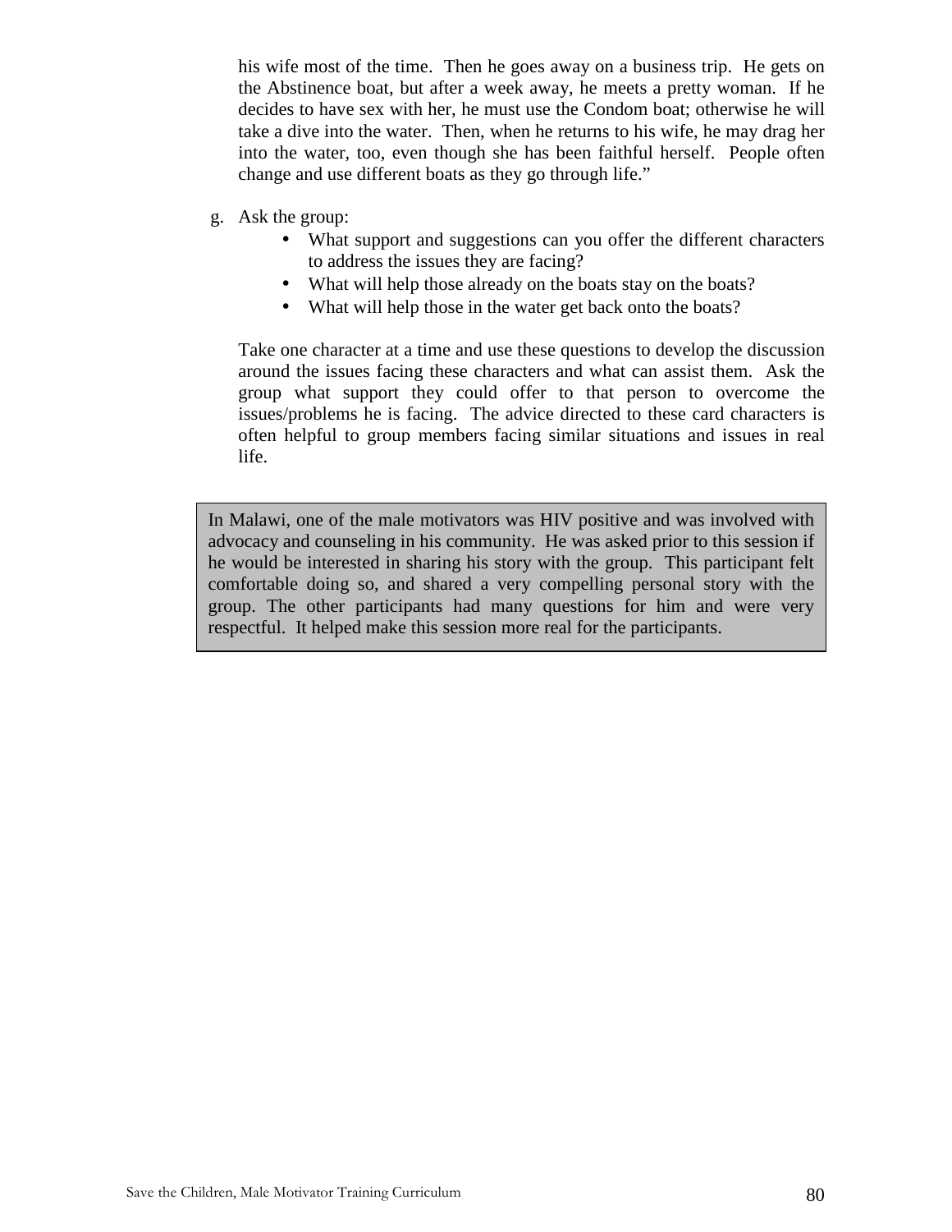his wife most of the time. Then he goes away on a business trip. He gets on the Abstinence boat, but after a week away, he meets a pretty woman. If he decides to have sex with her, he must use the Condom boat; otherwise he will take a dive into the water. Then, when he returns to his wife, he may drag her into the water, too, even though she has been faithful herself. People often change and use different boats as they go through life."

g. Ask the group:
   - What support and suggestions can you offer the different characters to address the issues they are facing?
   - What will help those already on the boats stay on the boats?
   - What will help those in the water get back onto the boats?

   Take one character at a time and use these questions to develop the discussion around the issues facing these characters and what can assist them. Ask the group what support they could offer to that person to overcome the issues/problems he is facing. The advice directed to these card characters is often helpful to group members facing similar situations and issues in real life.

> In Malawi, one of the male motivators was HIV positive and was involved with advocacy and counseling in his community. He was asked prior to this session if he would be interested in sharing his story with the group. This participant felt comfortable doing so, and shared a very compelling personal story with the group. The other participants had many questions for him and were very respectful. It helped make this session more real for the participants.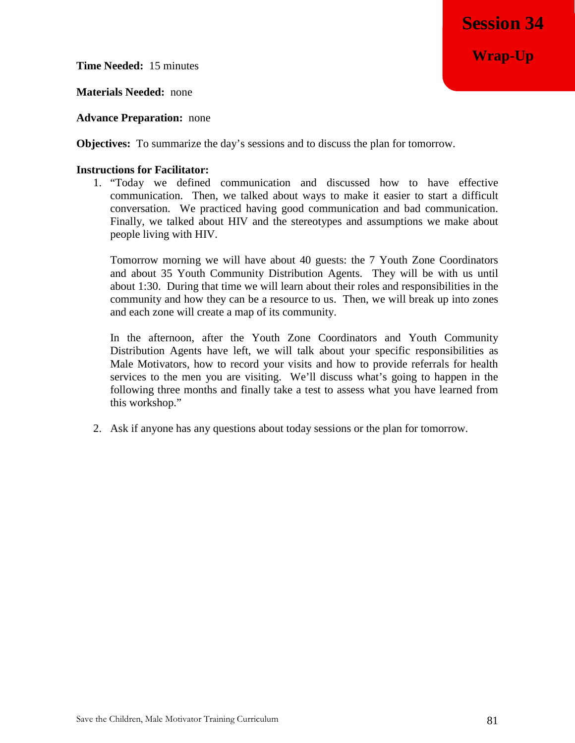# Session 34

## Wrap-Up

**Time Needed:** 15 minutes

**Materials Needed:** none

**Advance Preparation:** none

**Objectives:** To summarize the day's sessions and to discuss the plan for tomorrow.

**Instructions for Facilitator:**

1. "Today we defined communication and discussed how to have effective communication. Then, we talked about ways to make it easier to start a difficult conversation. We practiced having good communication and bad communication. Finally, we talked about HIV and the stereotypes and assumptions we make about people living with HIV.

   Tomorrow morning we will have about 40 guests: the 7 Youth Zone Coordinators and about 35 Youth Community Distribution Agents. They will be with us until about 1:30. During that time we will learn about their roles and responsibilities in the community and how they can be a resource to us. Then, we will break up into zones and each zone will create a map of its community.

   In the afternoon, after the Youth Zone Coordinators and Youth Community Distribution Agents have left, we will talk about your specific responsibilities as Male Motivators, how to record your visits and how to provide referrals for health services to the men you are visiting. We'll discuss what's going to happen in the following three months and finally take a test to assess what you have learned from this workshop."

2. Ask if anyone has any questions about today sessions or the plan for tomorrow.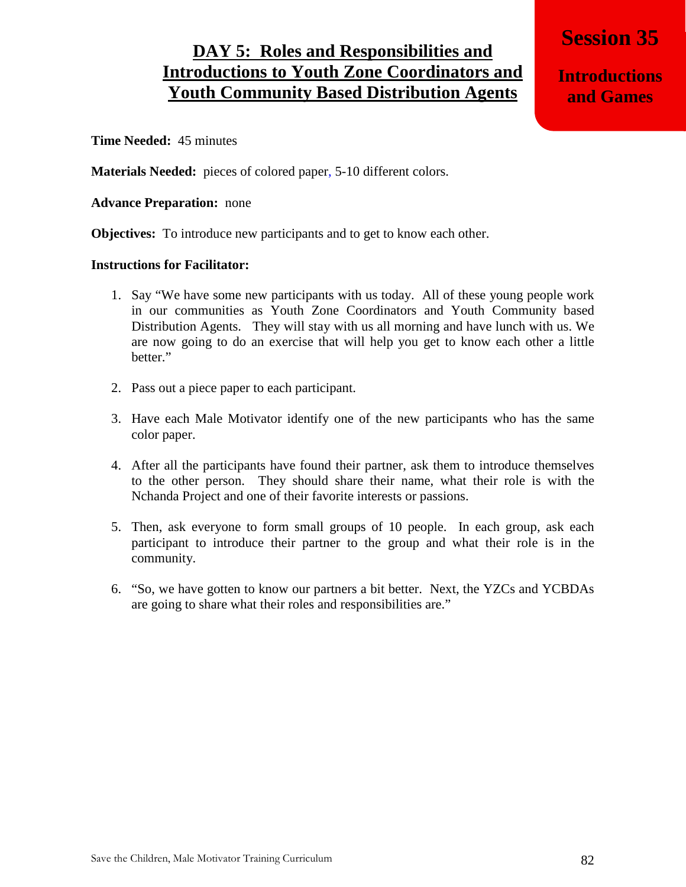# DAY 5: Roles and Responsibilities and Introductions to Youth Zone Coordinators and Youth Community Based Distribution Agents

## Session 35

## Introductions and Games

**Time Needed:** 45 minutes

**Materials Needed:** pieces of colored paper, 5-10 different colors.

**Advance Preparation:** none

**Objectives:** To introduce new participants and to get to know each other.

**Instructions for Facilitator:**

1. Say "We have some new participants with us today. All of these young people work in our communities as Youth Zone Coordinators and Youth Community based Distribution Agents. They will stay with us all morning and have lunch with us. We are now going to do an exercise that will help you get to know each other a little better."

2. Pass out a piece paper to each participant.

3. Have each Male Motivator identify one of the new participants who has the same color paper.

4. After all the participants have found their partner, ask them to introduce themselves to the other person. They should share their name, what their role is with the Nchanda Project and one of their favorite interests or passions.

5. Then, ask everyone to form small groups of 10 people. In each group, ask each participant to introduce their partner to the group and what their role is in the community.

6. "So, we have gotten to know our partners a bit better. Next, the YZCs and YCBDAs are going to share what their roles and responsibilities are."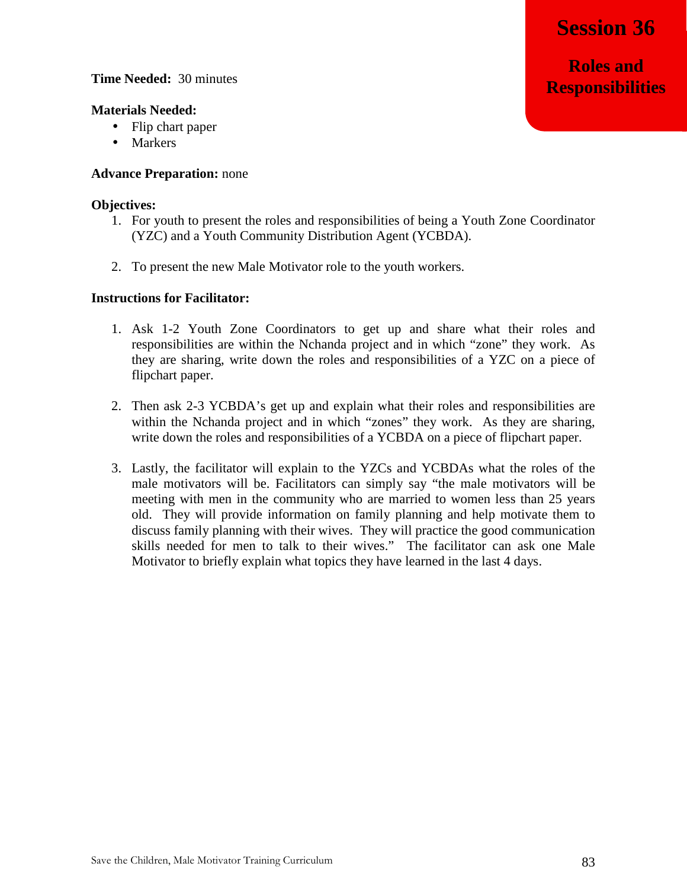# Session 36

## Roles and Responsibilities

**Time Needed:** 30 minutes

**Materials Needed:**

- Flip chart paper
- Markers

**Advance Preparation:** none

**Objectives:**

1. For youth to present the roles and responsibilities of being a Youth Zone Coordinator (YZC) and a Youth Community Distribution Agent (YCBDA).

2. To present the new Male Motivator role to the youth workers.

**Instructions for Facilitator:**

1. Ask 1-2 Youth Zone Coordinators to get up and share what their roles and responsibilities are within the Nchanda project and in which "zone" they work. As they are sharing, write down the roles and responsibilities of a YZC on a piece of flipchart paper.

2. Then ask 2-3 YCBDA's get up and explain what their roles and responsibilities are within the Nchanda project and in which "zones" they work. As they are sharing, write down the roles and responsibilities of a YCBDA on a piece of flipchart paper.

3. Lastly, the facilitator will explain to the YZCs and YCBDAs what the roles of the male motivators will be. Facilitators can simply say "the male motivators will be meeting with men in the community who are married to women less than 25 years old. They will provide information on family planning and help motivate them to discuss family planning with their wives. They will practice the good communication skills needed for men to talk to their wives." The facilitator can ask one Male Motivator to briefly explain what topics they have learned in the last 4 days.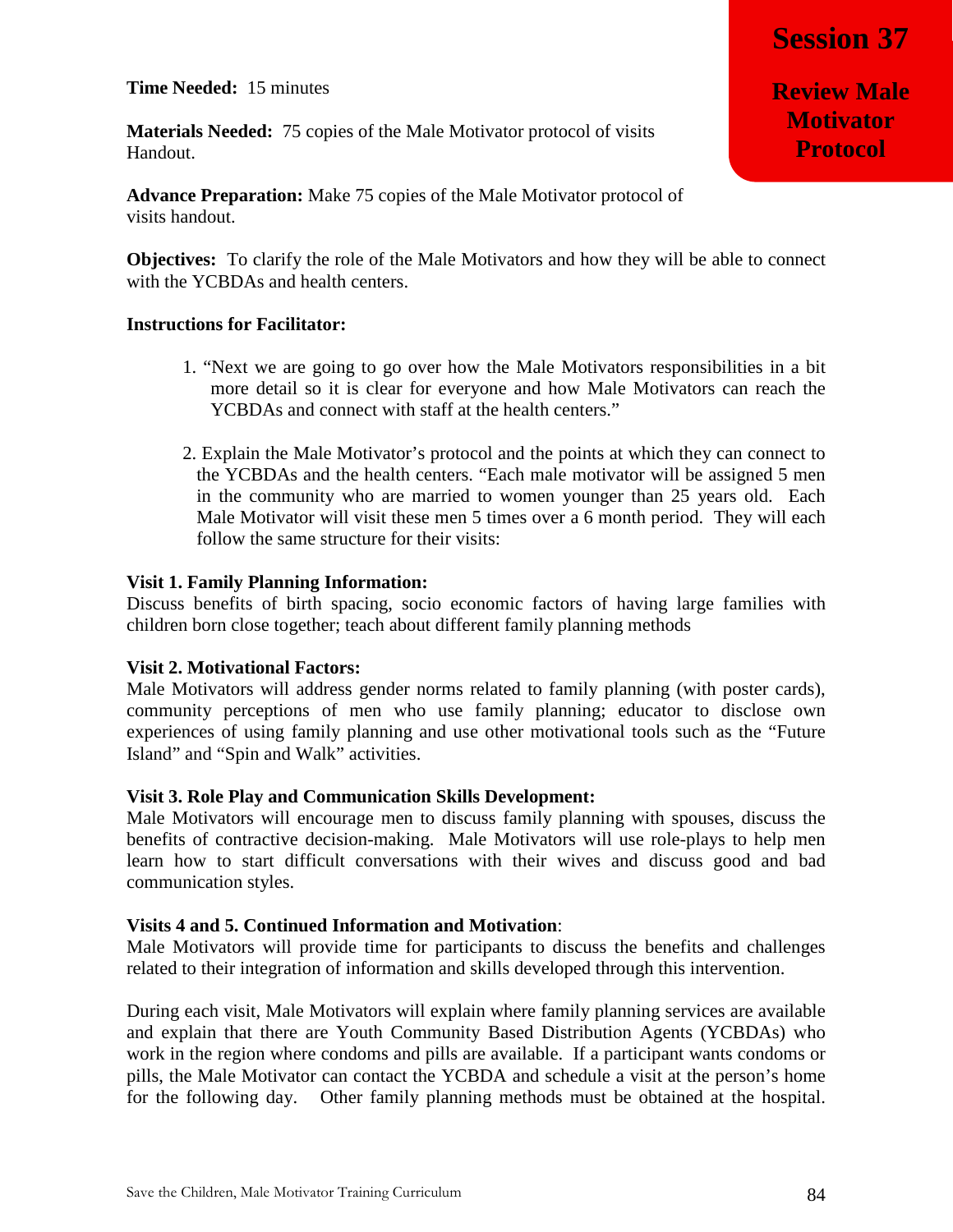# Session 37

## Review Male Motivator Protocol

**Time Needed:** 15 minutes

**Materials Needed:** 75 copies of the Male Motivator protocol of visits Handout.

**Advance Preparation:** Make 75 copies of the Male Motivator protocol of visits handout.

**Objectives:** To clarify the role of the Male Motivators and how they will be able to connect with the YCBDAs and health centers.

**Instructions for Facilitator:**

1. "Next we are going to go over how the Male Motivators responsibilities in a bit more detail so it is clear for everyone and how Male Motivators can reach the YCBDAs and connect with staff at the health centers."

2. Explain the Male Motivator's protocol and the points at which they can connect to the YCBDAs and the health centers. "Each male motivator will be assigned 5 men in the community who are married to women younger than 25 years old. Each Male Motivator will visit these men 5 times over a 6 month period. They will each follow the same structure for their visits:

**Visit 1. Family Planning Information:**
Discuss benefits of birth spacing, socio economic factors of having large families with children born close together; teach about different family planning methods

**Visit 2. Motivational Factors:**
Male Motivators will address gender norms related to family planning (with poster cards), community perceptions of men who use family planning; educator to disclose own experiences of using family planning and use other motivational tools such as the "Future Island" and "Spin and Walk" activities.

**Visit 3. Role Play and Communication Skills Development:**
Male Motivators will encourage men to discuss family planning with spouses, discuss the benefits of contractive decision-making. Male Motivators will use role-plays to help men learn how to start difficult conversations with their wives and discuss good and bad communication styles.

**Visits 4 and 5. Continued Information and Motivation**:
Male Motivators will provide time for participants to discuss the benefits and challenges related to their integration of information and skills developed through this intervention.

During each visit, Male Motivators will explain where family planning services are available and explain that there are Youth Community Based Distribution Agents (YCBDAs) who work in the region where condoms and pills are available. If a participant wants condoms or pills, the Male Motivator can contact the YCBDA and schedule a visit at the person's home for the following day. Other family planning methods must be obtained at the hospital.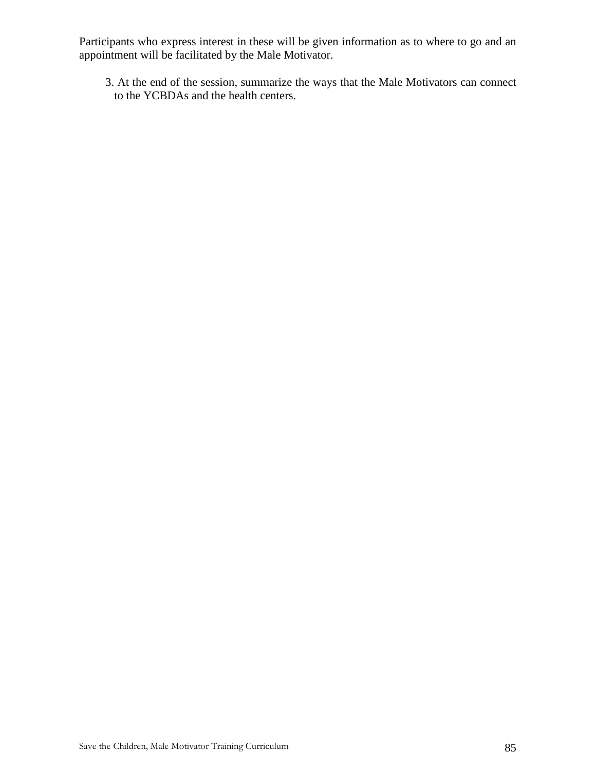Participants who express interest in these will be given information as to where to go and an appointment will be facilitated by the Male Motivator.

3. At the end of the session, summarize the ways that the Male Motivators can connect to the YCBDAs and the health centers.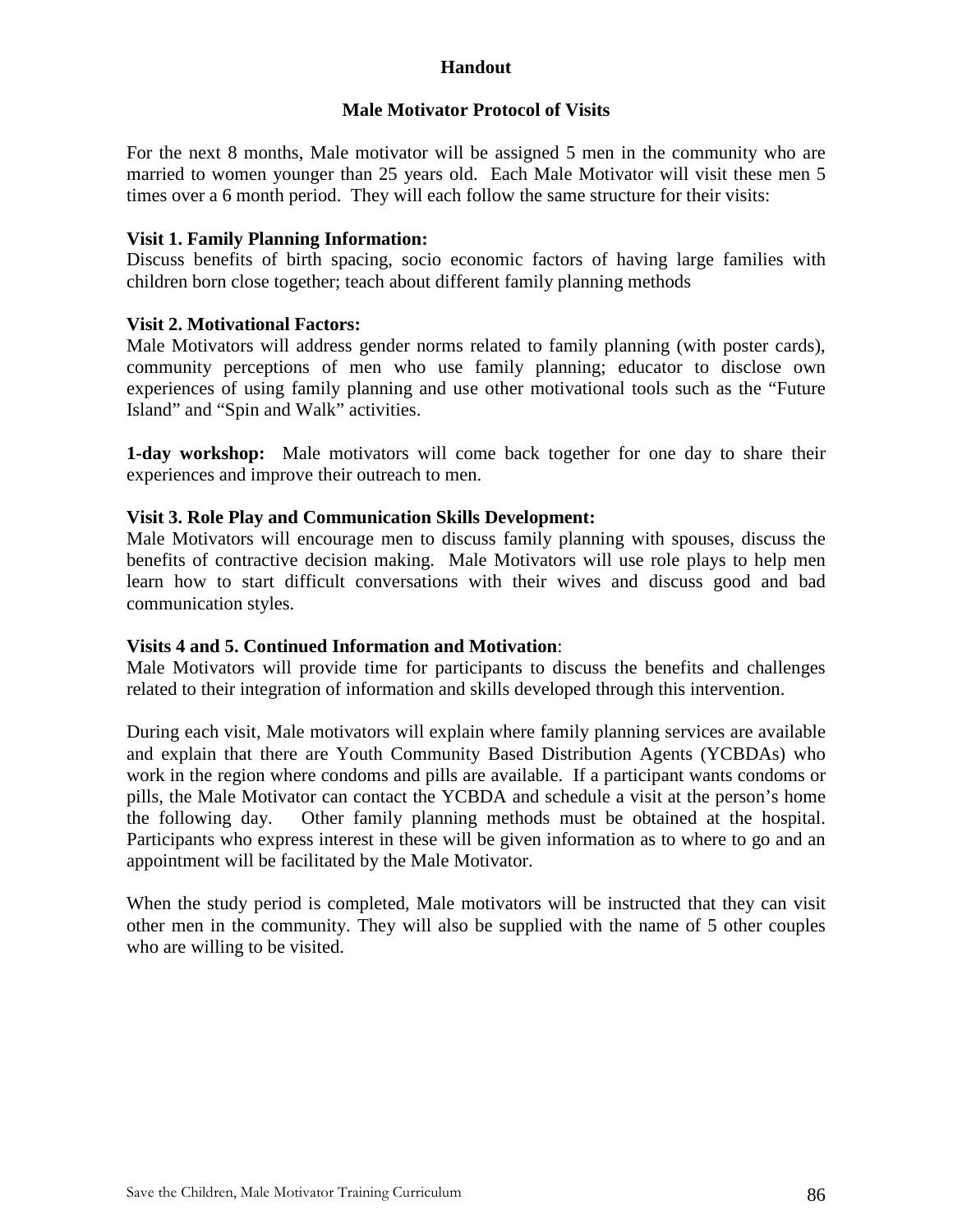**Handout**

## Male Motivator Protocol of Visits

For the next 8 months, Male motivator will be assigned 5 men in the community who are married to women younger than 25 years old. Each Male Motivator will visit these men 5 times over a 6 month period. They will each follow the same structure for their visits:

**Visit 1. Family Planning Information:**
Discuss benefits of birth spacing, socio economic factors of having large families with children born close together; teach about different family planning methods

**Visit 2. Motivational Factors:**
Male Motivators will address gender norms related to family planning (with poster cards), community perceptions of men who use family planning; educator to disclose own experiences of using family planning and use other motivational tools such as the "Future Island" and "Spin and Walk" activities.

**1-day workshop:** Male motivators will come back together for one day to share their experiences and improve their outreach to men.

**Visit 3. Role Play and Communication Skills Development:**
Male Motivators will encourage men to discuss family planning with spouses, discuss the benefits of contractive decision making. Male Motivators will use role plays to help men learn how to start difficult conversations with their wives and discuss good and bad communication styles.

**Visits 4 and 5. Continued Information and Motivation**:
Male Motivators will provide time for participants to discuss the benefits and challenges related to their integration of information and skills developed through this intervention.

During each visit, Male motivators will explain where family planning services are available and explain that there are Youth Community Based Distribution Agents (YCBDAs) who work in the region where condoms and pills are available. If a participant wants condoms or pills, the Male Motivator can contact the YCBDA and schedule a visit at the person's home the following day. Other family planning methods must be obtained at the hospital. Participants who express interest in these will be given information as to where to go and an appointment will be facilitated by the Male Motivator.

When the study period is completed, Male motivators will be instructed that they can visit other men in the community. They will also be supplied with the name of 5 other couples who are willing to be visited.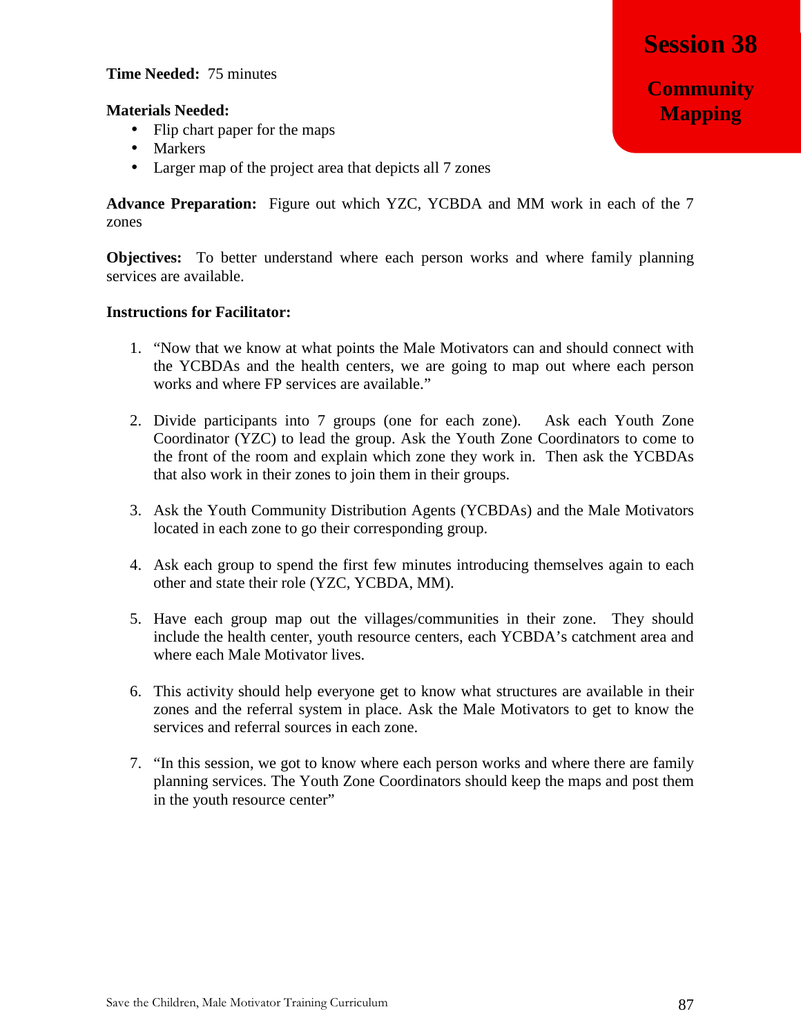# Session 38

## Community Mapping

**Time Needed:** 75 minutes

**Materials Needed:**

- Flip chart paper for the maps
- Markers
- Larger map of the project area that depicts all 7 zones

**Advance Preparation:** Figure out which YZC, YCBDA and MM work in each of the 7 zones

**Objectives:** To better understand where each person works and where family planning services are available.

**Instructions for Facilitator:**

1. "Now that we know at what points the Male Motivators can and should connect with the YCBDAs and the health centers, we are going to map out where each person works and where FP services are available."

2. Divide participants into 7 groups (one for each zone). Ask each Youth Zone Coordinator (YZC) to lead the group. Ask the Youth Zone Coordinators to come to the front of the room and explain which zone they work in. Then ask the YCBDAs that also work in their zones to join them in their groups.

3. Ask the Youth Community Distribution Agents (YCBDAs) and the Male Motivators located in each zone to go their corresponding group.

4. Ask each group to spend the first few minutes introducing themselves again to each other and state their role (YZC, YCBDA, MM).

5. Have each group map out the villages/communities in their zone. They should include the health center, youth resource centers, each YCBDA's catchment area and where each Male Motivator lives.

6. This activity should help everyone get to know what structures are available in their zones and the referral system in place. Ask the Male Motivators to get to know the services and referral sources in each zone.

7. "In this session, we got to know where each person works and where there are family planning services. The Youth Zone Coordinators should keep the maps and post them in the youth resource center"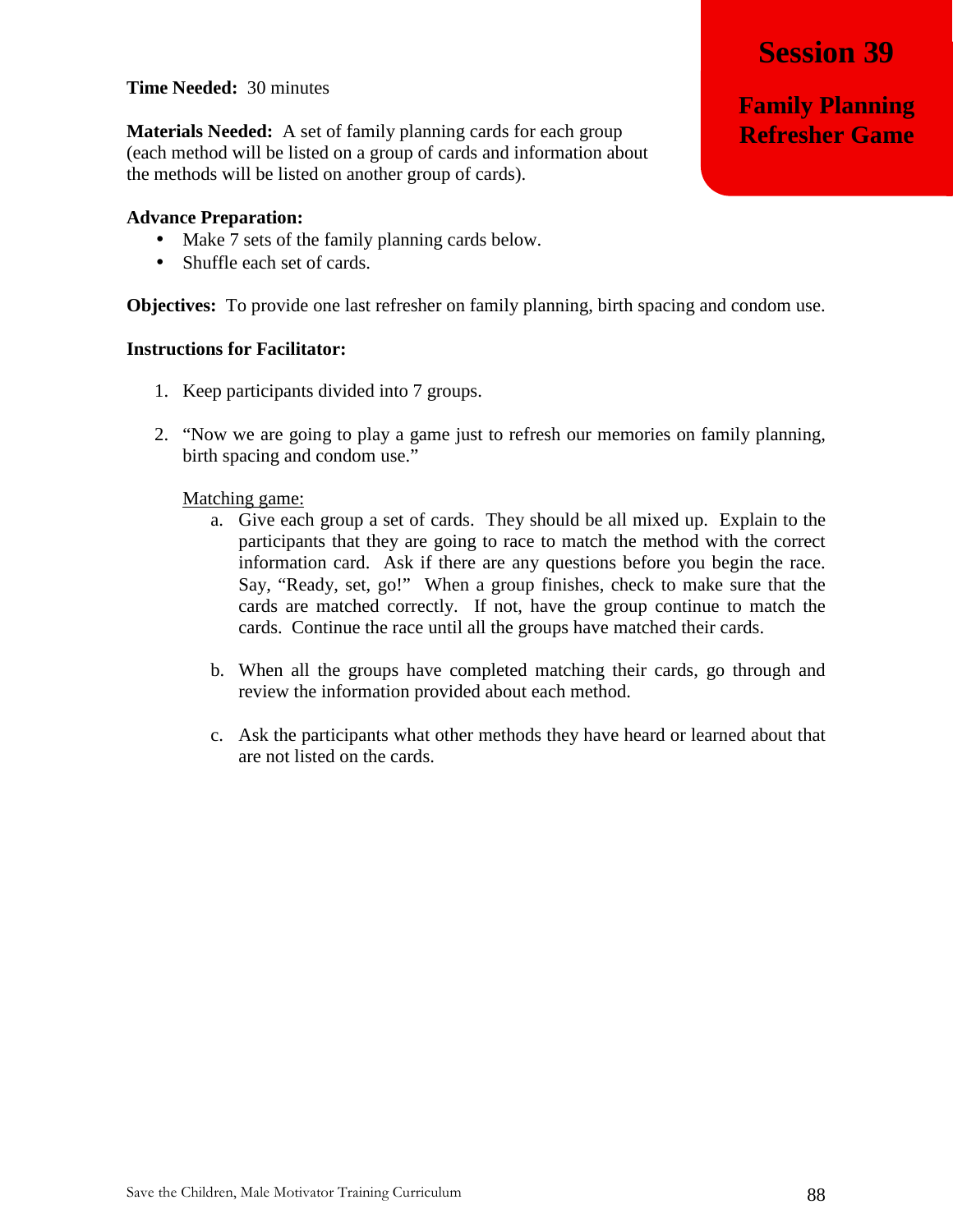# Session 39

## Family Planning Refresher Game

**Time Needed:** 30 minutes

**Materials Needed:** A set of family planning cards for each group (each method will be listed on a group of cards and information about the methods will be listed on another group of cards).

**Advance Preparation:**

- Make 7 sets of the family planning cards below.
- Shuffle each set of cards.

**Objectives:** To provide one last refresher on family planning, birth spacing and condom use.

**Instructions for Facilitator:**

1. Keep participants divided into 7 groups.

2. "Now we are going to play a game just to refresh our memories on family planning, birth spacing and condom use."

   <u>Matching game:</u>

   a. Give each group a set of cards. They should be all mixed up. Explain to the participants that they are going to race to match the method with the correct information card. Ask if there are any questions before you begin the race. Say, "Ready, set, go!" When a group finishes, check to make sure that the cards are matched correctly. If not, have the group continue to match the cards. Continue the race until all the groups have matched their cards.

   b. When all the groups have completed matching their cards, go through and review the information provided about each method.

   c. Ask the participants what other methods they have heard or learned about that are not listed on the cards.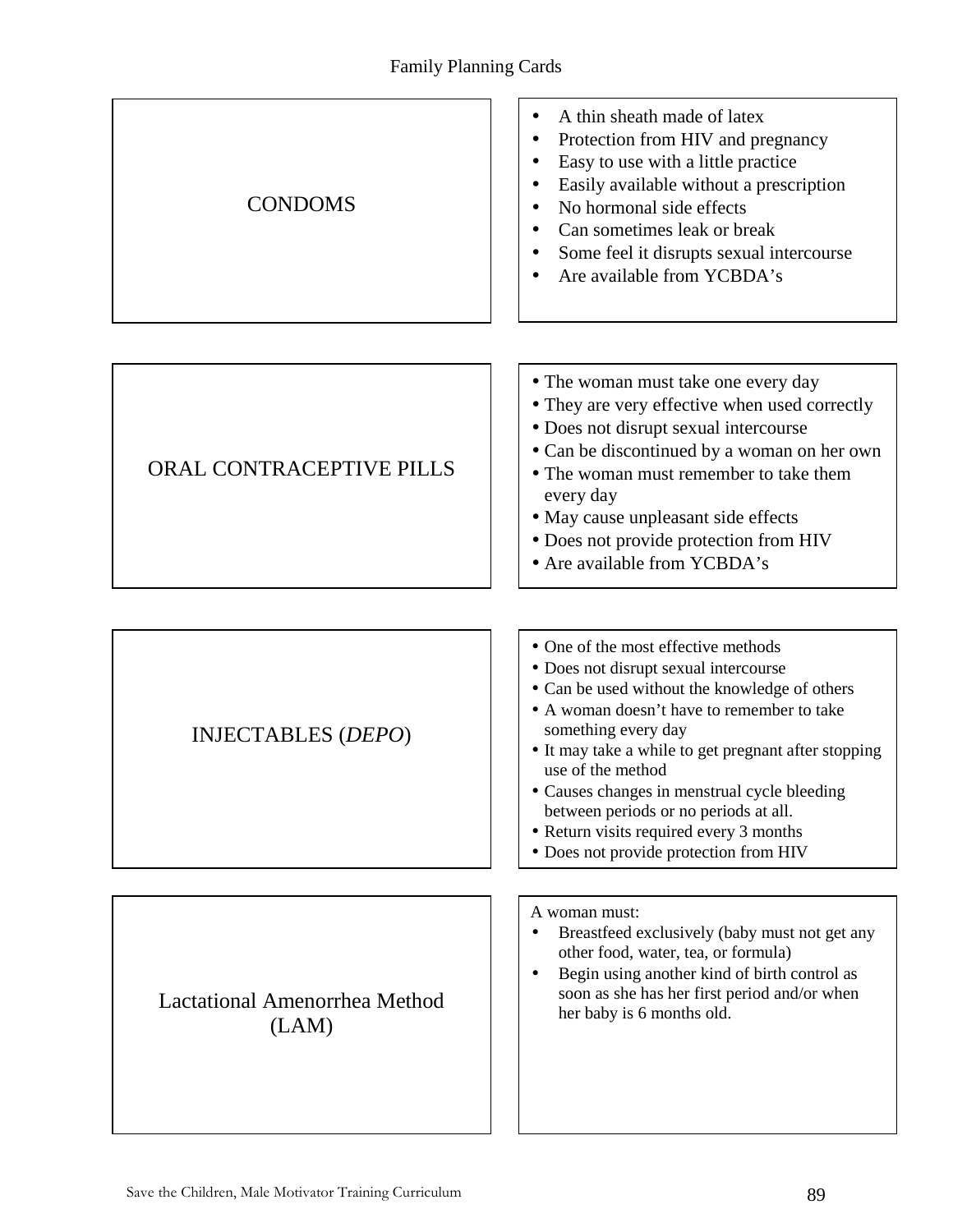# Family Planning Cards

| | |
|---|---|
| CONDOMS | • A thin sheath made of latex<br>• Protection from HIV and pregnancy<br>• Easy to use with a little practice<br>• Easily available without a prescription<br>• No hormonal side effects<br>• Can sometimes leak or break<br>• Some feel it disrupts sexual intercourse<br>• Are available from YCBDA's |
| ORAL CONTRACEPTIVE PILLS | • The woman must take one every day<br>• They are very effective when used correctly<br>• Does not disrupt sexual intercourse<br>• Can be discontinued by a woman on her own<br>• The woman must remember to take them every day<br>• May cause unpleasant side effects<br>• Does not provide protection from HIV<br>• Are available from YCBDA's |
| INJECTABLES (*DEPO*) | • One of the most effective methods<br>• Does not disrupt sexual intercourse<br>• Can be used without the knowledge of others<br>• A woman doesn't have to remember to take something every day<br>• It may take a while to get pregnant after stopping use of the method<br>• Causes changes in menstrual cycle bleeding between periods or no periods at all.<br>• Return visits required every 3 months<br>• Does not provide protection from HIV |
| Lactational Amenorrhea Method (LAM) | A woman must:<br>• Breastfeed exclusively (baby must not get any other food, water, tea, or formula)<br>• Begin using another kind of birth control as soon as she has her first period and/or when her baby is 6 months old. |

Save the Children, Male Motivator Training Curriculum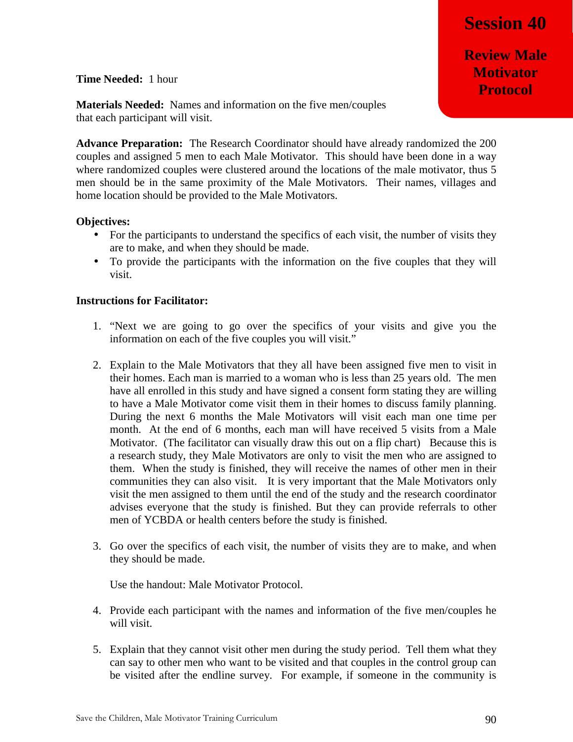# Session 40

## Review Male Motivator Protocol

**Time Needed:** 1 hour

**Materials Needed:** Names and information on the five men/couples that each participant will visit.

**Advance Preparation:** The Research Coordinator should have already randomized the 200 couples and assigned 5 men to each Male Motivator. This should have been done in a way where randomized couples were clustered around the locations of the male motivator, thus 5 men should be in the same proximity of the Male Motivators. Their names, villages and home location should be provided to the Male Motivators.

**Objectives:**

- For the participants to understand the specifics of each visit, the number of visits they are to make, and when they should be made.
- To provide the participants with the information on the five couples that they will visit.

**Instructions for Facilitator:**

1. "Next we are going to go over the specifics of your visits and give you the information on each of the five couples you will visit."

2. Explain to the Male Motivators that they all have been assigned five men to visit in their homes. Each man is married to a woman who is less than 25 years old. The men have all enrolled in this study and have signed a consent form stating they are willing to have a Male Motivator come visit them in their homes to discuss family planning. During the next 6 months the Male Motivators will visit each man one time per month. At the end of 6 months, each man will have received 5 visits from a Male Motivator. (The facilitator can visually draw this out on a flip chart) Because this is a research study, they Male Motivators are only to visit the men who are assigned to them. When the study is finished, they will receive the names of other men in their communities they can also visit. It is very important that the Male Motivators only visit the men assigned to them until the end of the study and the research coordinator advises everyone that the study is finished. But they can provide referrals to other men of YCBDA or health centers before the study is finished.

3. Go over the specifics of each visit, the number of visits they are to make, and when they should be made.

   Use the handout: Male Motivator Protocol.

4. Provide each participant with the names and information of the five men/couples he will visit.

5. Explain that they cannot visit other men during the study period. Tell them what they can say to other men who want to be visited and that couples in the control group can be visited after the endline survey. For example, if someone in the community is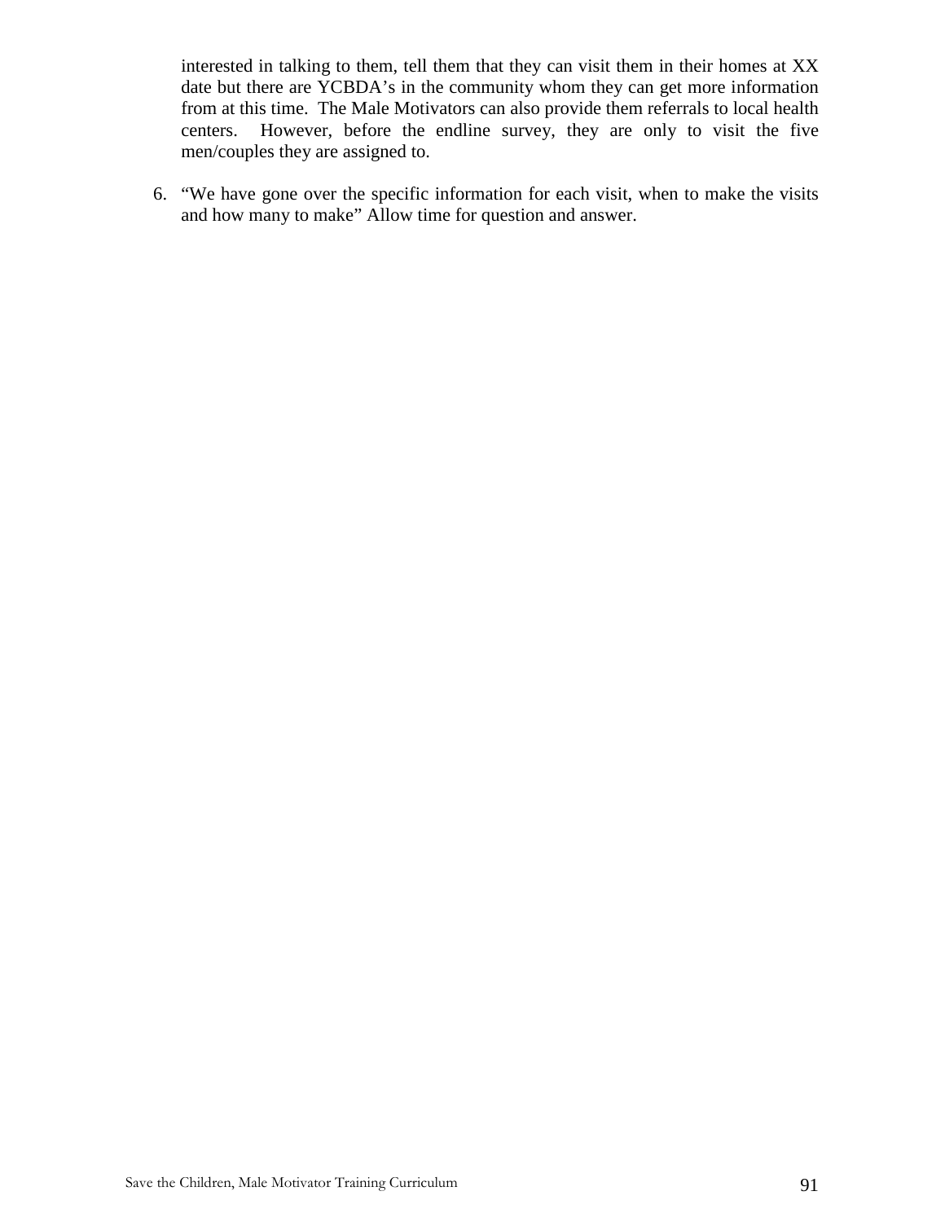interested in talking to them, tell them that they can visit them in their homes at XX date but there are YCBDA's in the community whom they can get more information from at this time. The Male Motivators can also provide them referrals to local health centers. However, before the endline survey, they are only to visit the five men/couples they are assigned to.

6. "We have gone over the specific information for each visit, when to make the visits and how many to make" Allow time for question and answer.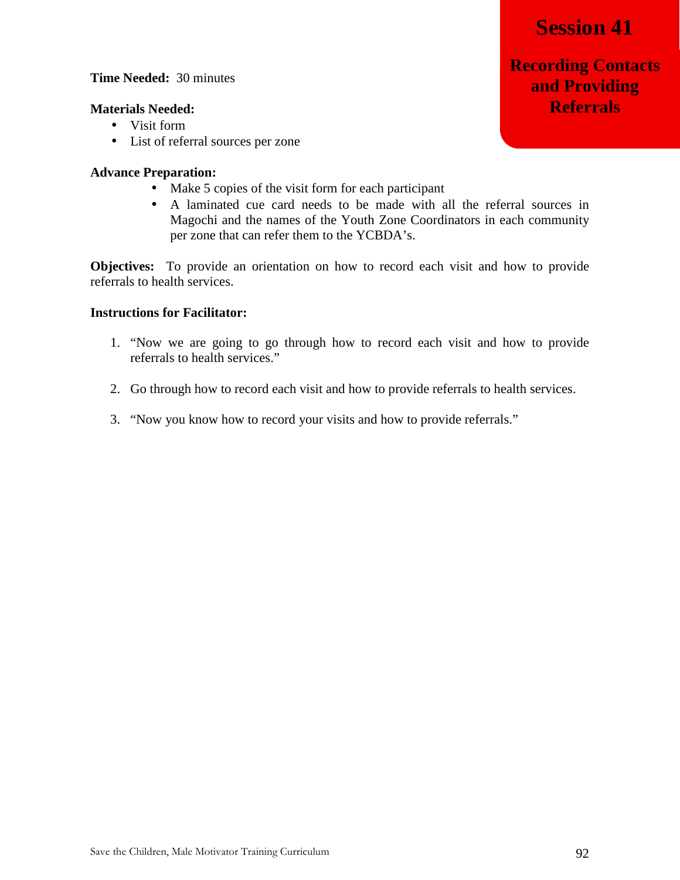# Session 41

## Recording Contacts and Providing Referrals

**Time Needed:** 30 minutes

**Materials Needed:**

- Visit form
- List of referral sources per zone

**Advance Preparation:**

- Make 5 copies of the visit form for each participant
- A laminated cue card needs to be made with all the referral sources in Magochi and the names of the Youth Zone Coordinators in each community per zone that can refer them to the YCBDA's.

**Objectives:** To provide an orientation on how to record each visit and how to provide referrals to health services.

**Instructions for Facilitator:**

1. "Now we are going to go through how to record each visit and how to provide referrals to health services."

2. Go through how to record each visit and how to provide referrals to health services.

3. "Now you know how to record your visits and how to provide referrals."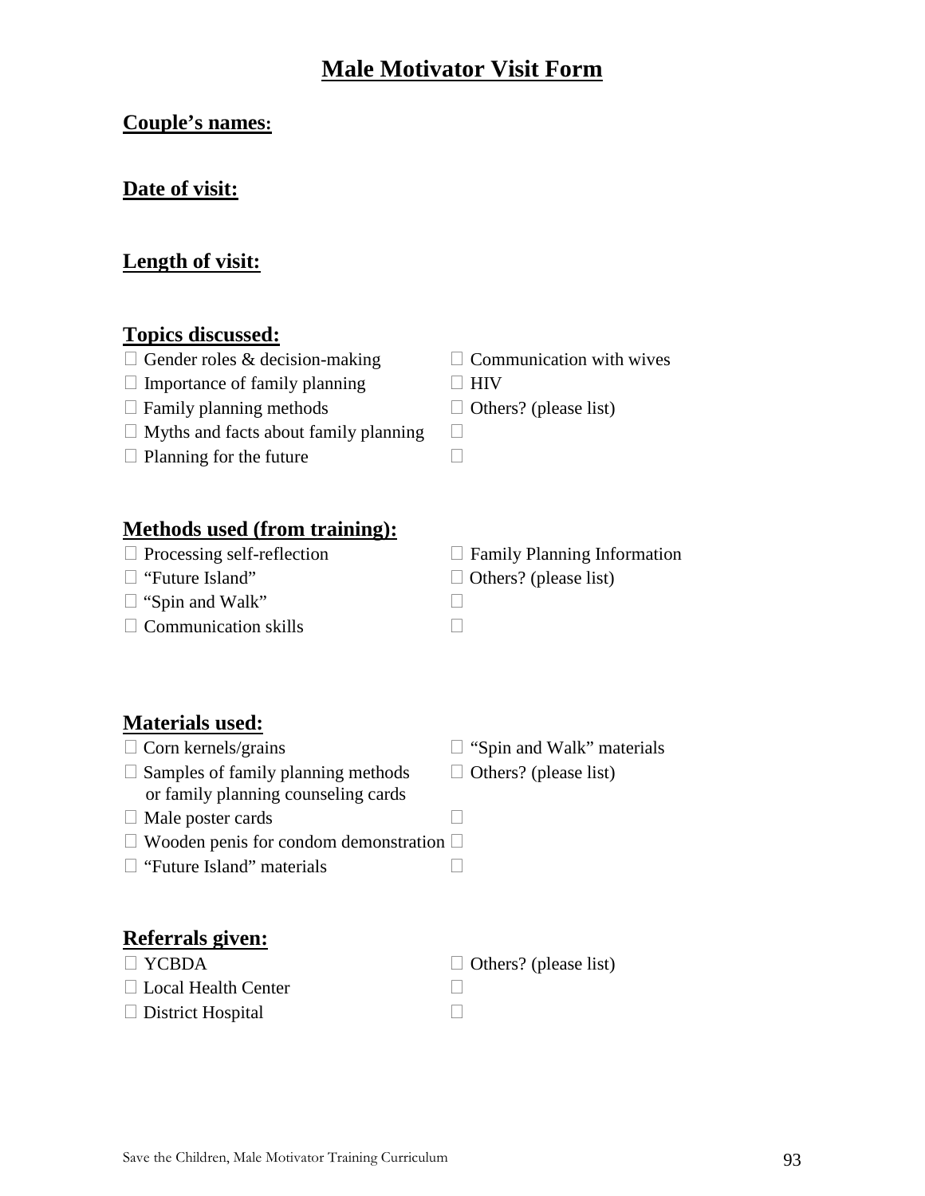# Male Motivator Visit Form

**Couple's names:**

**Date of visit:**

**Length of visit:**

**Topics discussed:**

- ☐ Gender roles & decision-making
- ☐ Importance of family planning
- ☐ Family planning methods
- ☐ Myths and facts about family planning
- ☐ Planning for the future
- ☐ Communication with wives
- ☐ HIV
- ☐ Others? (please list)
- ☐
- ☐

**Methods used (from training):**

- ☐ Processing self-reflection
- ☐ "Future Island"
- ☐ "Spin and Walk"
- ☐ Communication skills
- ☐ Family Planning Information
- ☐ Others? (please list)
- ☐
- ☐

**Materials used:**

- ☐ Corn kernels/grains
- ☐ Samples of family planning methods or family planning counseling cards
- ☐ Male poster cards
- ☐ Wooden penis for condom demonstration
- ☐ "Future Island" materials
- ☐ "Spin and Walk" materials
- ☐ Others? (please list)
- ☐
- ☐
- ☐

**Referrals given:**

- ☐ YCBDA
- ☐ Local Health Center
- ☐ District Hospital
- ☐ Others? (please list)
- ☐
- ☐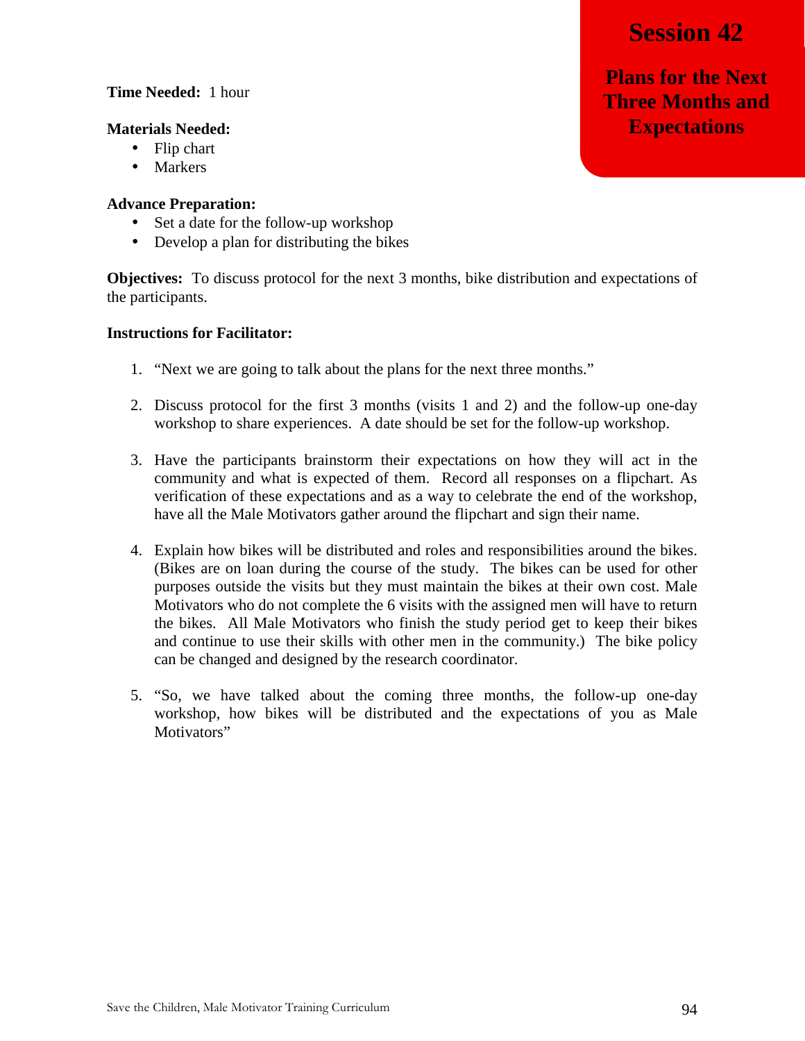# Session 42

## Plans for the Next Three Months and Expectations

**Time Needed:** 1 hour

**Materials Needed:**

- Flip chart
- Markers

**Advance Preparation:**

- Set a date for the follow-up workshop
- Develop a plan for distributing the bikes

**Objectives:** To discuss protocol for the next 3 months, bike distribution and expectations of the participants.

**Instructions for Facilitator:**

1. "Next we are going to talk about the plans for the next three months."

2. Discuss protocol for the first 3 months (visits 1 and 2) and the follow-up one-day workshop to share experiences. A date should be set for the follow-up workshop.

3. Have the participants brainstorm their expectations on how they will act in the community and what is expected of them. Record all responses on a flipchart. As verification of these expectations and as a way to celebrate the end of the workshop, have all the Male Motivators gather around the flipchart and sign their name.

4. Explain how bikes will be distributed and roles and responsibilities around the bikes. (Bikes are on loan during the course of the study. The bikes can be used for other purposes outside the visits but they must maintain the bikes at their own cost. Male Motivators who do not complete the 6 visits with the assigned men will have to return the bikes. All Male Motivators who finish the study period get to keep their bikes and continue to use their skills with other men in the community.) The bike policy can be changed and designed by the research coordinator.

5. "So, we have talked about the coming three months, the follow-up one-day workshop, how bikes will be distributed and the expectations of you as Male Motivators"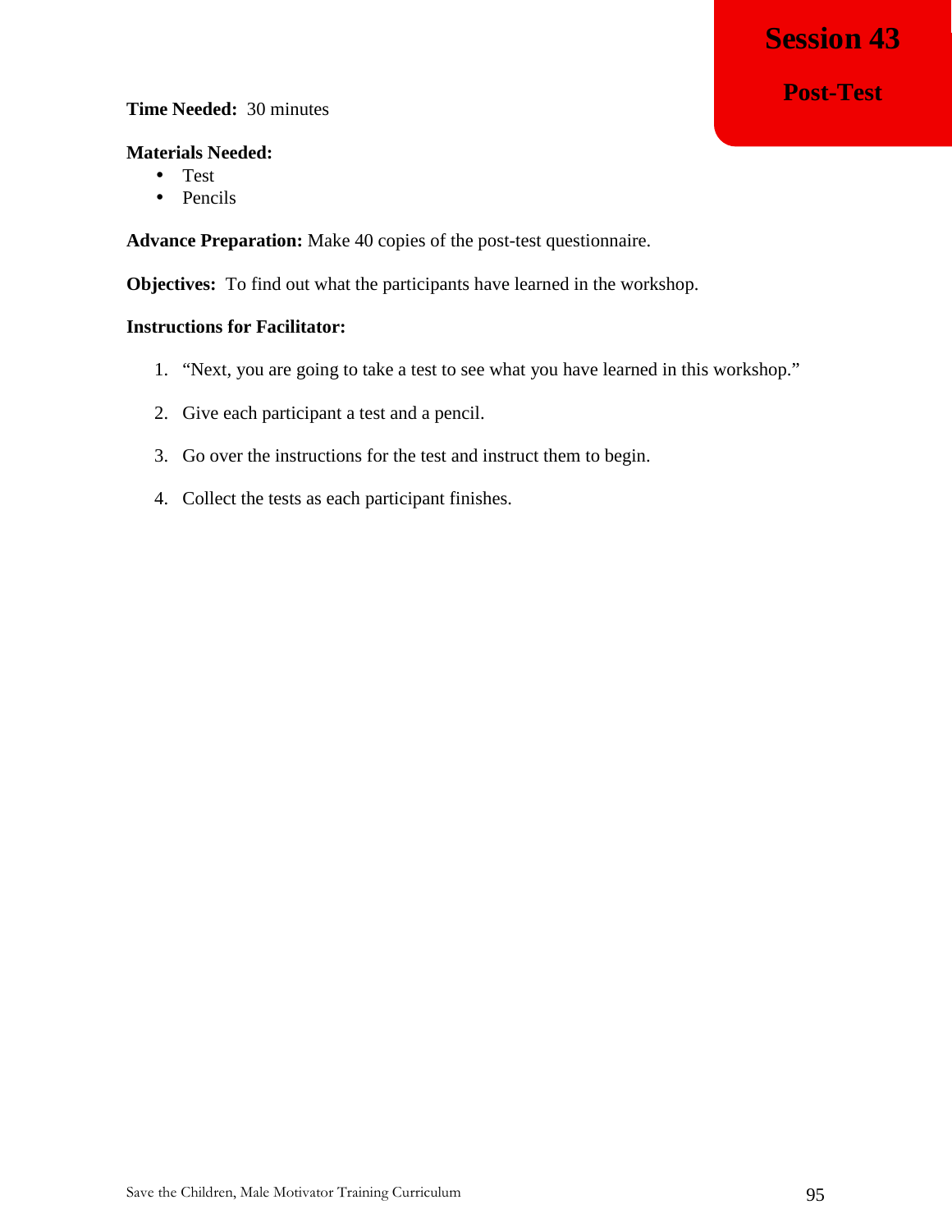# Session 43

## Post-Test

**Time Needed:** 30 minutes

**Materials Needed:**

- Test
- Pencils

**Advance Preparation:** Make 40 copies of the post-test questionnaire.

**Objectives:** To find out what the participants have learned in the workshop.

**Instructions for Facilitator:**

1. "Next, you are going to take a test to see what you have learned in this workshop."

2. Give each participant a test and a pencil.

3. Go over the instructions for the test and instruct them to begin.

4. Collect the tests as each participant finishes.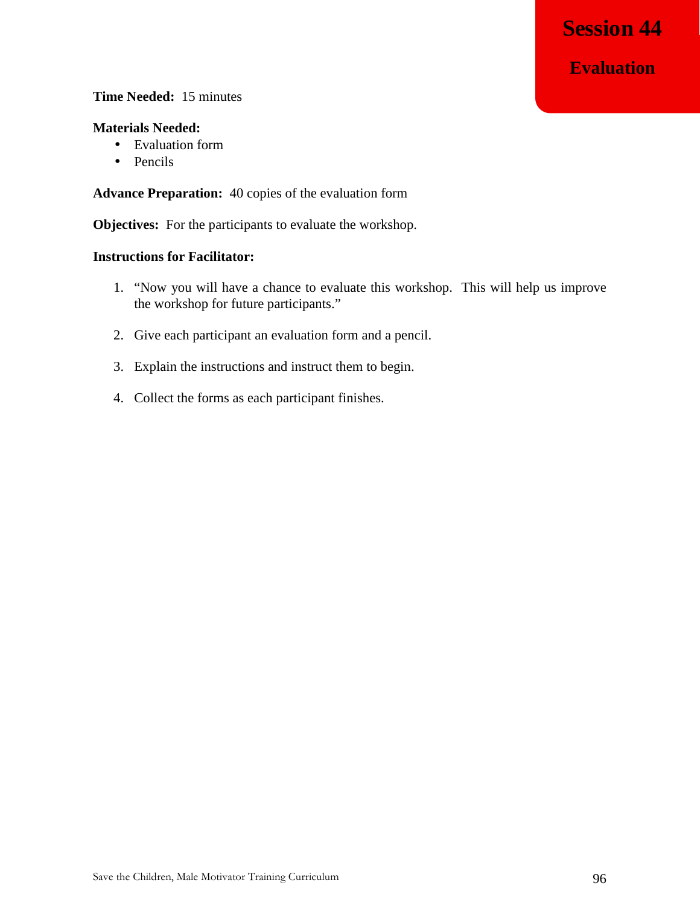# Session 44

## Evaluation

**Time Needed:** 15 minutes

**Materials Needed:**

- Evaluation form
- Pencils

**Advance Preparation:** 40 copies of the evaluation form

**Objectives:** For the participants to evaluate the workshop.

**Instructions for Facilitator:**

1. "Now you will have a chance to evaluate this workshop. This will help us improve the workshop for future participants."

2. Give each participant an evaluation form and a pencil.

3. Explain the instructions and instruct them to begin.

4. Collect the forms as each participant finishes.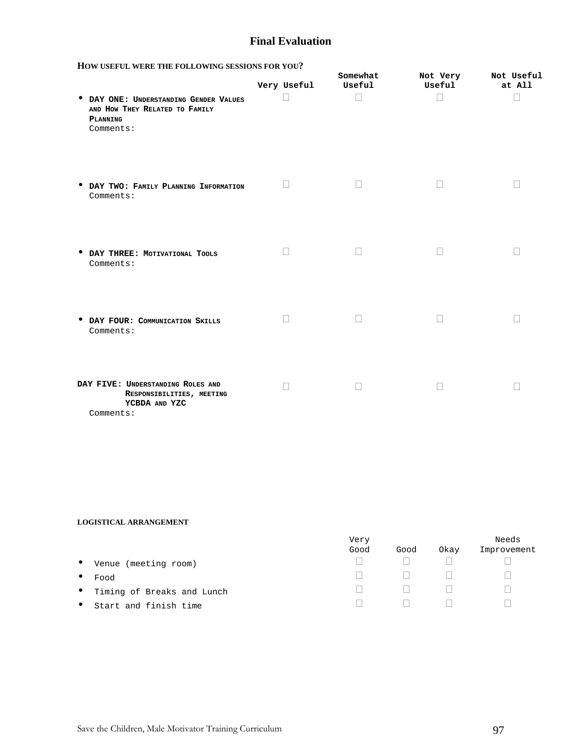# Final Evaluation

**HOW USEFUL WERE THE FOLLOWING SESSIONS FOR YOU?**

| | Very Useful | Somewhat Useful | Not Very Useful | Not Useful at All |
|---|---|---|---|---|
| • **DAY ONE: UNDERSTANDING GENDER VALUES AND HOW THEY RELATED TO FAMILY PLANNING**<br>Comments: | ☐ | ☐ | ☐ | ☐ |
| • **DAY TWO: FAMILY PLANNING INFORMATION**<br>Comments: | ☐ | ☐ | ☐ | ☐ |
| • **DAY THREE: MOTIVATIONAL TOOLS**<br>Comments: | ☐ | ☐ | ☐ | ☐ |
| • **DAY FOUR: COMMUNICATION SKILLS**<br>Comments: | ☐ | ☐ | ☐ | ☐ |
| **DAY FIVE: UNDERSTANDING ROLES AND RESPONSIBILITIES, MEETING YCBDA AND YZC**<br>Comments: | ☐ | ☐ | ☐ | ☐ |

**LOGISTICAL ARRANGEMENT**

| | Very Good | Good | Okay | Needs Improvement |
|---|---|---|---|---|
| • Venue (meeting room) | ☐ | ☐ | ☐ | ☐ |
| • Food | ☐ | ☐ | ☐ | ☐ |
| • Timing of Breaks and Lunch | ☐ | ☐ | ☐ | ☐ |
| • Start and finish time | ☐ | ☐ | ☐ | ☐ |

Save the Children, Male Motivator Training Curriculum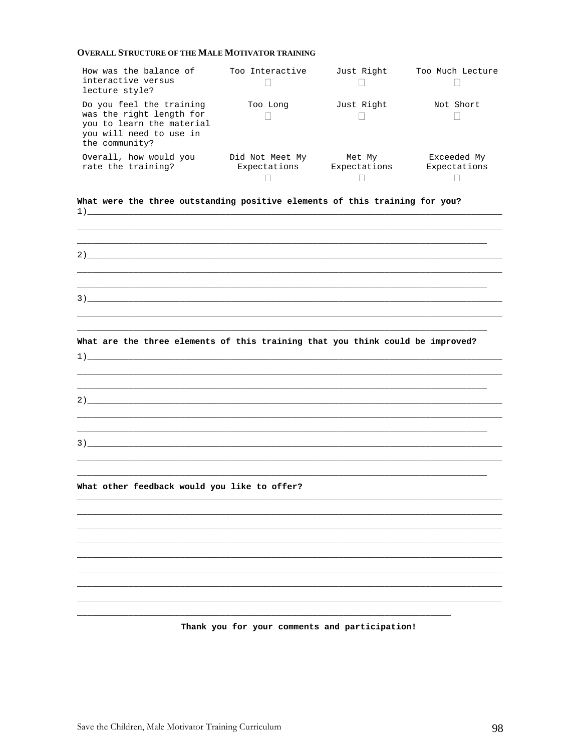**OVERALL STRUCTURE OF THE MALE MOTIVATOR TRAINING**

| | | | |
|---|---|---|---|
| How was the balance of interactive versus lecture style? | Too Interactive ☐ | Just Right ☐ | Too Much Lecture ☐ |
| Do you feel the training was the right length for you to learn the material you will need to use in the community? | Too Long ☐ | Just Right ☐ | Not Short ☐ |
| Overall, how would you rate the training? | Did Not Meet My Expectations ☐ | Met My Expectations ☐ | Exceeded My Expectations ☐ |

**What were the three outstanding positive elements of this training for you?**

1)________________________________________________________________________________

________________________________________________________________________________

________________________________________________________________________________

2)________________________________________________________________________________

________________________________________________________________________________

________________________________________________________________________________

3)________________________________________________________________________________

________________________________________________________________________________

________________________________________________________________________________

**What are the three elements of this training that you think could be improved?**

1)________________________________________________________________________________

________________________________________________________________________________

________________________________________________________________________________

2)________________________________________________________________________________

________________________________________________________________________________

________________________________________________________________________________

3)________________________________________________________________________________

________________________________________________________________________________

________________________________________________________________________________

**What other feedback would you like to offer?**

________________________________________________________________________________

________________________________________________________________________________

________________________________________________________________________________

________________________________________________________________________________

________________________________________________________________________________

________________________________________________________________________________

________________________________________________________________________________

________________________________________________________________________________

________________________________________________________________________________

**Thank you for your comments and participation!**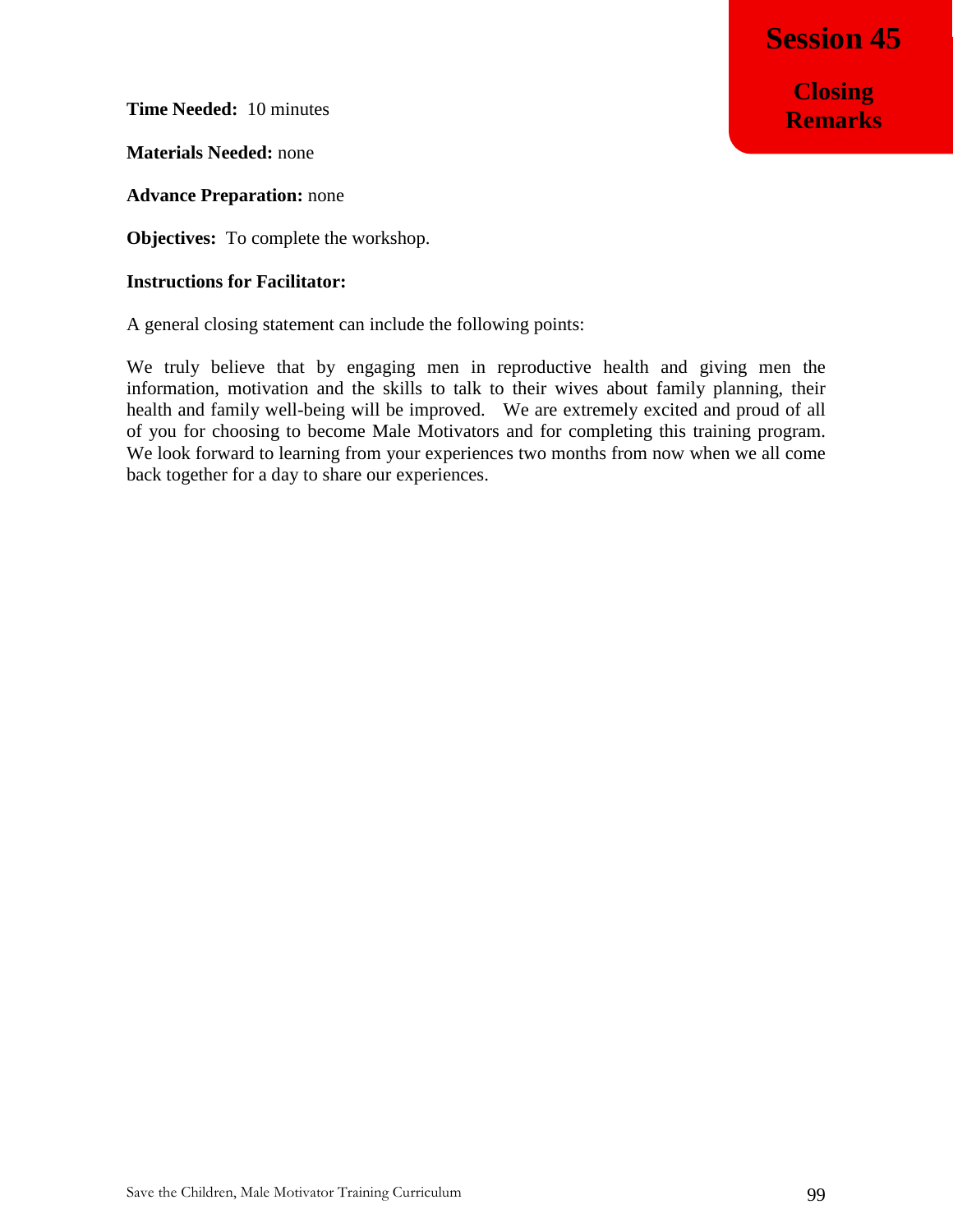# Session 45

## Closing Remarks

**Time Needed:** 10 minutes

**Materials Needed:** none

**Advance Preparation:** none

**Objectives:** To complete the workshop.

**Instructions for Facilitator:**

A general closing statement can include the following points:

We truly believe that by engaging men in reproductive health and giving men the information, motivation and the skills to talk to their wives about family planning, their health and family well-being will be improved. We are extremely excited and proud of all of you for choosing to become Male Motivators and for completing this training program. We look forward to learning from your experiences two months from now when we all come back together for a day to share our experiences.